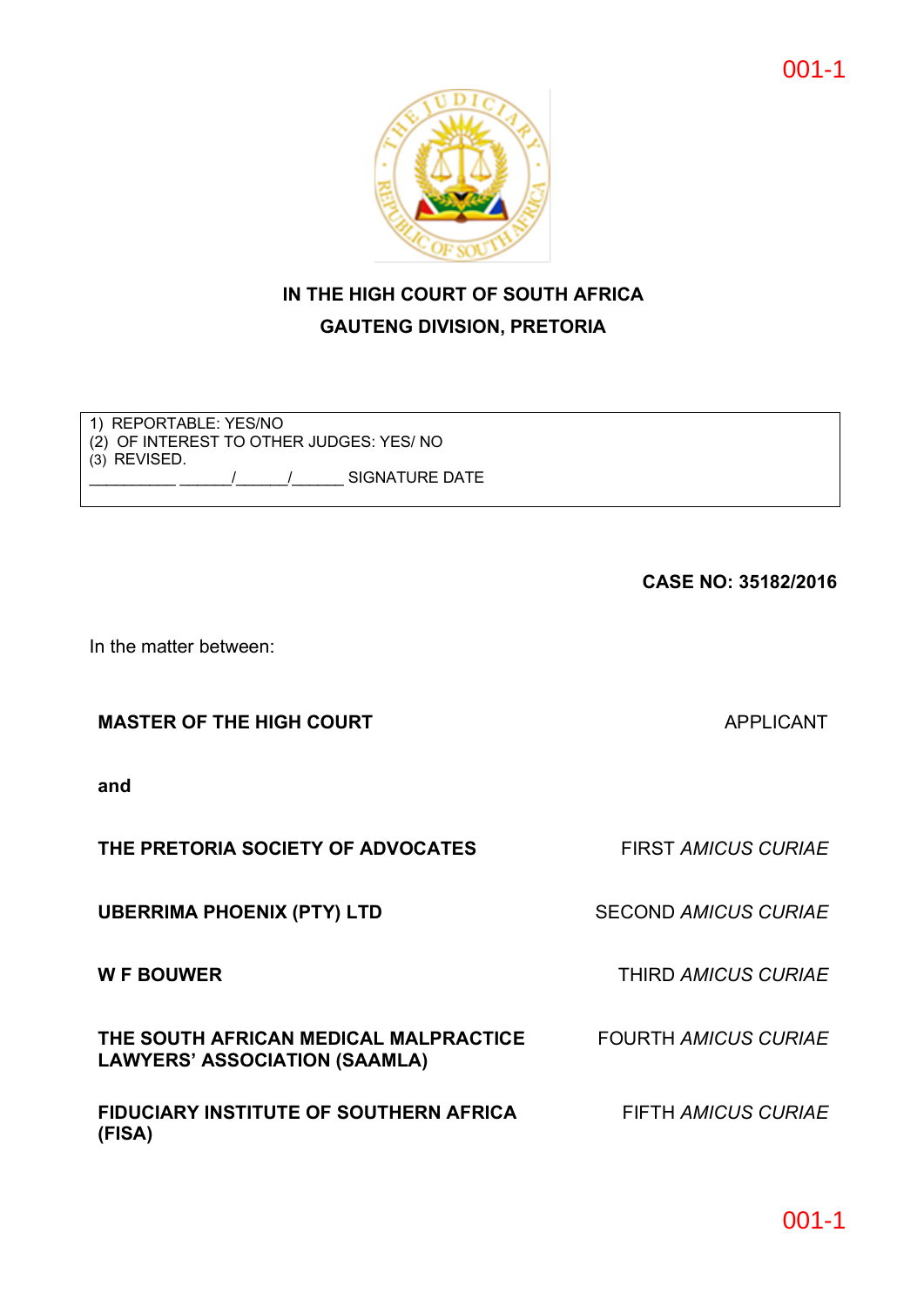**IN THE HIGH COURT OF SOUTH AFRICA**
**GAUTENG DIVISION, PRETORIA**

1) REPORTABLE: YES/NO
(2) OF INTEREST TO OTHER JUDGES: YES/ NO
(3) REVISED.
__________ ______/______/______ SIGNATURE DATE

**CASE NO: 35182/2016**

In the matter between:

| | |
|---|---|
| **MASTER OF THE HIGH COURT** | APPLICANT |
| **and** | |
| **THE PRETORIA SOCIETY OF ADVOCATES** | FIRST *AMICUS CURIAE* |
| **UBERRIMA PHOENIX (PTY) LTD** | SECOND *AMICUS CURIAE* |
| **W F BOUWER** | THIRD *AMICUS CURIAE* |
| **THE SOUTH AFRICAN MEDICAL MALPRACTICE LAWYERS' ASSOCIATION (SAAMLA)** | FOURTH *AMICUS CURIAE* |
| **FIDUCIARY INSTITUTE OF SOUTHERN AFRICA (FISA)** | FIFTH *AMICUS CURIAE* |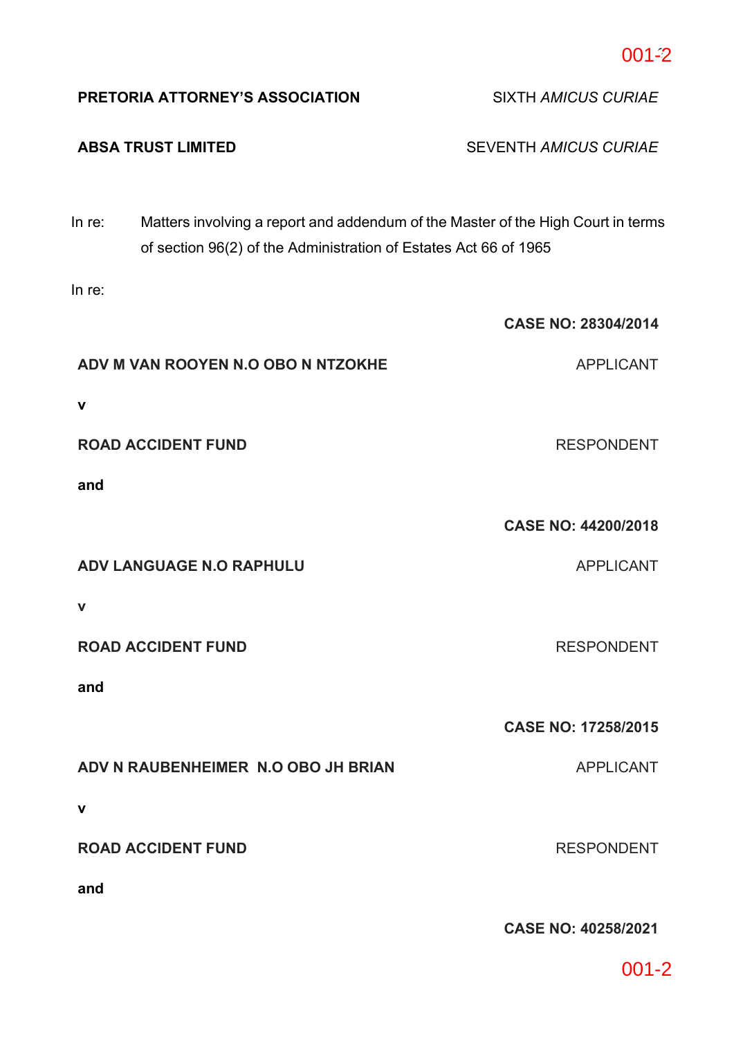**PRETORIA ATTORNEY'S ASSOCIATION** SIXTH *AMICUS CURIAE*

**ABSA TRUST LIMITED** SEVENTH *AMICUS CURIAE*

In re: Matters involving a report and addendum of the Master of the High Court in terms of section 96(2) of the Administration of Estates Act 66 of 1965

In re:

**CASE NO: 28304/2014**

**ADV M VAN ROOYEN N.O OBO N NTZOKHE** APPLICANT

**v**

**ROAD ACCIDENT FUND** RESPONDENT

**and**

**CASE NO: 44200/2018**

**ADV LANGUAGE N.O RAPHULU** APPLICANT

**v**

**ROAD ACCIDENT FUND** RESPONDENT

**and**

**CASE NO: 17258/2015**

**ADV N RAUBENHEIMER N.O OBO JH BRIAN** APPLICANT

**v**

**ROAD ACCIDENT FUND** RESPONDENT

**and**

**CASE NO: 40258/2021**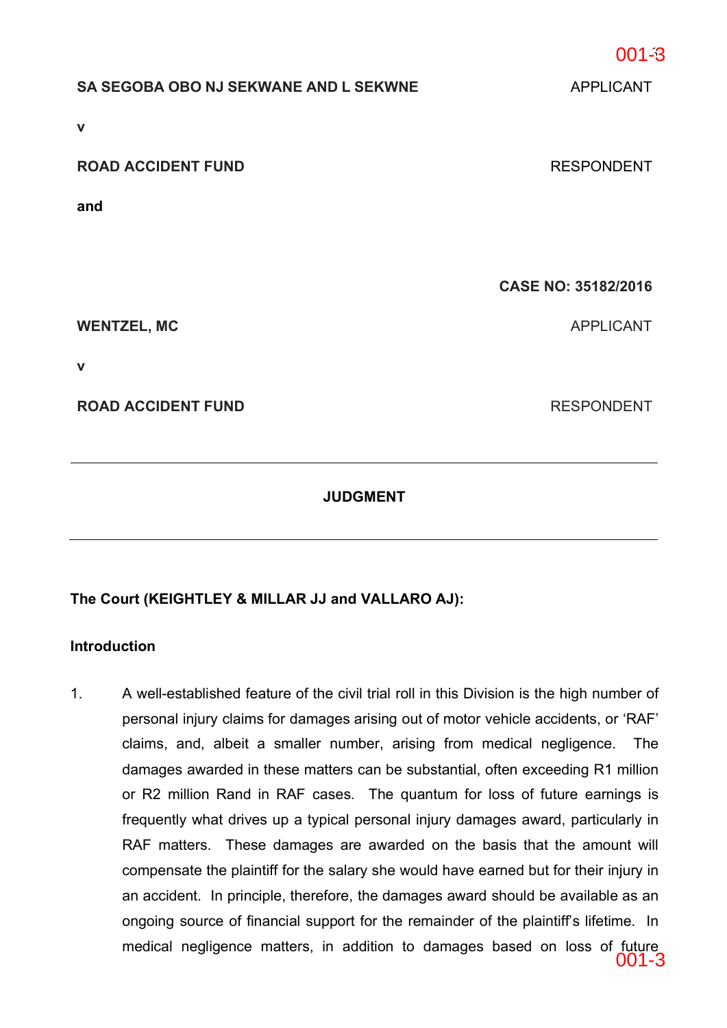**SA SEGOBA OBO NJ SEKWANE AND L SEKWNE** APPLICANT

**v**

**ROAD ACCIDENT FUND** RESPONDENT

**and**

**CASE NO: 35182/2016**

**WENTZEL, MC** APPLICANT

**v**

**ROAD ACCIDENT FUND** RESPONDENT

---

**JUDGMENT**

---

**The Court (KEIGHTLEY & MILLAR JJ and VALLARO AJ):**

**Introduction**

1. A well-established feature of the civil trial roll in this Division is the high number of personal injury claims for damages arising out of motor vehicle accidents, or 'RAF' claims, and, albeit a smaller number, arising from medical negligence. The damages awarded in these matters can be substantial, often exceeding R1 million or R2 million Rand in RAF cases. The quantum for loss of future earnings is frequently what drives up a typical personal injury damages award, particularly in RAF matters. These damages are awarded on the basis that the amount will compensate the plaintiff for the salary she would have earned but for their injury in an accident. In principle, therefore, the damages award should be available as an ongoing source of financial support for the remainder of the plaintiff's lifetime. In medical negligence matters, in addition to damages based on loss of future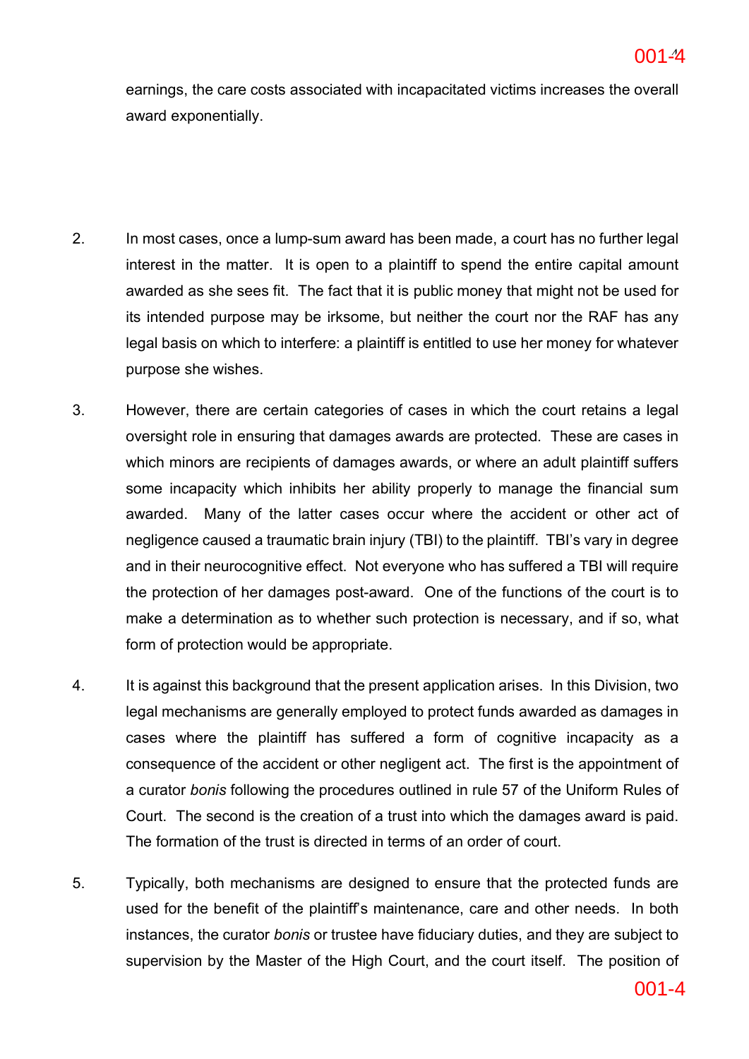earnings, the care costs associated with incapacitated victims increases the overall award exponentially.

2. In most cases, once a lump-sum award has been made, a court has no further legal interest in the matter. It is open to a plaintiff to spend the entire capital amount awarded as she sees fit. The fact that it is public money that might not be used for its intended purpose may be irksome, but neither the court nor the RAF has any legal basis on which to interfere: a plaintiff is entitled to use her money for whatever purpose she wishes.

3. However, there are certain categories of cases in which the court retains a legal oversight role in ensuring that damages awards are protected. These are cases in which minors are recipients of damages awards, or where an adult plaintiff suffers some incapacity which inhibits her ability properly to manage the financial sum awarded. Many of the latter cases occur where the accident or other act of negligence caused a traumatic brain injury (TBI) to the plaintiff. TBI's vary in degree and in their neurocognitive effect. Not everyone who has suffered a TBI will require the protection of her damages post-award. One of the functions of the court is to make a determination as to whether such protection is necessary, and if so, what form of protection would be appropriate.

4. It is against this background that the present application arises. In this Division, two legal mechanisms are generally employed to protect funds awarded as damages in cases where the plaintiff has suffered a form of cognitive incapacity as a consequence of the accident or other negligent act. The first is the appointment of a curator *bonis* following the procedures outlined in rule 57 of the Uniform Rules of Court. The second is the creation of a trust into which the damages award is paid. The formation of the trust is directed in terms of an order of court.

5. Typically, both mechanisms are designed to ensure that the protected funds are used for the benefit of the plaintiff's maintenance, care and other needs. In both instances, the curator *bonis* or trustee have fiduciary duties, and they are subject to supervision by the Master of the High Court, and the court itself. The position of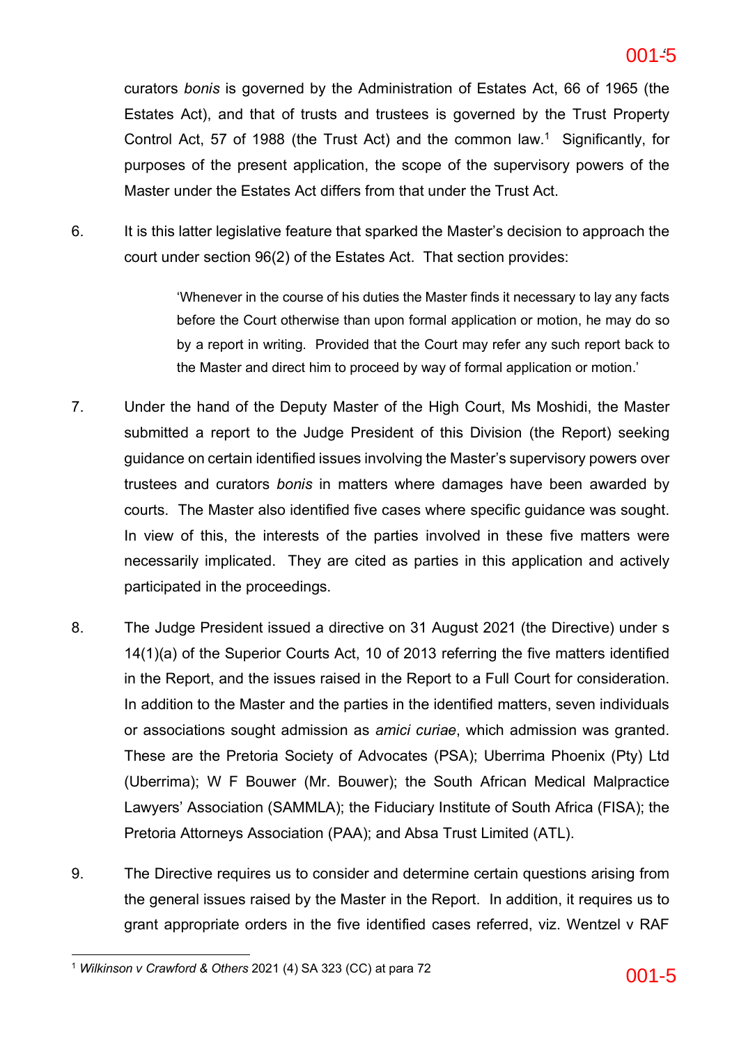curators *bonis* is governed by the Administration of Estates Act, 66 of 1965 (the Estates Act), and that of trusts and trustees is governed by the Trust Property Control Act, 57 of 1988 (the Trust Act) and the common law.[1] Significantly, for purposes of the present application, the scope of the supervisory powers of the Master under the Estates Act differs from that under the Trust Act.

6. It is this latter legislative feature that sparked the Master's decision to approach the court under section 96(2) of the Estates Act. That section provides:

> 'Whenever in the course of his duties the Master finds it necessary to lay any facts before the Court otherwise than upon formal application or motion, he may do so by a report in writing. Provided that the Court may refer any such report back to the Master and direct him to proceed by way of formal application or motion.'

7. Under the hand of the Deputy Master of the High Court, Ms Moshidi, the Master submitted a report to the Judge President of this Division (the Report) seeking guidance on certain identified issues involving the Master's supervisory powers over trustees and curators *bonis* in matters where damages have been awarded by courts. The Master also identified five cases where specific guidance was sought. In view of this, the interests of the parties involved in these five matters were necessarily implicated. They are cited as parties in this application and actively participated in the proceedings.

8. The Judge President issued a directive on 31 August 2021 (the Directive) under s 14(1)(a) of the Superior Courts Act, 10 of 2013 referring the five matters identified in the Report, and the issues raised in the Report to a Full Court for consideration. In addition to the Master and the parties in the identified matters, seven individuals or associations sought admission as *amici curiae*, which admission was granted. These are the Pretoria Society of Advocates (PSA); Uberrima Phoenix (Pty) Ltd (Uberrima); W F Bouwer (Mr. Bouwer); the South African Medical Malpractice Lawyers' Association (SAMMLA); the Fiduciary Institute of South Africa (FISA); the Pretoria Attorneys Association (PAA); and Absa Trust Limited (ATL).

9. The Directive requires us to consider and determine certain questions arising from the general issues raised by the Master in the Report. In addition, it requires us to grant appropriate orders in the five identified cases referred, viz. Wentzel v RAF

---

[1] *Wilkinson v Crawford & Others* 2021 (4) SA 323 (CC) at para 72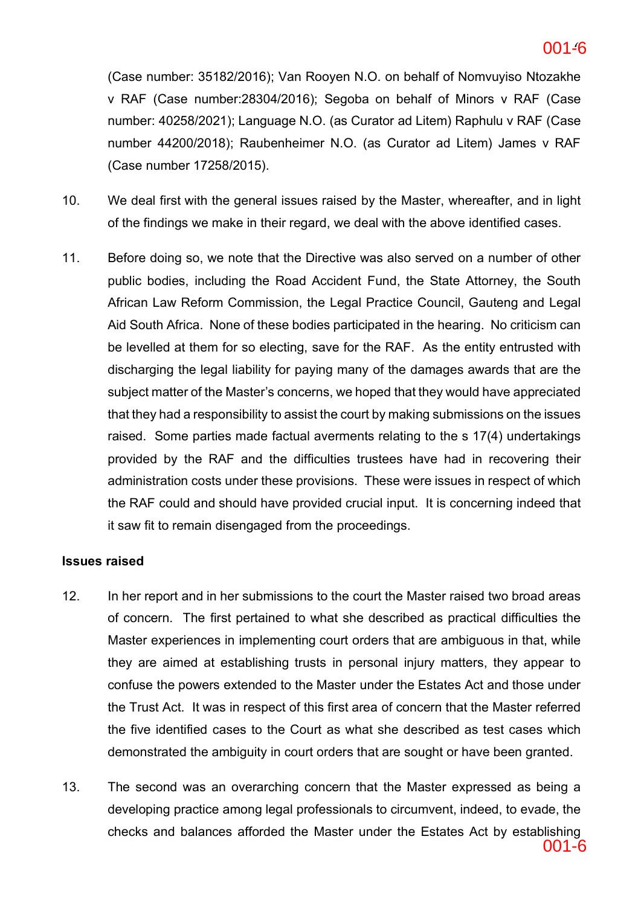(Case number: 35182/2016); Van Rooyen N.O. on behalf of Nomvuyiso Ntozakhe v RAF (Case number:28304/2016); Segoba on behalf of Minors v RAF (Case number: 40258/2021); Language N.O. (as Curator ad Litem) Raphulu v RAF (Case number 44200/2018); Raubenheimer N.O. (as Curator ad Litem) James v RAF (Case number 17258/2015).

10. We deal first with the general issues raised by the Master, whereafter, and in light of the findings we make in their regard, we deal with the above identified cases.

11. Before doing so, we note that the Directive was also served on a number of other public bodies, including the Road Accident Fund, the State Attorney, the South African Law Reform Commission, the Legal Practice Council, Gauteng and Legal Aid South Africa. None of these bodies participated in the hearing. No criticism can be levelled at them for so electing, save for the RAF. As the entity entrusted with discharging the legal liability for paying many of the damages awards that are the subject matter of the Master's concerns, we hoped that they would have appreciated that they had a responsibility to assist the court by making submissions on the issues raised. Some parties made factual averments relating to the s 17(4) undertakings provided by the RAF and the difficulties trustees have had in recovering their administration costs under these provisions. These were issues in respect of which the RAF could and should have provided crucial input. It is concerning indeed that it saw fit to remain disengaged from the proceedings.

**Issues raised**

12. In her report and in her submissions to the court the Master raised two broad areas of concern. The first pertained to what she described as practical difficulties the Master experiences in implementing court orders that are ambiguous in that, while they are aimed at establishing trusts in personal injury matters, they appear to confuse the powers extended to the Master under the Estates Act and those under the Trust Act. It was in respect of this first area of concern that the Master referred the five identified cases to the Court as what she described as test cases which demonstrated the ambiguity in court orders that are sought or have been granted.

13. The second was an overarching concern that the Master expressed as being a developing practice among legal professionals to circumvent, indeed, to evade, the checks and balances afforded the Master under the Estates Act by establishing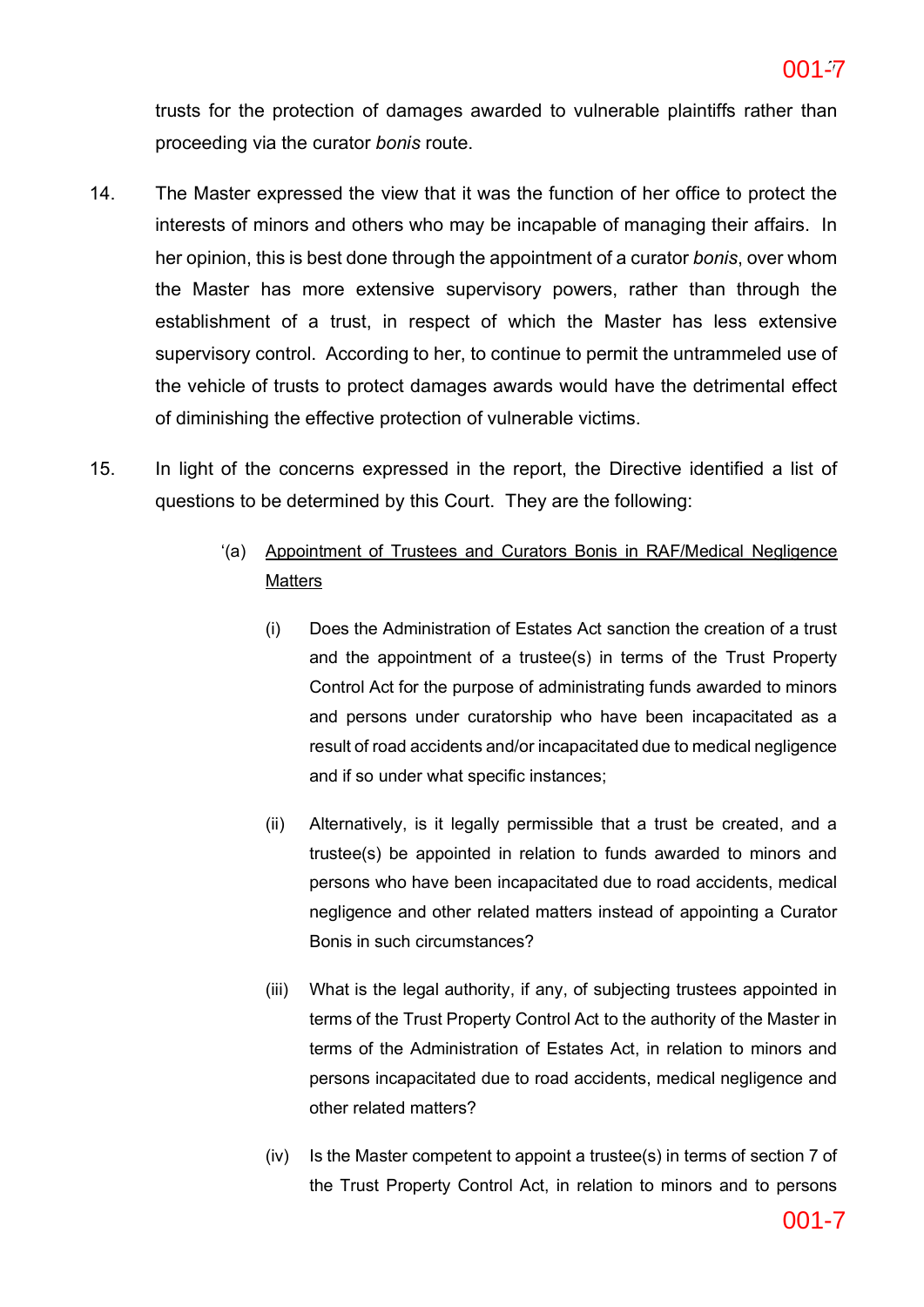trusts for the protection of damages awarded to vulnerable plaintiffs rather than proceeding via the curator *bonis* route.

14. The Master expressed the view that it was the function of her office to protect the interests of minors and others who may be incapable of managing their affairs. In her opinion, this is best done through the appointment of a curator *bonis*, over whom the Master has more extensive supervisory powers, rather than through the establishment of a trust, in respect of which the Master has less extensive supervisory control. According to her, to continue to permit the untrammeled use of the vehicle of trusts to protect damages awards would have the detrimental effect of diminishing the effective protection of vulnerable victims.

15. In light of the concerns expressed in the report, the Directive identified a list of questions to be determined by this Court. They are the following:

> '(a) Appointment of Trustees and Curators Bonis in RAF/Medical Negligence Matters
>
> (i) Does the Administration of Estates Act sanction the creation of a trust and the appointment of a trustee(s) in terms of the Trust Property Control Act for the purpose of administrating funds awarded to minors and persons under curatorship who have been incapacitated as a result of road accidents and/or incapacitated due to medical negligence and if so under what specific instances;
>
> (ii) Alternatively, is it legally permissible that a trust be created, and a trustee(s) be appointed in relation to funds awarded to minors and persons who have been incapacitated due to road accidents, medical negligence and other related matters instead of appointing a Curator Bonis in such circumstances?
>
> (iii) What is the legal authority, if any, of subjecting trustees appointed in terms of the Trust Property Control Act to the authority of the Master in terms of the Administration of Estates Act, in relation to minors and persons incapacitated due to road accidents, medical negligence and other related matters?
>
> (iv) Is the Master competent to appoint a trustee(s) in terms of section 7 of the Trust Property Control Act, in relation to minors and to persons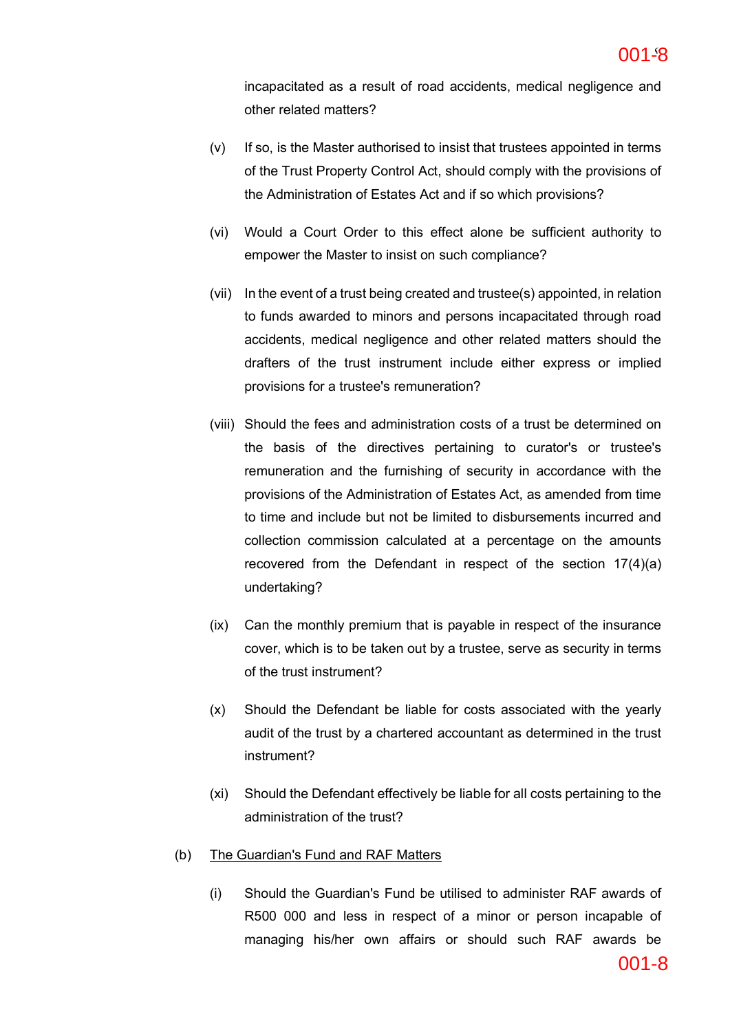incapacitated as a result of road accidents, medical negligence and other related matters?

(v) If so, is the Master authorised to insist that trustees appointed in terms of the Trust Property Control Act, should comply with the provisions of the Administration of Estates Act and if so which provisions?

(vi) Would a Court Order to this effect alone be sufficient authority to empower the Master to insist on such compliance?

(vii) In the event of a trust being created and trustee(s) appointed, in relation to funds awarded to minors and persons incapacitated through road accidents, medical negligence and other related matters should the drafters of the trust instrument include either express or implied provisions for a trustee's remuneration?

(viii) Should the fees and administration costs of a trust be determined on the basis of the directives pertaining to curator's or trustee's remuneration and the furnishing of security in accordance with the provisions of the Administration of Estates Act, as amended from time to time and include but not be limited to disbursements incurred and collection commission calculated at a percentage on the amounts recovered from the Defendant in respect of the section 17(4)(a) undertaking?

(ix) Can the monthly premium that is payable in respect of the insurance cover, which is to be taken out by a trustee, serve as security in terms of the trust instrument?

(x) Should the Defendant be liable for costs associated with the yearly audit of the trust by a chartered accountant as determined in the trust instrument?

(xi) Should the Defendant effectively be liable for all costs pertaining to the administration of the trust?

(b) <u>The Guardian's Fund and RAF Matters</u>

(i) Should the Guardian's Fund be utilised to administer RAF awards of R500 000 and less in respect of a minor or person incapable of managing his/her own affairs or should such RAF awards be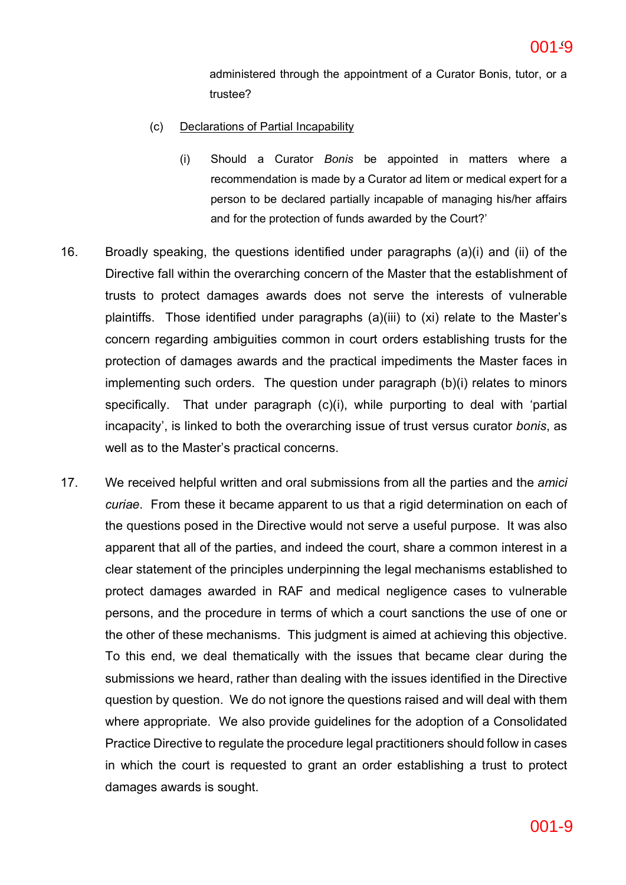administered through the appointment of a Curator Bonis, tutor, or a trustee?

(c) Declarations of Partial Incapability

(i) Should a Curator *Bonis* be appointed in matters where a recommendation is made by a Curator ad litem or medical expert for a person to be declared partially incapable of managing his/her affairs and for the protection of funds awarded by the Court?'

16. Broadly speaking, the questions identified under paragraphs (a)(i) and (ii) of the Directive fall within the overarching concern of the Master that the establishment of trusts to protect damages awards does not serve the interests of vulnerable plaintiffs. Those identified under paragraphs (a)(iii) to (xi) relate to the Master's concern regarding ambiguities common in court orders establishing trusts for the protection of damages awards and the practical impediments the Master faces in implementing such orders. The question under paragraph (b)(i) relates to minors specifically. That under paragraph (c)(i), while purporting to deal with 'partial incapacity', is linked to both the overarching issue of trust versus curator *bonis*, as well as to the Master's practical concerns.

17. We received helpful written and oral submissions from all the parties and the *amici curiae*. From these it became apparent to us that a rigid determination on each of the questions posed in the Directive would not serve a useful purpose. It was also apparent that all of the parties, and indeed the court, share a common interest in a clear statement of the principles underpinning the legal mechanisms established to protect damages awarded in RAF and medical negligence cases to vulnerable persons, and the procedure in terms of which a court sanctions the use of one or the other of these mechanisms. This judgment is aimed at achieving this objective. To this end, we deal thematically with the issues that became clear during the submissions we heard, rather than dealing with the issues identified in the Directive question by question. We do not ignore the questions raised and will deal with them where appropriate. We also provide guidelines for the adoption of a Consolidated Practice Directive to regulate the procedure legal practitioners should follow in cases in which the court is requested to grant an order establishing a trust to protect damages awards is sought.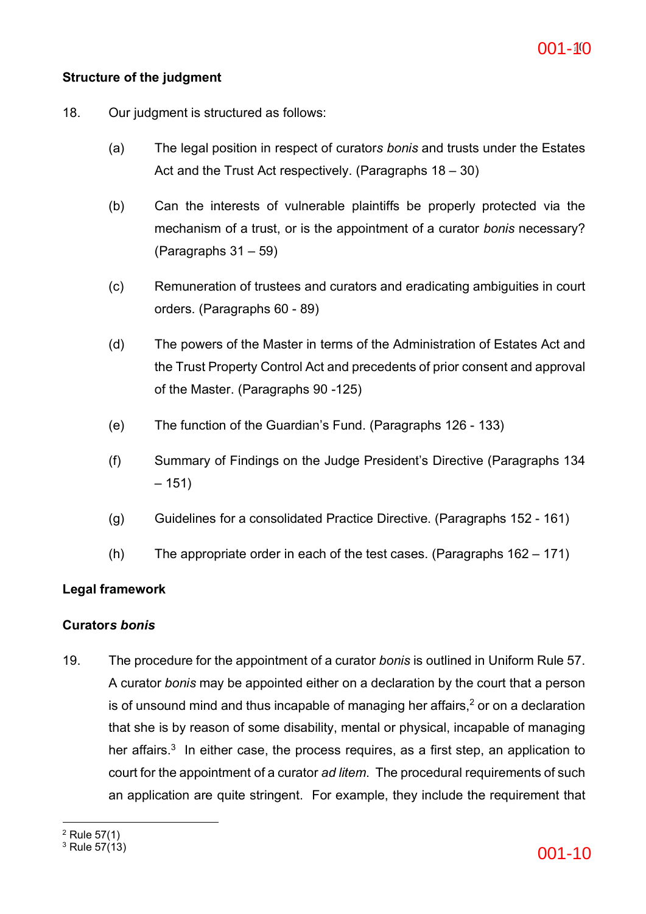### Structure of the judgment

18. Our judgment is structured as follows:

    (a) The legal position in respect of curators *bonis* and trusts under the Estates Act and the Trust Act respectively. (Paragraphs 18 – 30)

    (b) Can the interests of vulnerable plaintiffs be properly protected via the mechanism of a trust, or is the appointment of a curator *bonis* necessary? (Paragraphs 31 – 59)

    (c) Remuneration of trustees and curators and eradicating ambiguities in court orders. (Paragraphs 60 - 89)

    (d) The powers of the Master in terms of the Administration of Estates Act and the Trust Property Control Act and precedents of prior consent and approval of the Master. (Paragraphs 90 -125)

    (e) The function of the Guardian's Fund. (Paragraphs 126 - 133)

    (f) Summary of Findings on the Judge President's Directive (Paragraphs 134 – 151)

    (g) Guidelines for a consolidated Practice Directive. (Paragraphs 152 - 161)

    (h) The appropriate order in each of the test cases. (Paragraphs 162 – 171)

### Legal framework

### Curators *bonis*

19. The procedure for the appointment of a curator *bonis* is outlined in Uniform Rule 57. A curator *bonis* may be appointed either on a declaration by the court that a person is of unsound mind and thus incapable of managing her affairs,[2] or on a declaration that she is by reason of some disability, mental or physical, incapable of managing her affairs.[3] In either case, the process requires, as a first step, an application to court for the appointment of a curator *ad litem*. The procedural requirements of such an application are quite stringent. For example, they include the requirement that

[2] Rule 57(1)

[3] Rule 57(13)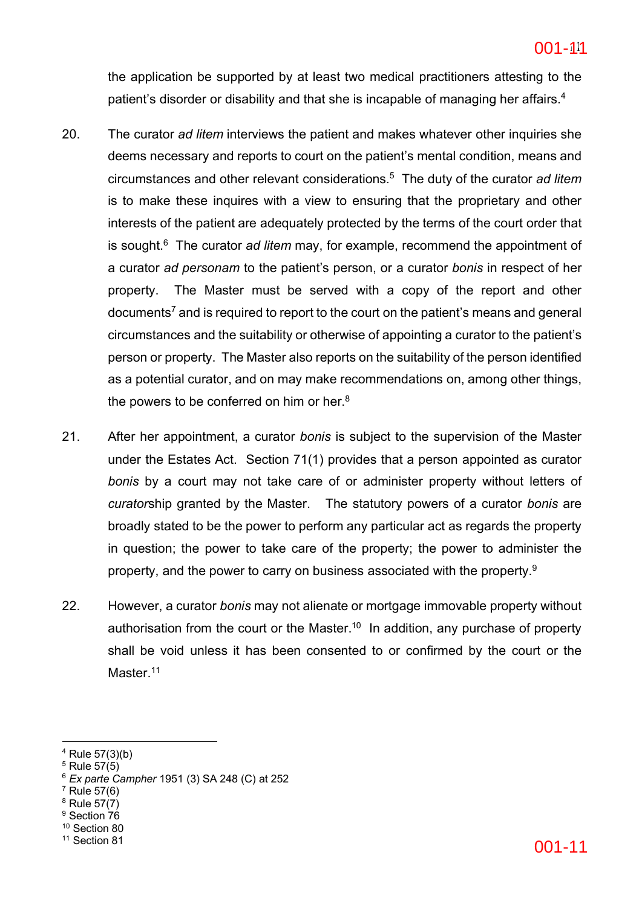the application be supported by at least two medical practitioners attesting to the patient's disorder or disability and that she is incapable of managing her affairs.[4]

20. The curator *ad litem* interviews the patient and makes whatever other inquiries she deems necessary and reports to court on the patient's mental condition, means and circumstances and other relevant considerations.[5] The duty of the curator *ad litem* is to make these inquires with a view to ensuring that the proprietary and other interests of the patient are adequately protected by the terms of the court order that is sought.[6] The curator *ad litem* may, for example, recommend the appointment of a curator *ad personam* to the patient's person, or a curator *bonis* in respect of her property. The Master must be served with a copy of the report and other documents[7] and is required to report to the court on the patient's means and general circumstances and the suitability or otherwise of appointing a curator to the patient's person or property. The Master also reports on the suitability of the person identified as a potential curator, and on may make recommendations on, among other things, the powers to be conferred on him or her.[8]

21. After her appointment, a curator *bonis* is subject to the supervision of the Master under the Estates Act. Section 71(1) provides that a person appointed as curator *bonis* by a court may not take care of or administer property without letters of *curator*ship granted by the Master. The statutory powers of a curator *bonis* are broadly stated to be the power to perform any particular act as regards the property in question; the power to take care of the property; the power to administer the property, and the power to carry on business associated with the property.[9]

22. However, a curator *bonis* may not alienate or mortgage immovable property without authorisation from the court or the Master.[10] In addition, any purchase of property shall be void unless it has been consented to or confirmed by the court or the Master.[11]

---

[4] Rule 57(3)(b)
[5] Rule 57(5)
[6] *Ex parte Campher* 1951 (3) SA 248 (C) at 252
[7] Rule 57(6)
[8] Rule 57(7)
[9] Section 76
[10] Section 80
[11] Section 81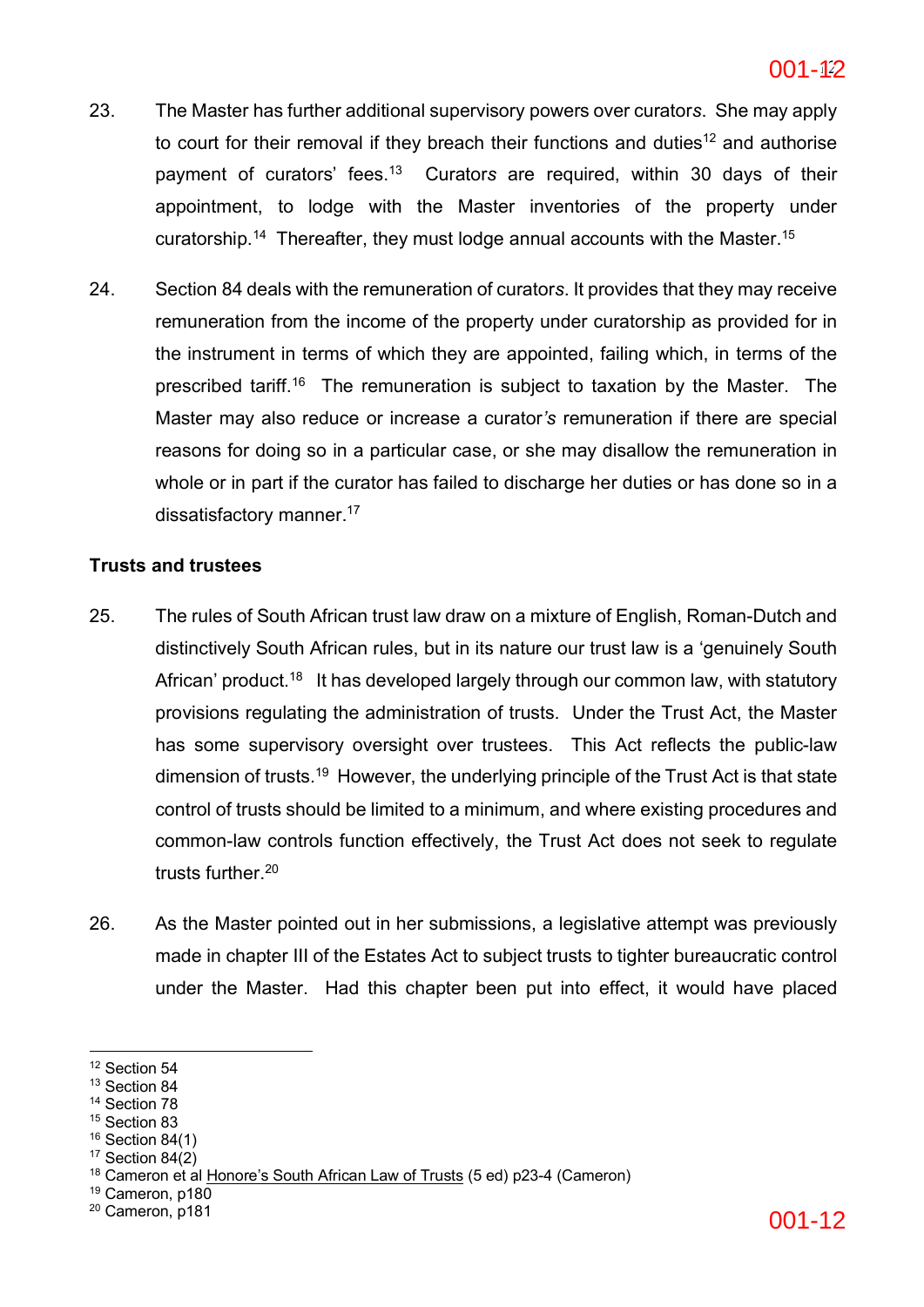23. The Master has further additional supervisory powers over curators. She may apply to court for their removal if they breach their functions and duties[12] and authorise payment of curators' fees.[13] Curators are required, within 30 days of their appointment, to lodge with the Master inventories of the property under curatorship.[14] Thereafter, they must lodge annual accounts with the Master.[15]

24. Section 84 deals with the remuneration of curators. It provides that they may receive remuneration from the income of the property under curatorship as provided for in the instrument in terms of which they are appointed, failing which, in terms of the prescribed tariff.[16] The remuneration is subject to taxation by the Master. The Master may also reduce or increase a curator's remuneration if there are special reasons for doing so in a particular case, or she may disallow the remuneration in whole or in part if the curator has failed to discharge her duties or has done so in a dissatisfactory manner.[17]

**Trusts and trustees**

25. The rules of South African trust law draw on a mixture of English, Roman-Dutch and distinctively South African rules, but in its nature our trust law is a 'genuinely South African' product.[18] It has developed largely through our common law, with statutory provisions regulating the administration of trusts. Under the Trust Act, the Master has some supervisory oversight over trustees. This Act reflects the public-law dimension of trusts.[19] However, the underlying principle of the Trust Act is that state control of trusts should be limited to a minimum, and where existing procedures and common-law controls function effectively, the Trust Act does not seek to regulate trusts further.[20]

26. As the Master pointed out in her submissions, a legislative attempt was previously made in chapter III of the Estates Act to subject trusts to tighter bureaucratic control under the Master. Had this chapter been put into effect, it would have placed

---

[12] Section 54
[13] Section 84
[14] Section 78
[15] Section 83
[16] Section 84(1)
[17] Section 84(2)
[18] Cameron et al Honore's South African Law of Trusts (5 ed) p23-4 (Cameron)
[19] Cameron, p180
[20] Cameron, p181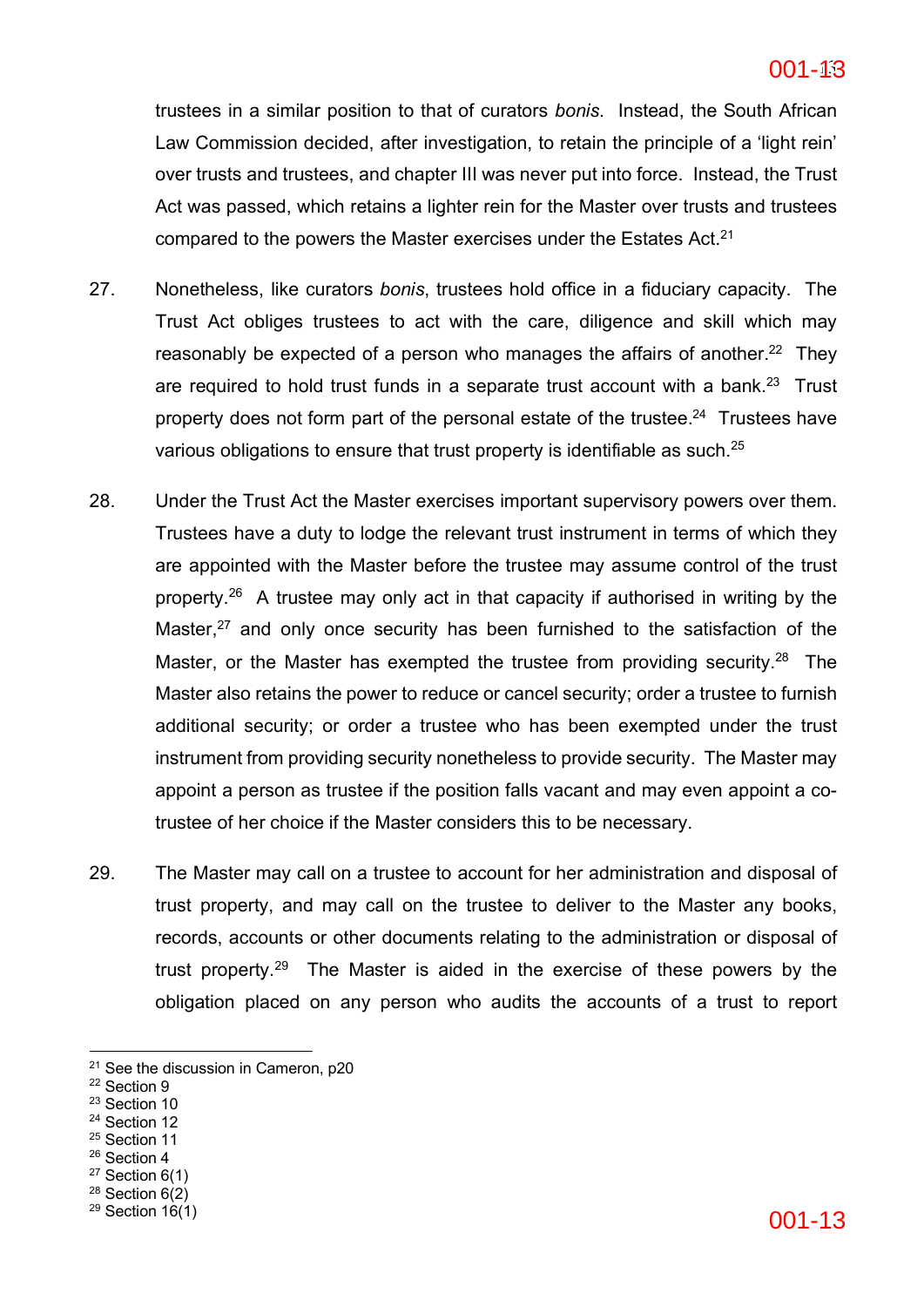trustees in a similar position to that of curators *bonis*. Instead, the South African Law Commission decided, after investigation, to retain the principle of a 'light rein' over trusts and trustees, and chapter III was never put into force. Instead, the Trust Act was passed, which retains a lighter rein for the Master over trusts and trustees compared to the powers the Master exercises under the Estates Act.[21]

27. Nonetheless, like curators *bonis*, trustees hold office in a fiduciary capacity. The Trust Act obliges trustees to act with the care, diligence and skill which may reasonably be expected of a person who manages the affairs of another.[22] They are required to hold trust funds in a separate trust account with a bank.[23] Trust property does not form part of the personal estate of the trustee.[24] Trustees have various obligations to ensure that trust property is identifiable as such.[25]

28. Under the Trust Act the Master exercises important supervisory powers over them. Trustees have a duty to lodge the relevant trust instrument in terms of which they are appointed with the Master before the trustee may assume control of the trust property.[26] A trustee may only act in that capacity if authorised in writing by the Master,[27] and only once security has been furnished to the satisfaction of the Master, or the Master has exempted the trustee from providing security.[28] The Master also retains the power to reduce or cancel security; order a trustee to furnish additional security; or order a trustee who has been exempted under the trust instrument from providing security nonetheless to provide security. The Master may appoint a person as trustee if the position falls vacant and may even appoint a co-trustee of her choice if the Master considers this to be necessary.

29. The Master may call on a trustee to account for her administration and disposal of trust property, and may call on the trustee to deliver to the Master any books, records, accounts or other documents relating to the administration or disposal of trust property.[29] The Master is aided in the exercise of these powers by the obligation placed on any person who audits the accounts of a trust to report

---

[21] See the discussion in Cameron, p20
[22] Section 9
[23] Section 10
[24] Section 12
[25] Section 11
[26] Section 4
[27] Section 6(1)
[28] Section 6(2)
[29] Section 16(1)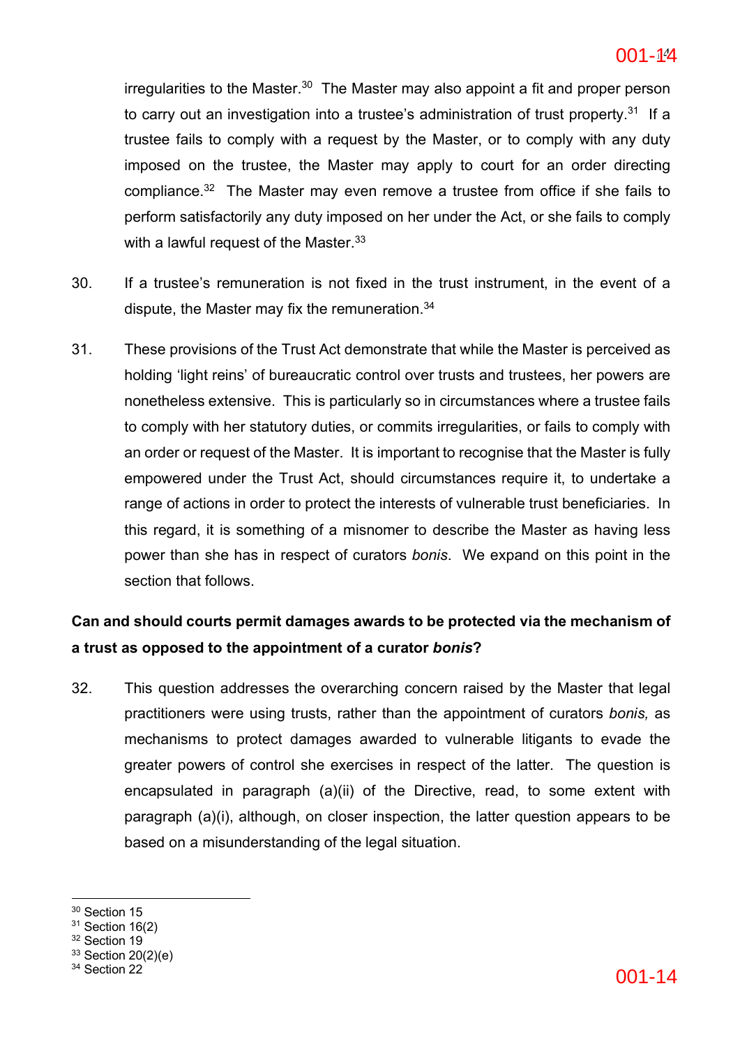irregularities to the Master.[30] The Master may also appoint a fit and proper person to carry out an investigation into a trustee's administration of trust property.[31] If a trustee fails to comply with a request by the Master, or to comply with any duty imposed on the trustee, the Master may apply to court for an order directing compliance.[32] The Master may even remove a trustee from office if she fails to perform satisfactorily any duty imposed on her under the Act, or she fails to comply with a lawful request of the Master.[33]

30. If a trustee's remuneration is not fixed in the trust instrument, in the event of a dispute, the Master may fix the remuneration.[34]

31. These provisions of the Trust Act demonstrate that while the Master is perceived as holding 'light reins' of bureaucratic control over trusts and trustees, her powers are nonetheless extensive. This is particularly so in circumstances where a trustee fails to comply with her statutory duties, or commits irregularities, or fails to comply with an order or request of the Master. It is important to recognise that the Master is fully empowered under the Trust Act, should circumstances require it, to undertake a range of actions in order to protect the interests of vulnerable trust beneficiaries. In this regard, it is something of a misnomer to describe the Master as having less power than she has in respect of curators *bonis*. We expand on this point in the section that follows.

**Can and should courts permit damages awards to be protected via the mechanism of a trust as opposed to the appointment of a curator *bonis*?**

32. This question addresses the overarching concern raised by the Master that legal practitioners were using trusts, rather than the appointment of curators *bonis,* as mechanisms to protect damages awarded to vulnerable litigants to evade the greater powers of control she exercises in respect of the latter. The question is encapsulated in paragraph (a)(ii) of the Directive, read, to some extent with paragraph (a)(i), although, on closer inspection, the latter question appears to be based on a misunderstanding of the legal situation.

---

[30] Section 15
[31] Section 16(2)
[32] Section 19
[33] Section 20(2)(e)
[34] Section 22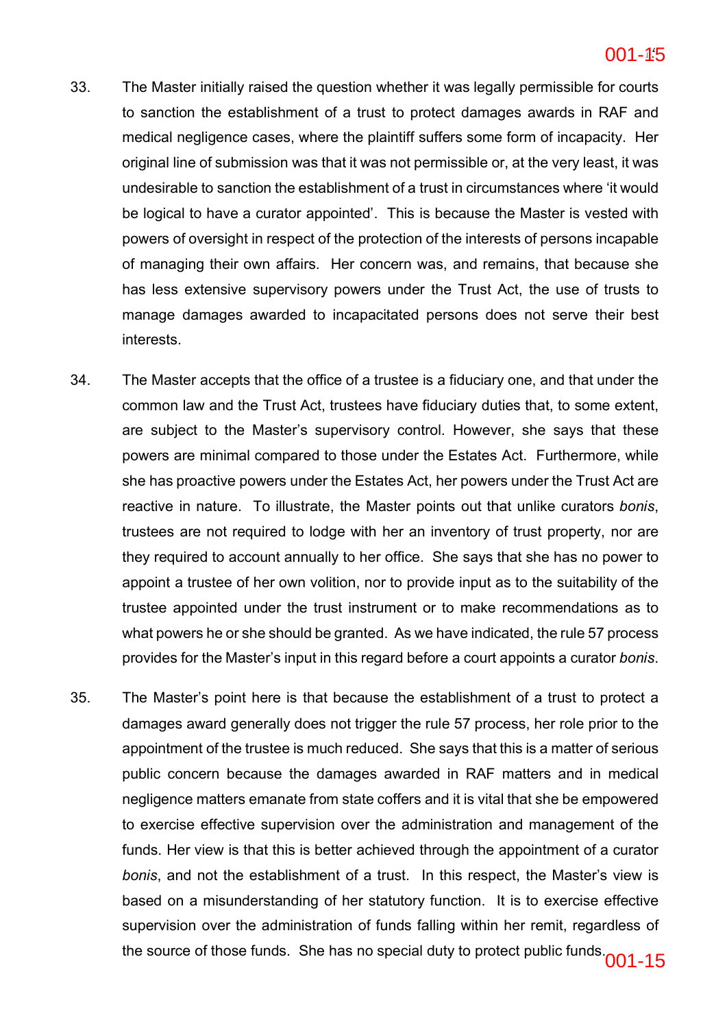33. The Master initially raised the question whether it was legally permissible for courts to sanction the establishment of a trust to protect damages awards in RAF and medical negligence cases, where the plaintiff suffers some form of incapacity. Her original line of submission was that it was not permissible or, at the very least, it was undesirable to sanction the establishment of a trust in circumstances where 'it would be logical to have a curator appointed'. This is because the Master is vested with powers of oversight in respect of the protection of the interests of persons incapable of managing their own affairs. Her concern was, and remains, that because she has less extensive supervisory powers under the Trust Act, the use of trusts to manage damages awarded to incapacitated persons does not serve their best interests.

34. The Master accepts that the office of a trustee is a fiduciary one, and that under the common law and the Trust Act, trustees have fiduciary duties that, to some extent, are subject to the Master's supervisory control. However, she says that these powers are minimal compared to those under the Estates Act. Furthermore, while she has proactive powers under the Estates Act, her powers under the Trust Act are reactive in nature. To illustrate, the Master points out that unlike curators *bonis*, trustees are not required to lodge with her an inventory of trust property, nor are they required to account annually to her office. She says that she has no power to appoint a trustee of her own volition, nor to provide input as to the suitability of the trustee appointed under the trust instrument or to make recommendations as to what powers he or she should be granted. As we have indicated, the rule 57 process provides for the Master's input in this regard before a court appoints a curator *bonis*.

35. The Master's point here is that because the establishment of a trust to protect a damages award generally does not trigger the rule 57 process, her role prior to the appointment of the trustee is much reduced. She says that this is a matter of serious public concern because the damages awarded in RAF matters and in medical negligence matters emanate from state coffers and it is vital that she be empowered to exercise effective supervision over the administration and management of the funds. Her view is that this is better achieved through the appointment of a curator *bonis*, and not the establishment of a trust. In this respect, the Master's view is based on a misunderstanding of her statutory function. It is to exercise effective supervision over the administration of funds falling within her remit, regardless of the source of those funds. She has no special duty to protect public funds.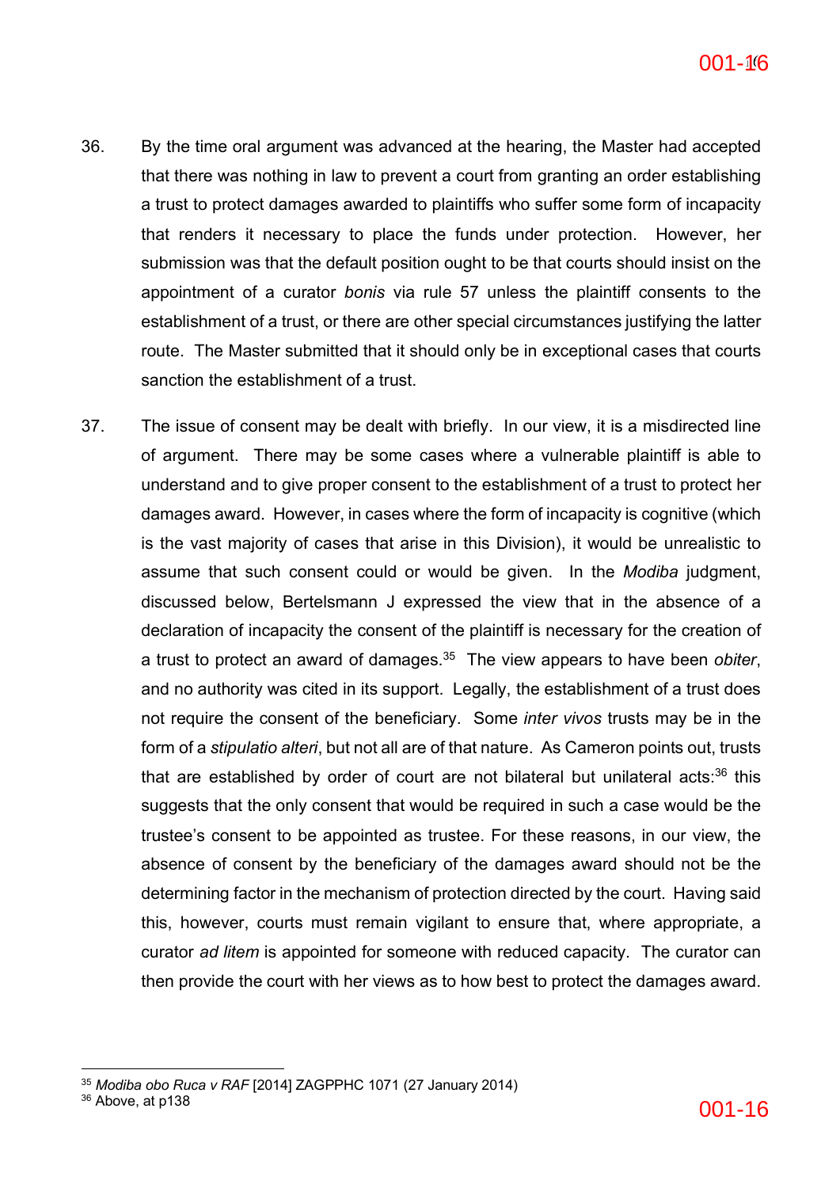36. By the time oral argument was advanced at the hearing, the Master had accepted that there was nothing in law to prevent a court from granting an order establishing a trust to protect damages awarded to plaintiffs who suffer some form of incapacity that renders it necessary to place the funds under protection. However, her submission was that the default position ought to be that courts should insist on the appointment of a curator *bonis* via rule 57 unless the plaintiff consents to the establishment of a trust, or there are other special circumstances justifying the latter route. The Master submitted that it should only be in exceptional cases that courts sanction the establishment of a trust.

37. The issue of consent may be dealt with briefly. In our view, it is a misdirected line of argument. There may be some cases where a vulnerable plaintiff is able to understand and to give proper consent to the establishment of a trust to protect her damages award. However, in cases where the form of incapacity is cognitive (which is the vast majority of cases that arise in this Division), it would be unrealistic to assume that such consent could or would be given. In the *Modiba* judgment, discussed below, Bertelsmann J expressed the view that in the absence of a declaration of incapacity the consent of the plaintiff is necessary for the creation of a trust to protect an award of damages.[35] The view appears to have been *obiter*, and no authority was cited in its support. Legally, the establishment of a trust does not require the consent of the beneficiary. Some *inter vivos* trusts may be in the form of a *stipulatio alteri*, but not all are of that nature. As Cameron points out, trusts that are established by order of court are not bilateral but unilateral acts:[36] this suggests that the only consent that would be required in such a case would be the trustee's consent to be appointed as trustee. For these reasons, in our view, the absence of consent by the beneficiary of the damages award should not be the determining factor in the mechanism of protection directed by the court. Having said this, however, courts must remain vigilant to ensure that, where appropriate, a curator *ad litem* is appointed for someone with reduced capacity. The curator can then provide the court with her views as to how best to protect the damages award.

---

[35] *Modiba obo Ruca v RAF* [2014] ZAGPPHC 1071 (27 January 2014)

[36] Above, at p138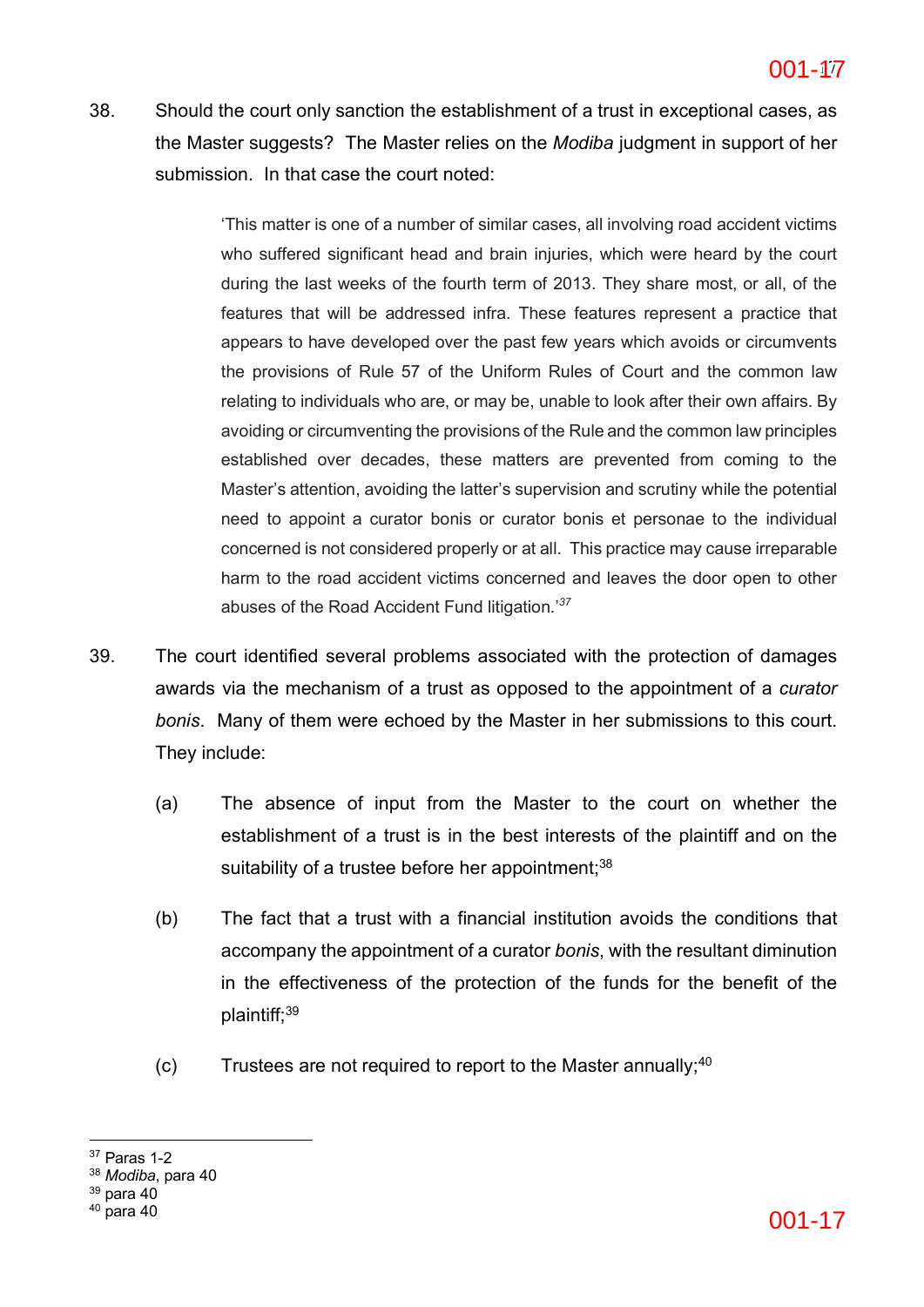38. Should the court only sanction the establishment of a trust in exceptional cases, as the Master suggests? The Master relies on the *Modiba* judgment in support of her submission. In that case the court noted:

> 'This matter is one of a number of similar cases, all involving road accident victims who suffered significant head and brain injuries, which were heard by the court during the last weeks of the fourth term of 2013. They share most, or all, of the features that will be addressed infra. These features represent a practice that appears to have developed over the past few years which avoids or circumvents the provisions of Rule 57 of the Uniform Rules of Court and the common law relating to individuals who are, or may be, unable to look after their own affairs. By avoiding or circumventing the provisions of the Rule and the common law principles established over decades, these matters are prevented from coming to the Master's attention, avoiding the latter's supervision and scrutiny while the potential need to appoint a curator bonis or curator bonis et personae to the individual concerned is not considered properly or at all. This practice may cause irreparable harm to the road accident victims concerned and leaves the door open to other abuses of the Road Accident Fund litigation.'[37]

39. The court identified several problems associated with the protection of damages awards via the mechanism of a trust as opposed to the appointment of a *curator bonis*. Many of them were echoed by the Master in her submissions to this court. They include:

    (a) The absence of input from the Master to the court on whether the establishment of a trust is in the best interests of the plaintiff and on the suitability of a trustee before her appointment;[38]

    (b) The fact that a trust with a financial institution avoids the conditions that accompany the appointment of a curator *bonis*, with the resultant diminution in the effectiveness of the protection of the funds for the benefit of the plaintiff;[39]

    (c) Trustees are not required to report to the Master annually;[40]

---

[37] Paras 1-2
[38] *Modiba*, para 40
[39] para 40
[40] para 40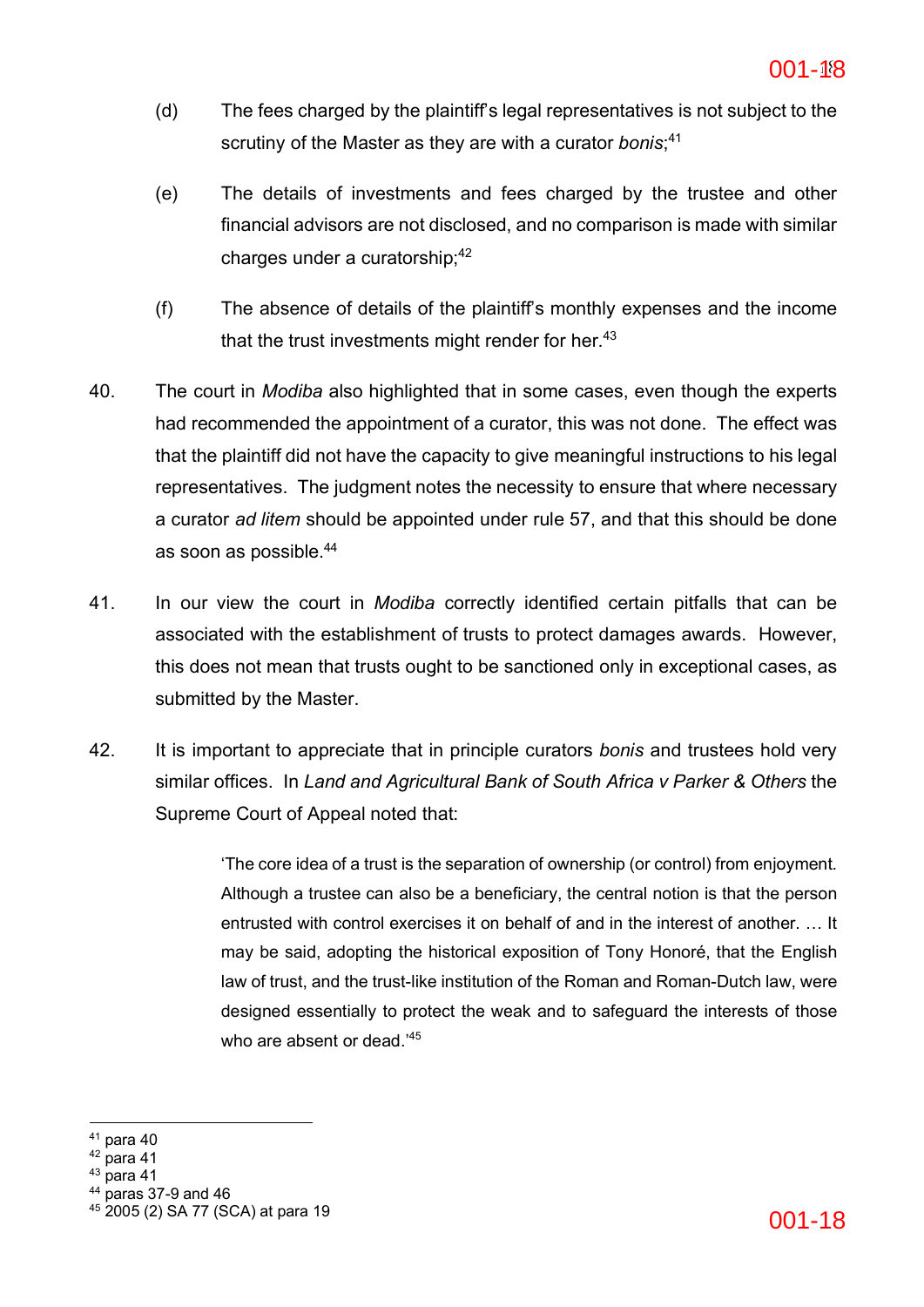(d) The fees charged by the plaintiff's legal representatives is not subject to the scrutiny of the Master as they are with a curator *bonis*;[41]

(e) The details of investments and fees charged by the trustee and other financial advisors are not disclosed, and no comparison is made with similar charges under a curatorship;[42]

(f) The absence of details of the plaintiff's monthly expenses and the income that the trust investments might render for her.[43]

40. The court in *Modiba* also highlighted that in some cases, even though the experts had recommended the appointment of a curator, this was not done. The effect was that the plaintiff did not have the capacity to give meaningful instructions to his legal representatives. The judgment notes the necessity to ensure that where necessary a curator *ad litem* should be appointed under rule 57, and that this should be done as soon as possible.[44]

41. In our view the court in *Modiba* correctly identified certain pitfalls that can be associated with the establishment of trusts to protect damages awards. However, this does not mean that trusts ought to be sanctioned only in exceptional cases, as submitted by the Master.

42. It is important to appreciate that in principle curators *bonis* and trustees hold very similar offices. In *Land and Agricultural Bank of South Africa v Parker & Others* the Supreme Court of Appeal noted that:

> 'The core idea of a trust is the separation of ownership (or control) from enjoyment. Although a trustee can also be a beneficiary, the central notion is that the person entrusted with control exercises it on behalf of and in the interest of another. … It may be said, adopting the historical exposition of Tony Honoré, that the English law of trust, and the trust-like institution of the Roman and Roman-Dutch law, were designed essentially to protect the weak and to safeguard the interests of those who are absent or dead.'[45]

---

[41] para 40
[42] para 41
[43] para 41
[44] paras 37-9 and 46
[45] 2005 (2) SA 77 (SCA) at para 19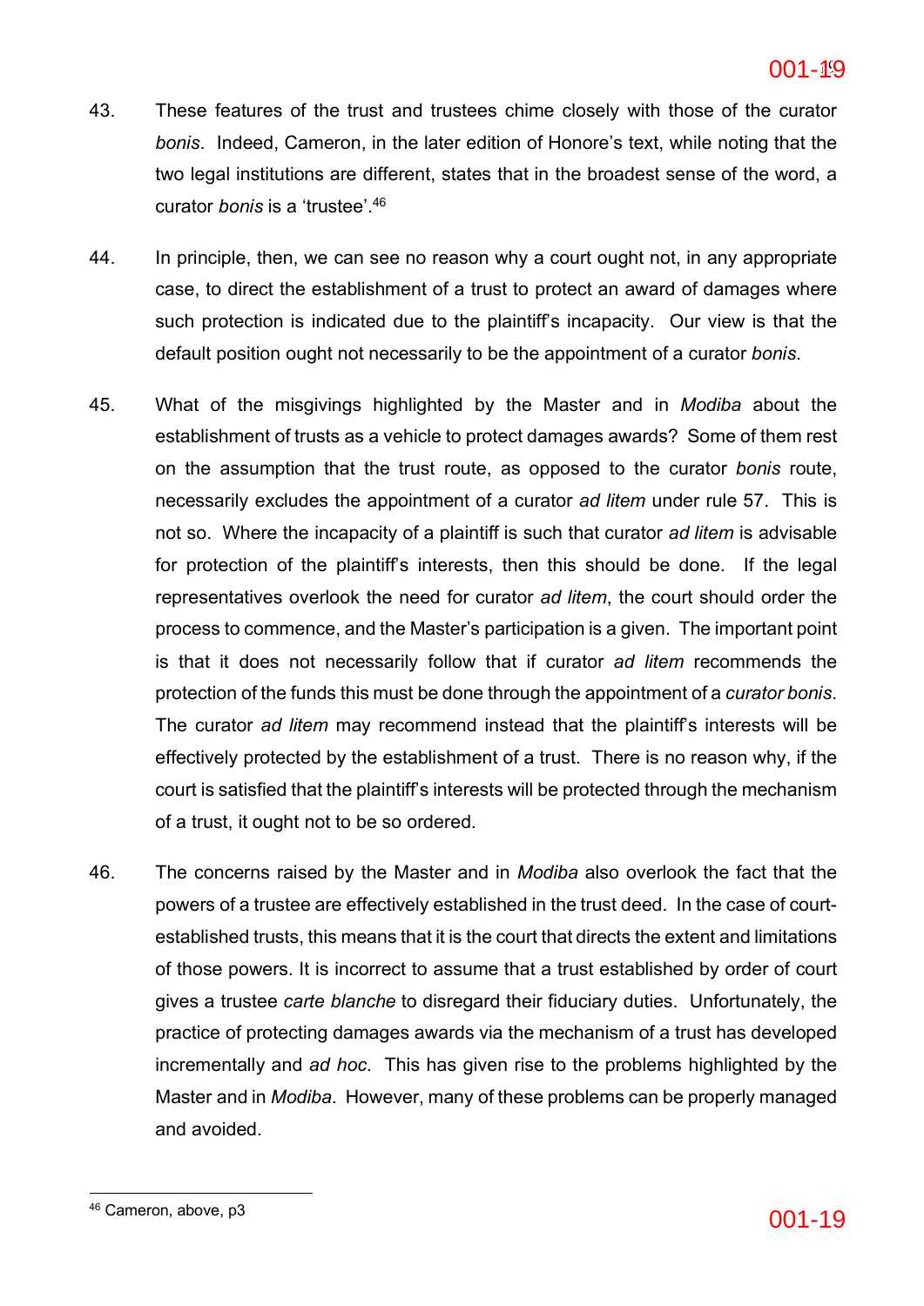43. These features of the trust and trustees chime closely with those of the curator *bonis*. Indeed, Cameron, in the later edition of Honore's text, while noting that the two legal institutions are different, states that in the broadest sense of the word, a curator *bonis* is a 'trustee'.[46]

44. In principle, then, we can see no reason why a court ought not, in any appropriate case, to direct the establishment of a trust to protect an award of damages where such protection is indicated due to the plaintiff's incapacity. Our view is that the default position ought not necessarily to be the appointment of a curator *bonis*.

45. What of the misgivings highlighted by the Master and in *Modiba* about the establishment of trusts as a vehicle to protect damages awards? Some of them rest on the assumption that the trust route, as opposed to the curator *bonis* route, necessarily excludes the appointment of a curator *ad litem* under rule 57. This is not so. Where the incapacity of a plaintiff is such that curator *ad litem* is advisable for protection of the plaintiff's interests, then this should be done. If the legal representatives overlook the need for curator *ad litem*, the court should order the process to commence, and the Master's participation is a given. The important point is that it does not necessarily follow that if curator *ad litem* recommends the protection of the funds this must be done through the appointment of a *curator bonis*. The curator *ad litem* may recommend instead that the plaintiff's interests will be effectively protected by the establishment of a trust. There is no reason why, if the court is satisfied that the plaintiff's interests will be protected through the mechanism of a trust, it ought not to be so ordered.

46. The concerns raised by the Master and in *Modiba* also overlook the fact that the powers of a trustee are effectively established in the trust deed. In the case of court-established trusts, this means that it is the court that directs the extent and limitations of those powers. It is incorrect to assume that a trust established by order of court gives a trustee *carte blanche* to disregard their fiduciary duties. Unfortunately, the practice of protecting damages awards via the mechanism of a trust has developed incrementally and *ad hoc*. This has given rise to the problems highlighted by the Master and in *Modiba*. However, many of these problems can be properly managed and avoided.

---

[46] Cameron, above, p3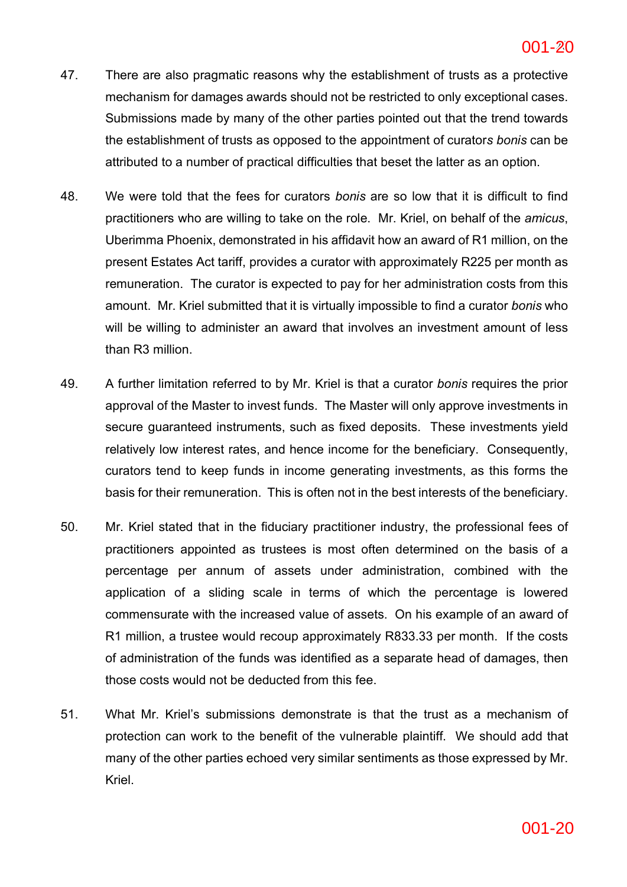47. There are also pragmatic reasons why the establishment of trusts as a protective mechanism for damages awards should not be restricted to only exceptional cases. Submissions made by many of the other parties pointed out that the trend towards the establishment of trusts as opposed to the appointment of curator*s bonis* can be attributed to a number of practical difficulties that beset the latter as an option.

48. We were told that the fees for curators *bonis* are so low that it is difficult to find practitioners who are willing to take on the role. Mr. Kriel, on behalf of the *amicus*, Uberimma Phoenix, demonstrated in his affidavit how an award of R1 million, on the present Estates Act tariff, provides a curator with approximately R225 per month as remuneration. The curator is expected to pay for her administration costs from this amount. Mr. Kriel submitted that it is virtually impossible to find a curator *bonis* who will be willing to administer an award that involves an investment amount of less than R3 million.

49. A further limitation referred to by Mr. Kriel is that a curator *bonis* requires the prior approval of the Master to invest funds. The Master will only approve investments in secure guaranteed instruments, such as fixed deposits. These investments yield relatively low interest rates, and hence income for the beneficiary. Consequently, curators tend to keep funds in income generating investments, as this forms the basis for their remuneration. This is often not in the best interests of the beneficiary.

50. Mr. Kriel stated that in the fiduciary practitioner industry, the professional fees of practitioners appointed as trustees is most often determined on the basis of a percentage per annum of assets under administration, combined with the application of a sliding scale in terms of which the percentage is lowered commensurate with the increased value of assets. On his example of an award of R1 million, a trustee would recoup approximately R833.33 per month. If the costs of administration of the funds was identified as a separate head of damages, then those costs would not be deducted from this fee.

51. What Mr. Kriel's submissions demonstrate is that the trust as a mechanism of protection can work to the benefit of the vulnerable plaintiff. We should add that many of the other parties echoed very similar sentiments as those expressed by Mr. Kriel.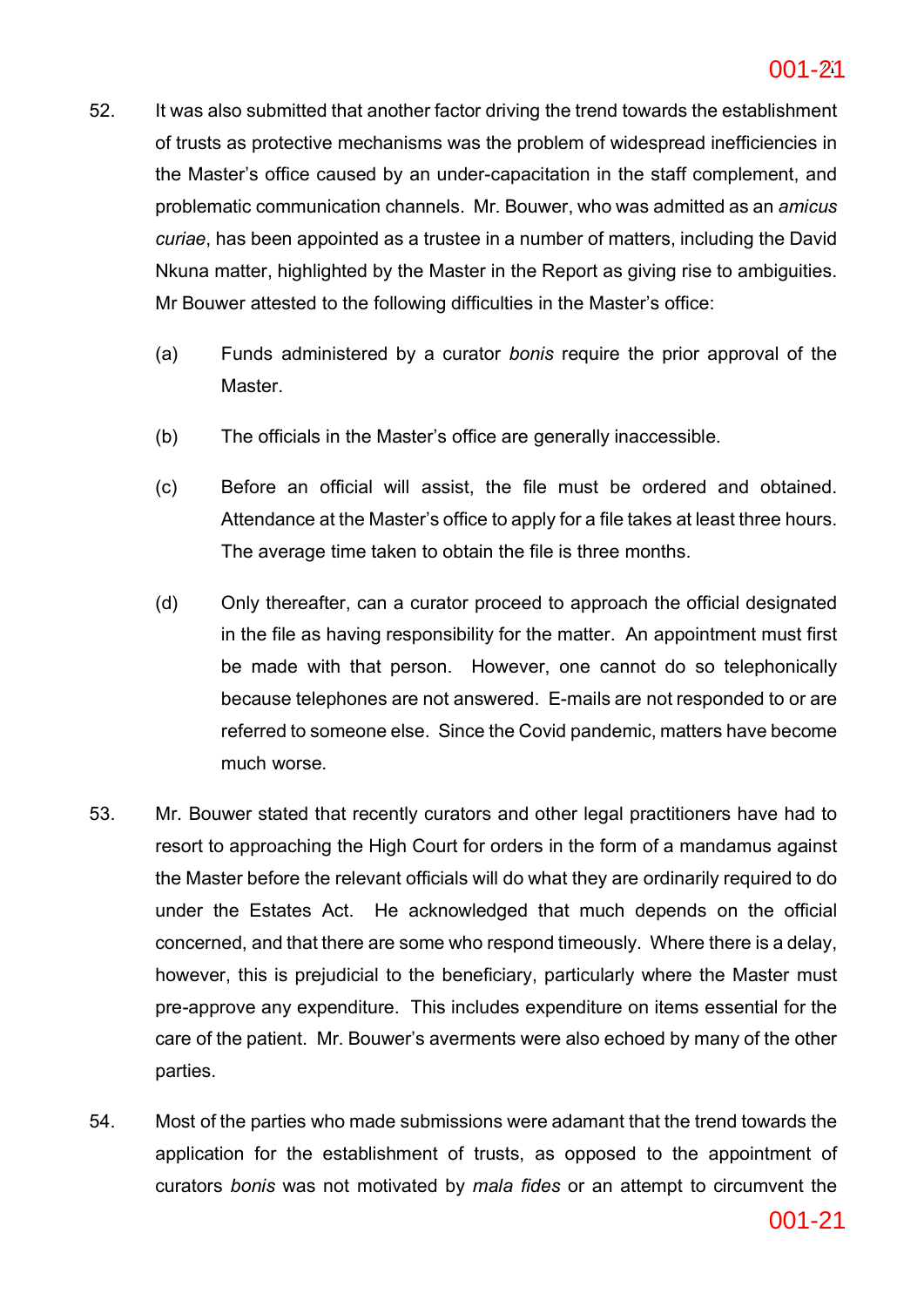52. It was also submitted that another factor driving the trend towards the establishment of trusts as protective mechanisms was the problem of widespread inefficiencies in the Master's office caused by an under-capacitation in the staff complement, and problematic communication channels. Mr. Bouwer, who was admitted as an *amicus curiae*, has been appointed as a trustee in a number of matters, including the David Nkuna matter, highlighted by the Master in the Report as giving rise to ambiguities. Mr Bouwer attested to the following difficulties in the Master's office:

    (a) Funds administered by a curator *bonis* require the prior approval of the Master.

    (b) The officials in the Master's office are generally inaccessible.

    (c) Before an official will assist, the file must be ordered and obtained. Attendance at the Master's office to apply for a file takes at least three hours. The average time taken to obtain the file is three months.

    (d) Only thereafter, can a curator proceed to approach the official designated in the file as having responsibility for the matter. An appointment must first be made with that person. However, one cannot do so telephonically because telephones are not answered. E-mails are not responded to or are referred to someone else. Since the Covid pandemic, matters have become much worse.

53. Mr. Bouwer stated that recently curators and other legal practitioners have had to resort to approaching the High Court for orders in the form of a mandamus against the Master before the relevant officials will do what they are ordinarily required to do under the Estates Act. He acknowledged that much depends on the official concerned, and that there are some who respond timeously. Where there is a delay, however, this is prejudicial to the beneficiary, particularly where the Master must pre-approve any expenditure. This includes expenditure on items essential for the care of the patient. Mr. Bouwer's averments were also echoed by many of the other parties.

54. Most of the parties who made submissions were adamant that the trend towards the application for the establishment of trusts, as opposed to the appointment of curators *bonis* was not motivated by *mala fides* or an attempt to circumvent the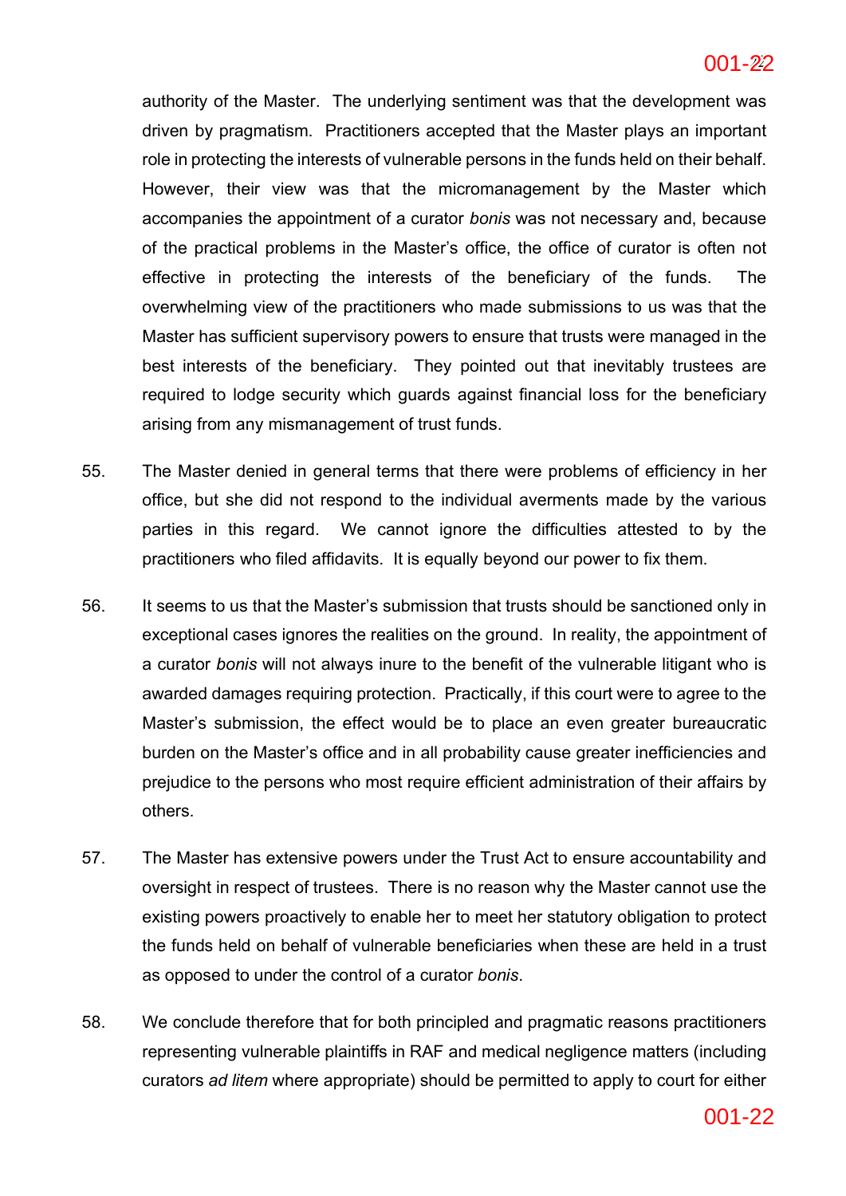authority of the Master. The underlying sentiment was that the development was driven by pragmatism. Practitioners accepted that the Master plays an important role in protecting the interests of vulnerable persons in the funds held on their behalf. However, their view was that the micromanagement by the Master which accompanies the appointment of a curator *bonis* was not necessary and, because of the practical problems in the Master's office, the office of curator is often not effective in protecting the interests of the beneficiary of the funds. The overwhelming view of the practitioners who made submissions to us was that the Master has sufficient supervisory powers to ensure that trusts were managed in the best interests of the beneficiary. They pointed out that inevitably trustees are required to lodge security which guards against financial loss for the beneficiary arising from any mismanagement of trust funds.

55. The Master denied in general terms that there were problems of efficiency in her office, but she did not respond to the individual averments made by the various parties in this regard. We cannot ignore the difficulties attested to by the practitioners who filed affidavits. It is equally beyond our power to fix them.

56. It seems to us that the Master's submission that trusts should be sanctioned only in exceptional cases ignores the realities on the ground. In reality, the appointment of a curator *bonis* will not always inure to the benefit of the vulnerable litigant who is awarded damages requiring protection. Practically, if this court were to agree to the Master's submission, the effect would be to place an even greater bureaucratic burden on the Master's office and in all probability cause greater inefficiencies and prejudice to the persons who most require efficient administration of their affairs by others.

57. The Master has extensive powers under the Trust Act to ensure accountability and oversight in respect of trustees. There is no reason why the Master cannot use the existing powers proactively to enable her to meet her statutory obligation to protect the funds held on behalf of vulnerable beneficiaries when these are held in a trust as opposed to under the control of a curator *bonis*.

58. We conclude therefore that for both principled and pragmatic reasons practitioners representing vulnerable plaintiffs in RAF and medical negligence matters (including curators *ad litem* where appropriate) should be permitted to apply to court for either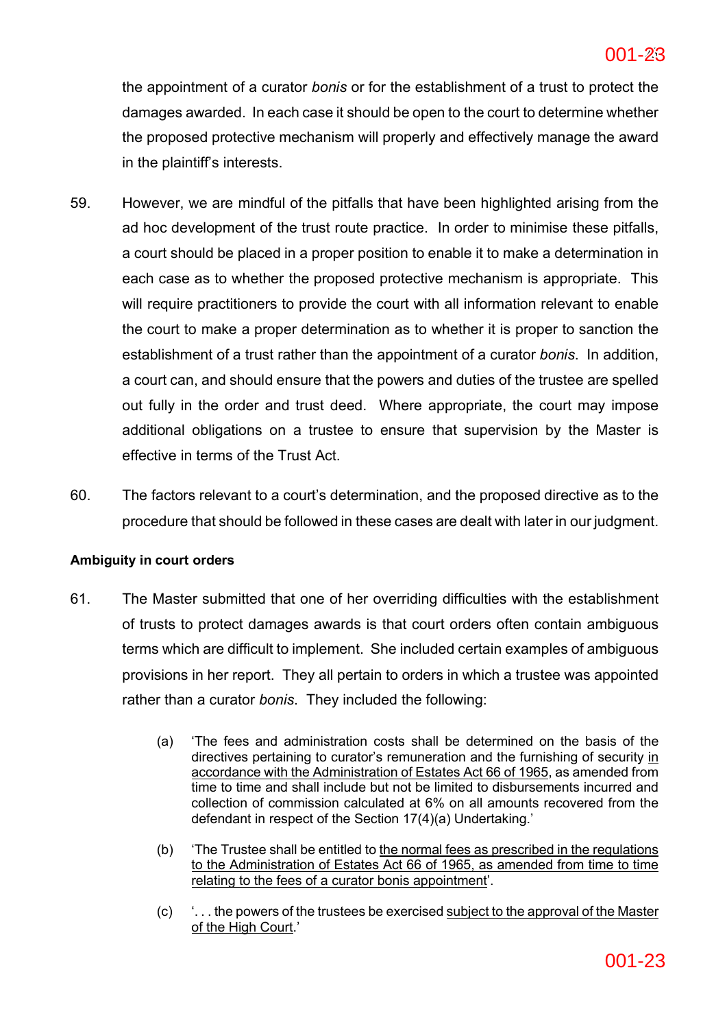the appointment of a curator *bonis* or for the establishment of a trust to protect the damages awarded. In each case it should be open to the court to determine whether the proposed protective mechanism will properly and effectively manage the award in the plaintiff's interests.

59. However, we are mindful of the pitfalls that have been highlighted arising from the ad hoc development of the trust route practice. In order to minimise these pitfalls, a court should be placed in a proper position to enable it to make a determination in each case as to whether the proposed protective mechanism is appropriate. This will require practitioners to provide the court with all information relevant to enable the court to make a proper determination as to whether it is proper to sanction the establishment of a trust rather than the appointment of a curator *bonis*. In addition, a court can, and should ensure that the powers and duties of the trustee are spelled out fully in the order and trust deed. Where appropriate, the court may impose additional obligations on a trustee to ensure that supervision by the Master is effective in terms of the Trust Act.

60. The factors relevant to a court's determination, and the proposed directive as to the procedure that should be followed in these cases are dealt with later in our judgment.

**Ambiguity in court orders**

61. The Master submitted that one of her overriding difficulties with the establishment of trusts to protect damages awards is that court orders often contain ambiguous terms which are difficult to implement. She included certain examples of ambiguous provisions in her report. They all pertain to orders in which a trustee was appointed rather than a curator *bonis*. They included the following:

    (a) 'The fees and administration costs shall be determined on the basis of the directives pertaining to curator's remuneration and the furnishing of security <u>in accordance with the Administration of Estates Act 66 of 1965</u>, as amended from time to time and shall include but not be limited to disbursements incurred and collection of commission calculated at 6% on all amounts recovered from the defendant in respect of the Section 17(4)(a) Undertaking.'

    (b) 'The Trustee shall be entitled to <u>the normal fees as prescribed in the regulations to the Administration of Estates Act 66 of 1965, as amended from time to time relating to the fees of a curator bonis appointment</u>'.

    (c) '. . . the powers of the trustees be exercised <u>subject to the approval of the Master of the High Court</u>.'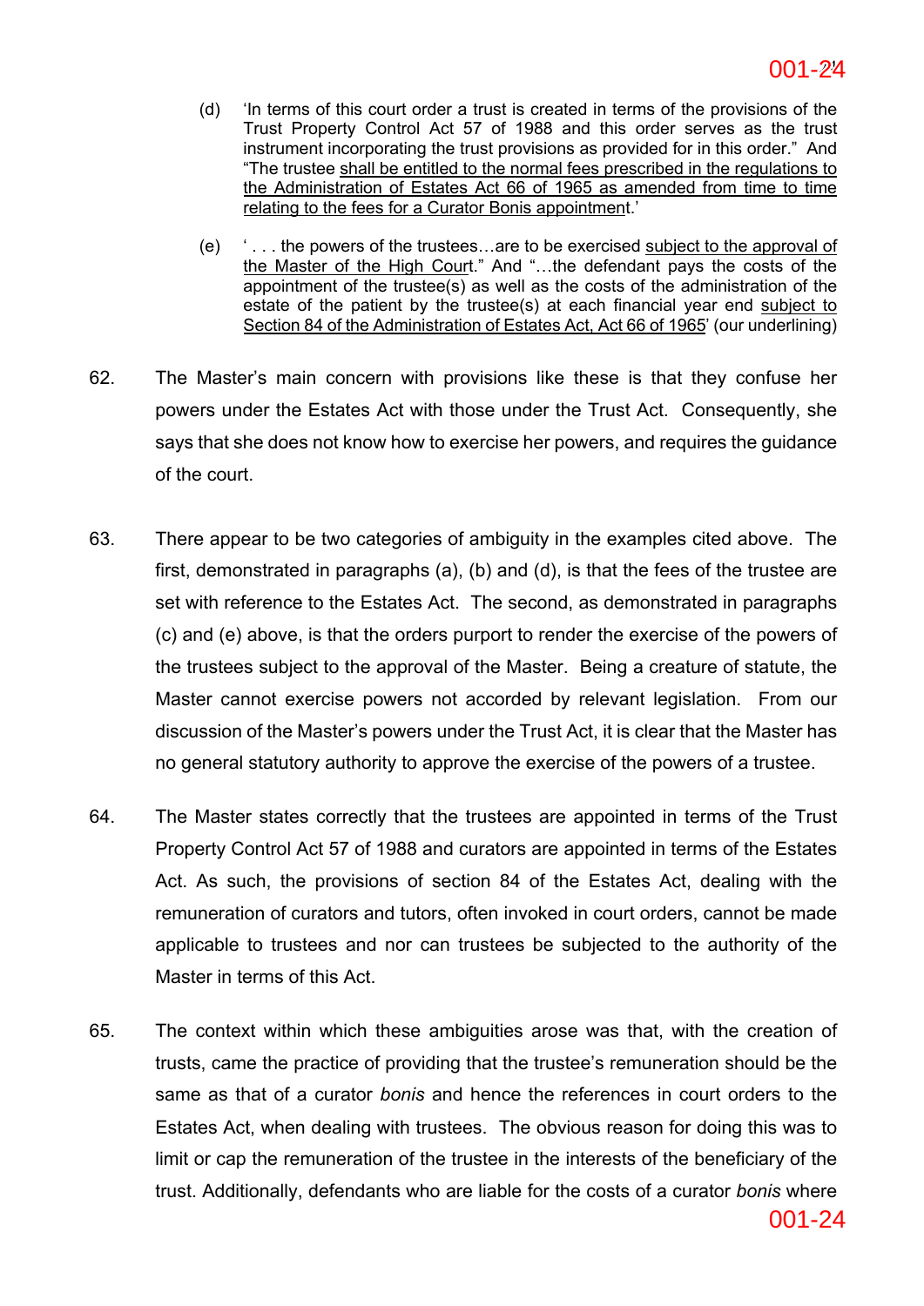(d) 'In terms of this court order a trust is created in terms of the provisions of the Trust Property Control Act 57 of 1988 and this order serves as the trust instrument incorporating the trust provisions as provided for in this order." And "The trustee <u>shall be entitled to the normal fees prescribed in the regulations to the Administration of Estates Act 66 of 1965 as amended from time to time relating to the fees for a Curator Bonis appointment</u>.'

(e) ' . . . the powers of the trustees…are to be exercised <u>subject to the approval of the Master of the High Court</u>." And "…the defendant pays the costs of the appointment of the trustee(s) as well as the costs of the administration of the estate of the patient by the trustee(s) at each financial year end <u>subject to Section 84 of the Administration of Estates Act, Act 66 of 1965</u>' (our underlining)

62. The Master's main concern with provisions like these is that they confuse her powers under the Estates Act with those under the Trust Act. Consequently, she says that she does not know how to exercise her powers, and requires the guidance of the court.

63. There appear to be two categories of ambiguity in the examples cited above. The first, demonstrated in paragraphs (a), (b) and (d), is that the fees of the trustee are set with reference to the Estates Act. The second, as demonstrated in paragraphs (c) and (e) above, is that the orders purport to render the exercise of the powers of the trustees subject to the approval of the Master. Being a creature of statute, the Master cannot exercise powers not accorded by relevant legislation. From our discussion of the Master's powers under the Trust Act, it is clear that the Master has no general statutory authority to approve the exercise of the powers of a trustee.

64. The Master states correctly that the trustees are appointed in terms of the Trust Property Control Act 57 of 1988 and curators are appointed in terms of the Estates Act. As such, the provisions of section 84 of the Estates Act, dealing with the remuneration of curators and tutors, often invoked in court orders, cannot be made applicable to trustees and nor can trustees be subjected to the authority of the Master in terms of this Act.

65. The context within which these ambiguities arose was that, with the creation of trusts, came the practice of providing that the trustee's remuneration should be the same as that of a curator *bonis* and hence the references in court orders to the Estates Act, when dealing with trustees. The obvious reason for doing this was to limit or cap the remuneration of the trustee in the interests of the beneficiary of the trust. Additionally, defendants who are liable for the costs of a curator *bonis* where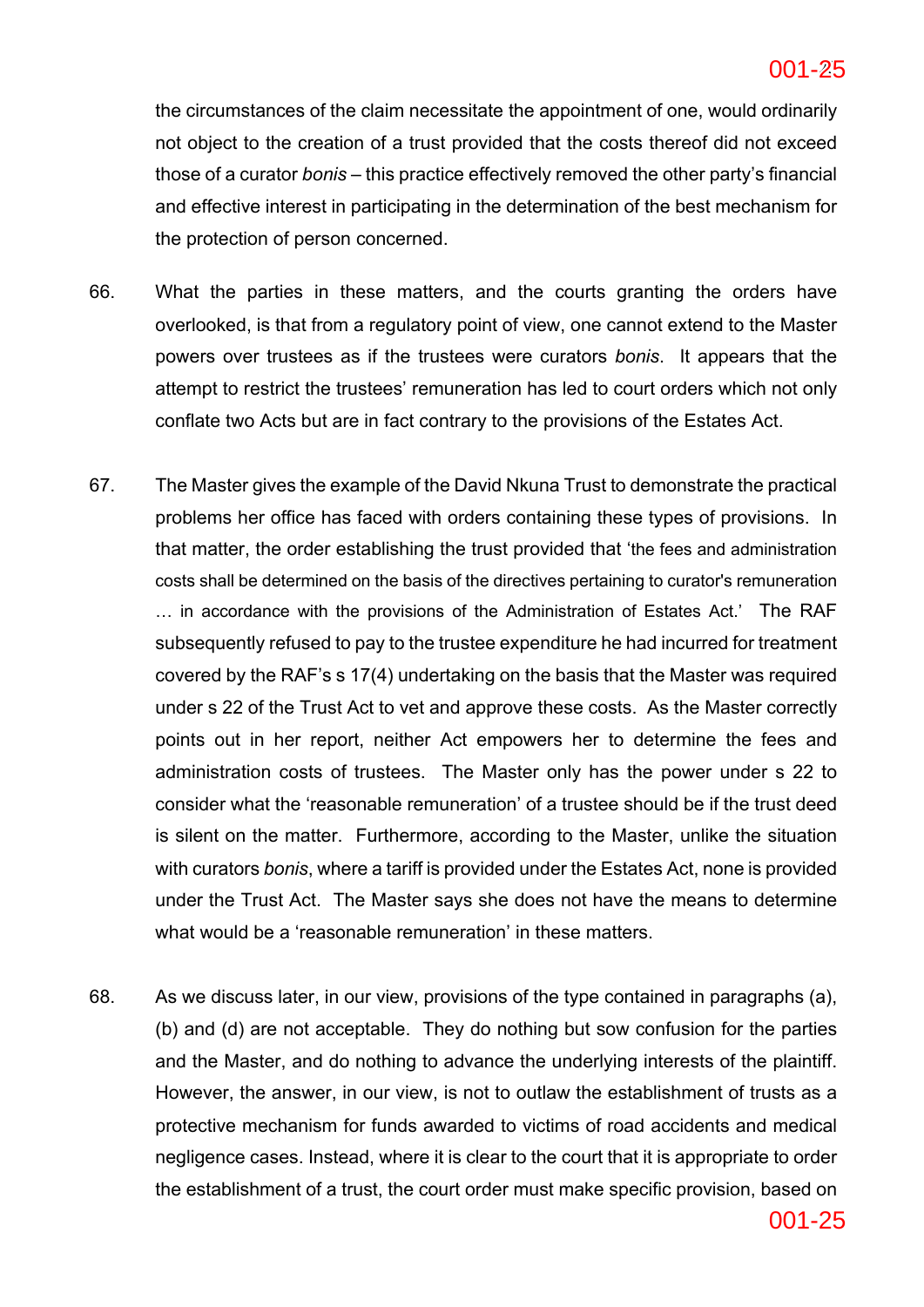the circumstances of the claim necessitate the appointment of one, would ordinarily not object to the creation of a trust provided that the costs thereof did not exceed those of a curator *bonis* – this practice effectively removed the other party's financial and effective interest in participating in the determination of the best mechanism for the protection of person concerned.

66. What the parties in these matters, and the courts granting the orders have overlooked, is that from a regulatory point of view, one cannot extend to the Master powers over trustees as if the trustees were curators *bonis*. It appears that the attempt to restrict the trustees' remuneration has led to court orders which not only conflate two Acts but are in fact contrary to the provisions of the Estates Act.

67. The Master gives the example of the David Nkuna Trust to demonstrate the practical problems her office has faced with orders containing these types of provisions. In that matter, the order establishing the trust provided that 'the fees and administration costs shall be determined on the basis of the directives pertaining to curator's remuneration … in accordance with the provisions of the Administration of Estates Act.' The RAF subsequently refused to pay to the trustee expenditure he had incurred for treatment covered by the RAF's s 17(4) undertaking on the basis that the Master was required under s 22 of the Trust Act to vet and approve these costs. As the Master correctly points out in her report, neither Act empowers her to determine the fees and administration costs of trustees. The Master only has the power under s 22 to consider what the 'reasonable remuneration' of a trustee should be if the trust deed is silent on the matter. Furthermore, according to the Master, unlike the situation with curators *bonis*, where a tariff is provided under the Estates Act, none is provided under the Trust Act. The Master says she does not have the means to determine what would be a 'reasonable remuneration' in these matters.

68. As we discuss later, in our view, provisions of the type contained in paragraphs (a), (b) and (d) are not acceptable. They do nothing but sow confusion for the parties and the Master, and do nothing to advance the underlying interests of the plaintiff. However, the answer, in our view, is not to outlaw the establishment of trusts as a protective mechanism for funds awarded to victims of road accidents and medical negligence cases. Instead, where it is clear to the court that it is appropriate to order the establishment of a trust, the court order must make specific provision, based on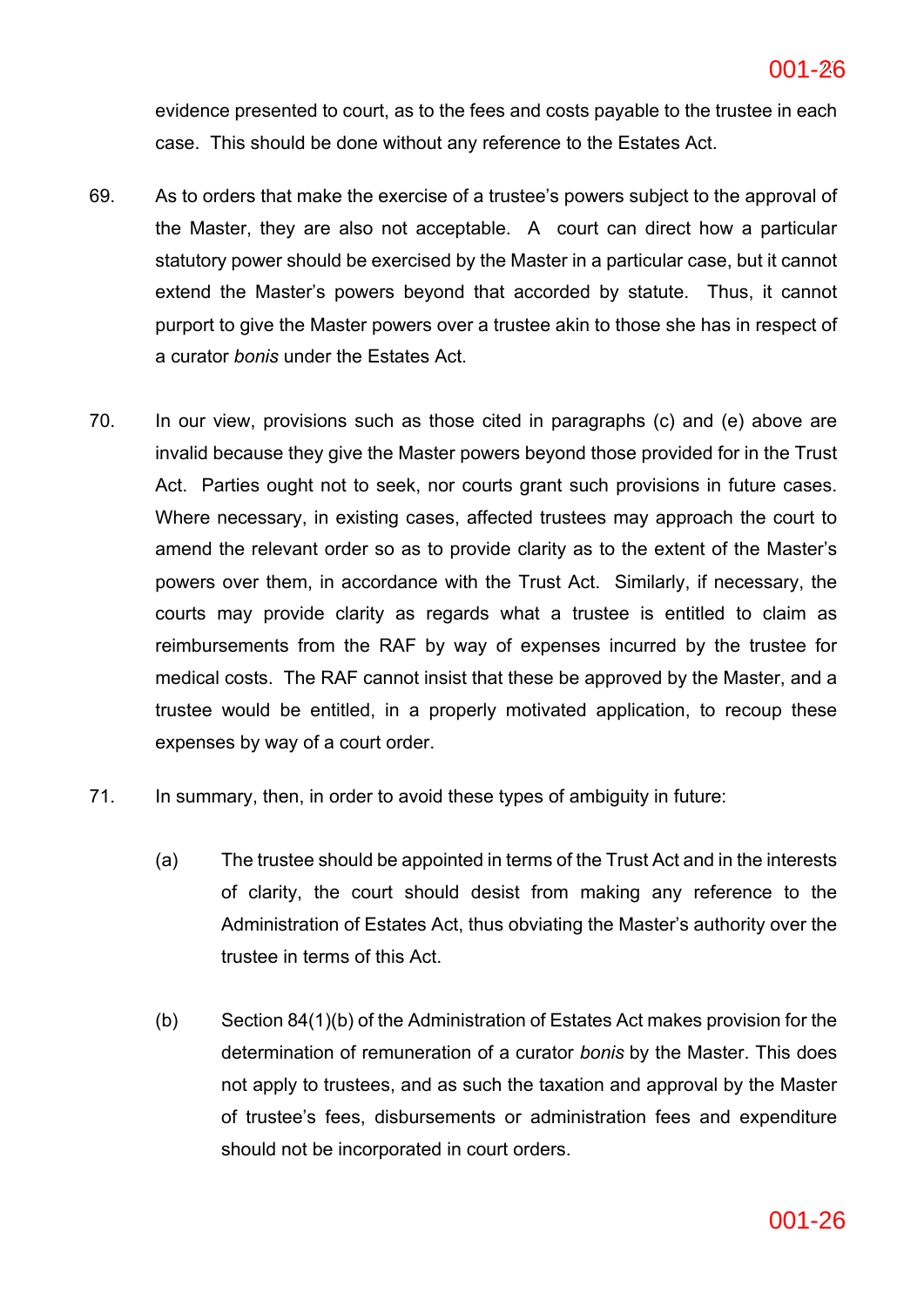evidence presented to court, as to the fees and costs payable to the trustee in each case. This should be done without any reference to the Estates Act.

69. As to orders that make the exercise of a trustee's powers subject to the approval of the Master, they are also not acceptable. A court can direct how a particular statutory power should be exercised by the Master in a particular case, but it cannot extend the Master's powers beyond that accorded by statute. Thus, it cannot purport to give the Master powers over a trustee akin to those she has in respect of a curator *bonis* under the Estates Act.

70. In our view, provisions such as those cited in paragraphs (c) and (e) above are invalid because they give the Master powers beyond those provided for in the Trust Act. Parties ought not to seek, nor courts grant such provisions in future cases. Where necessary, in existing cases, affected trustees may approach the court to amend the relevant order so as to provide clarity as to the extent of the Master's powers over them, in accordance with the Trust Act. Similarly, if necessary, the courts may provide clarity as regards what a trustee is entitled to claim as reimbursements from the RAF by way of expenses incurred by the trustee for medical costs. The RAF cannot insist that these be approved by the Master, and a trustee would be entitled, in a properly motivated application, to recoup these expenses by way of a court order.

71. In summary, then, in order to avoid these types of ambiguity in future:

   (a) The trustee should be appointed in terms of the Trust Act and in the interests of clarity, the court should desist from making any reference to the Administration of Estates Act, thus obviating the Master's authority over the trustee in terms of this Act.

   (b) Section 84(1)(b) of the Administration of Estates Act makes provision for the determination of remuneration of a curator *bonis* by the Master. This does not apply to trustees, and as such the taxation and approval by the Master of trustee's fees, disbursements or administration fees and expenditure should not be incorporated in court orders.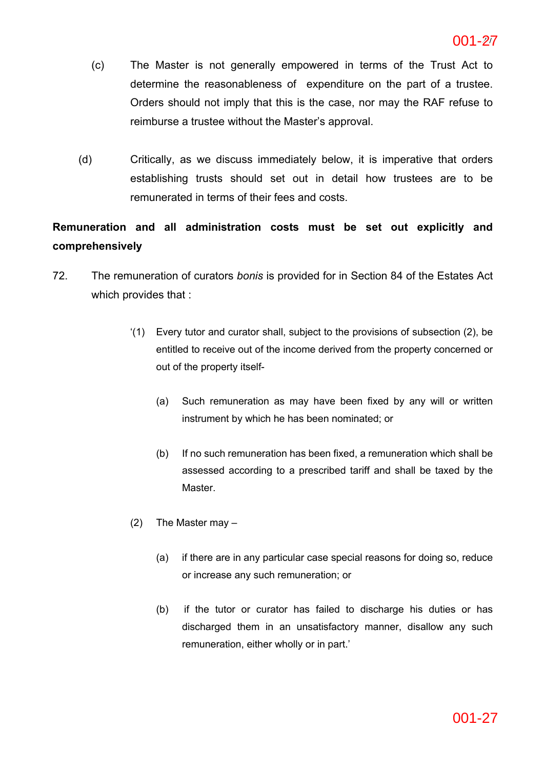(c) The Master is not generally empowered in terms of the Trust Act to determine the reasonableness of expenditure on the part of a trustee. Orders should not imply that this is the case, nor may the RAF refuse to reimburse a trustee without the Master's approval.

(d) Critically, as we discuss immediately below, it is imperative that orders establishing trusts should set out in detail how trustees are to be remunerated in terms of their fees and costs.

**Remuneration and all administration costs must be set out explicitly and comprehensively**

72. The remuneration of curators *bonis* is provided for in Section 84 of the Estates Act which provides that :

> '(1) Every tutor and curator shall, subject to the provisions of subsection (2), be entitled to receive out of the income derived from the property concerned or out of the property itself-
>
> (a) Such remuneration as may have been fixed by any will or written instrument by which he has been nominated; or
>
> (b) If no such remuneration has been fixed, a remuneration which shall be assessed according to a prescribed tariff and shall be taxed by the Master.
>
> (2) The Master may –
>
> (a) if there are in any particular case special reasons for doing so, reduce or increase any such remuneration; or
>
> (b) if the tutor or curator has failed to discharge his duties or has discharged them in an unsatisfactory manner, disallow any such remuneration, either wholly or in part.'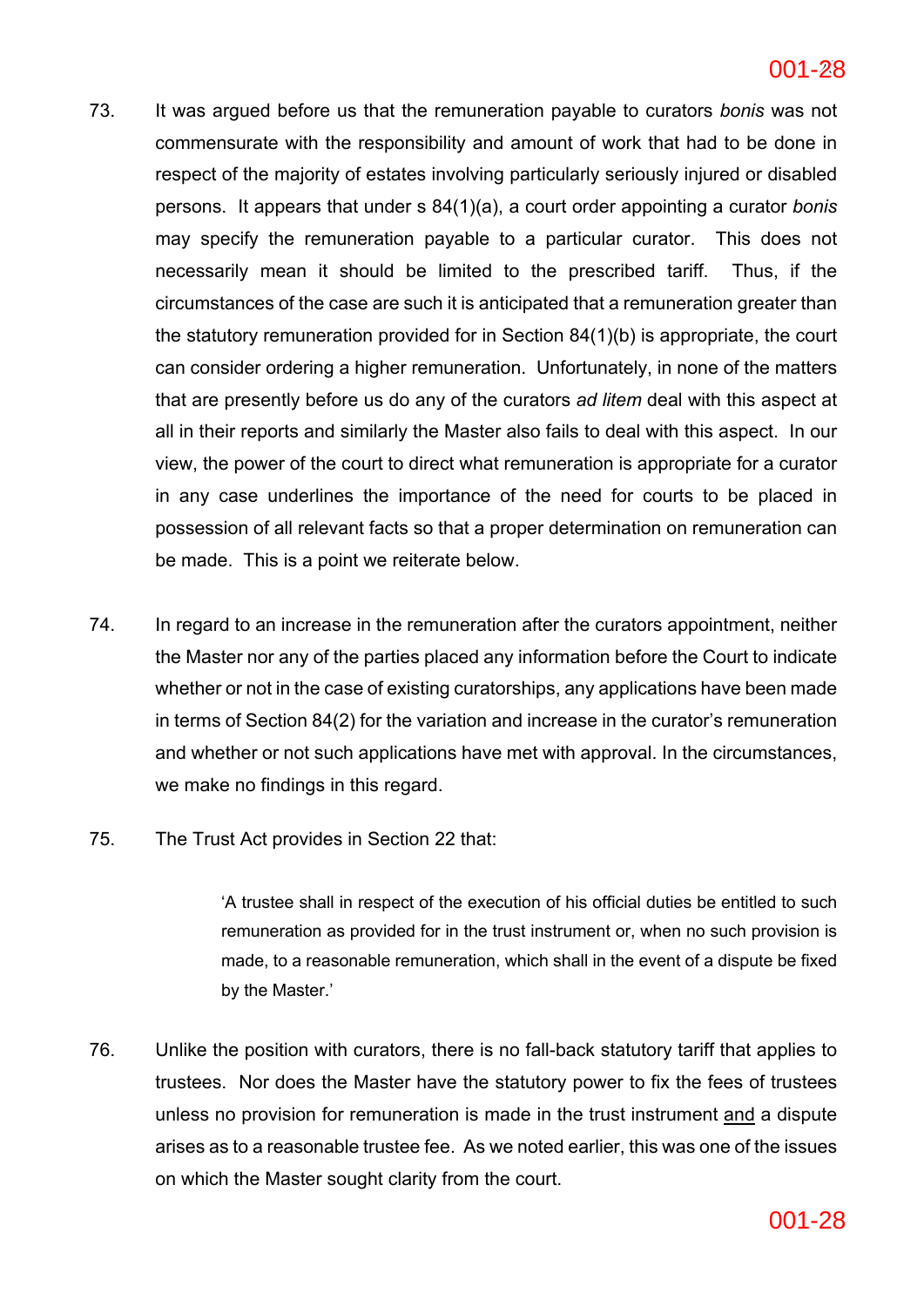73. It was argued before us that the remuneration payable to curators *bonis* was not commensurate with the responsibility and amount of work that had to be done in respect of the majority of estates involving particularly seriously injured or disabled persons. It appears that under s 84(1)(a), a court order appointing a curator *bonis* may specify the remuneration payable to a particular curator. This does not necessarily mean it should be limited to the prescribed tariff. Thus, if the circumstances of the case are such it is anticipated that a remuneration greater than the statutory remuneration provided for in Section 84(1)(b) is appropriate, the court can consider ordering a higher remuneration. Unfortunately, in none of the matters that are presently before us do any of the curators *ad litem* deal with this aspect at all in their reports and similarly the Master also fails to deal with this aspect. In our view, the power of the court to direct what remuneration is appropriate for a curator in any case underlines the importance of the need for courts to be placed in possession of all relevant facts so that a proper determination on remuneration can be made. This is a point we reiterate below.

74. In regard to an increase in the remuneration after the curators appointment, neither the Master nor any of the parties placed any information before the Court to indicate whether or not in the case of existing curatorships, any applications have been made in terms of Section 84(2) for the variation and increase in the curator's remuneration and whether or not such applications have met with approval. In the circumstances, we make no findings in this regard.

75. The Trust Act provides in Section 22 that:

> 'A trustee shall in respect of the execution of his official duties be entitled to such remuneration as provided for in the trust instrument or, when no such provision is made, to a reasonable remuneration, which shall in the event of a dispute be fixed by the Master.'

76. Unlike the position with curators, there is no fall-back statutory tariff that applies to trustees. Nor does the Master have the statutory power to fix the fees of trustees unless no provision for remuneration is made in the trust instrument <u>and</u> a dispute arises as to a reasonable trustee fee. As we noted earlier, this was one of the issues on which the Master sought clarity from the court.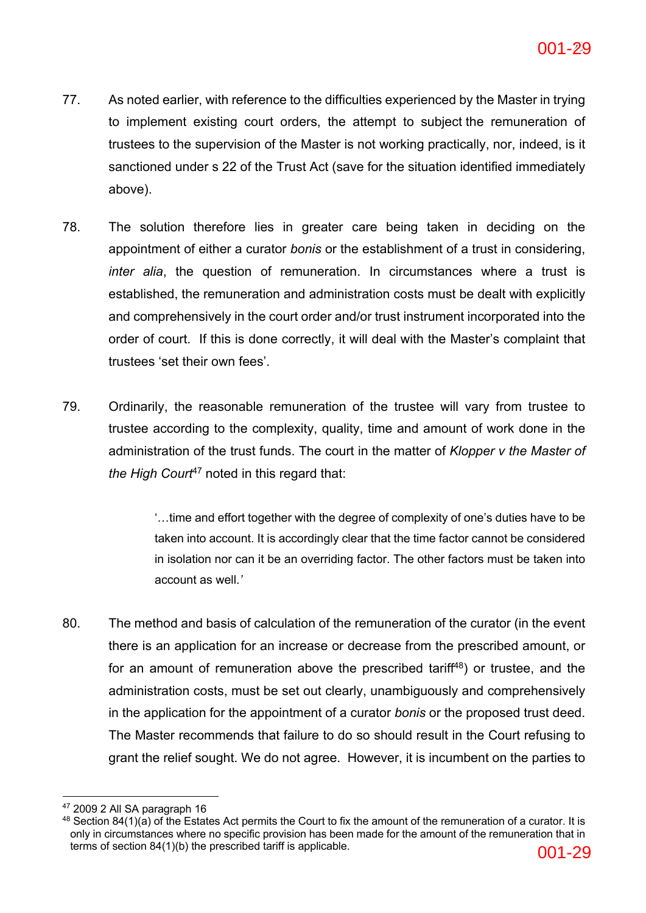77. As noted earlier, with reference to the difficulties experienced by the Master in trying to implement existing court orders, the attempt to subject the remuneration of trustees to the supervision of the Master is not working practically, nor, indeed, is it sanctioned under s 22 of the Trust Act (save for the situation identified immediately above).

78. The solution therefore lies in greater care being taken in deciding on the appointment of either a curator *bonis* or the establishment of a trust in considering, *inter alia*, the question of remuneration. In circumstances where a trust is established, the remuneration and administration costs must be dealt with explicitly and comprehensively in the court order and/or trust instrument incorporated into the order of court. If this is done correctly, it will deal with the Master's complaint that trustees 'set their own fees'.

79. Ordinarily, the reasonable remuneration of the trustee will vary from trustee to trustee according to the complexity, quality, time and amount of work done in the administration of the trust funds. The court in the matter of *Klopper v the Master of the High Court*[47] noted in this regard that:

> '…time and effort together with the degree of complexity of one's duties have to be taken into account. It is accordingly clear that the time factor cannot be considered in isolation nor can it be an overriding factor. The other factors must be taken into account as well.'

80. The method and basis of calculation of the remuneration of the curator (in the event there is an application for an increase or decrease from the prescribed amount, or for an amount of remuneration above the prescribed tariff[48]) or trustee, and the administration costs, must be set out clearly, unambiguously and comprehensively in the application for the appointment of a curator *bonis* or the proposed trust deed. The Master recommends that failure to do so should result in the Court refusing to grant the relief sought. We do not agree. However, it is incumbent on the parties to

---

[47] 2009 2 All SA paragraph 16

[48] Section 84(1)(a) of the Estates Act permits the Court to fix the amount of the remuneration of a curator. It is only in circumstances where no specific provision has been made for the amount of the remuneration that in terms of section 84(1)(b) the prescribed tariff is applicable.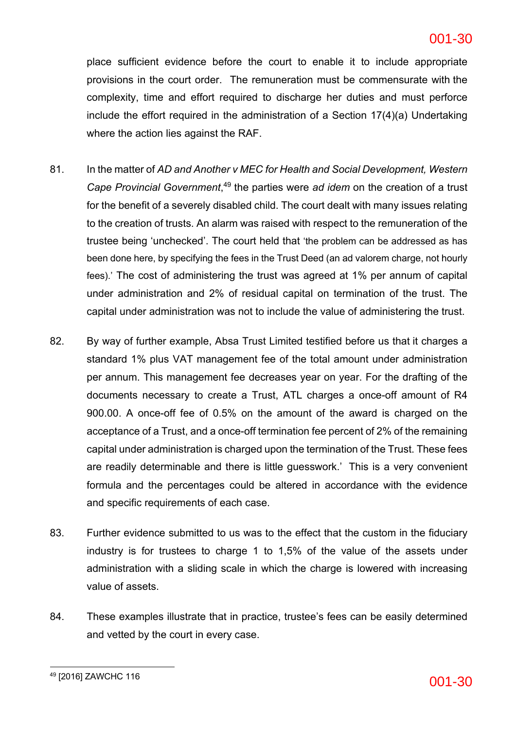place sufficient evidence before the court to enable it to include appropriate provisions in the court order. The remuneration must be commensurate with the complexity, time and effort required to discharge her duties and must perforce include the effort required in the administration of a Section 17(4)(a) Undertaking where the action lies against the RAF.

81. In the matter of *AD and Another v MEC for Health and Social Development, Western Cape Provincial Government*,[49] the parties were *ad idem* on the creation of a trust for the benefit of a severely disabled child. The court dealt with many issues relating to the creation of trusts. An alarm was raised with respect to the remuneration of the trustee being 'unchecked'. The court held that 'the problem can be addressed as has been done here, by specifying the fees in the Trust Deed (an ad valorem charge, not hourly fees).' The cost of administering the trust was agreed at 1% per annum of capital under administration and 2% of residual capital on termination of the trust. The capital under administration was not to include the value of administering the trust.

82. By way of further example, Absa Trust Limited testified before us that it charges a standard 1% plus VAT management fee of the total amount under administration per annum. This management fee decreases year on year. For the drafting of the documents necessary to create a Trust, ATL charges a once-off amount of R4 900.00. A once-off fee of 0.5% on the amount of the award is charged on the acceptance of a Trust, and a once-off termination fee percent of 2% of the remaining capital under administration is charged upon the termination of the Trust. These fees are readily determinable and there is little guesswork.' This is a very convenient formula and the percentages could be altered in accordance with the evidence and specific requirements of each case.

83. Further evidence submitted to us was to the effect that the custom in the fiduciary industry is for trustees to charge 1 to 1,5% of the value of the assets under administration with a sliding scale in which the charge is lowered with increasing value of assets.

84. These examples illustrate that in practice, trustee's fees can be easily determined and vetted by the court in every case.

[49] [2016] ZAWCHC 116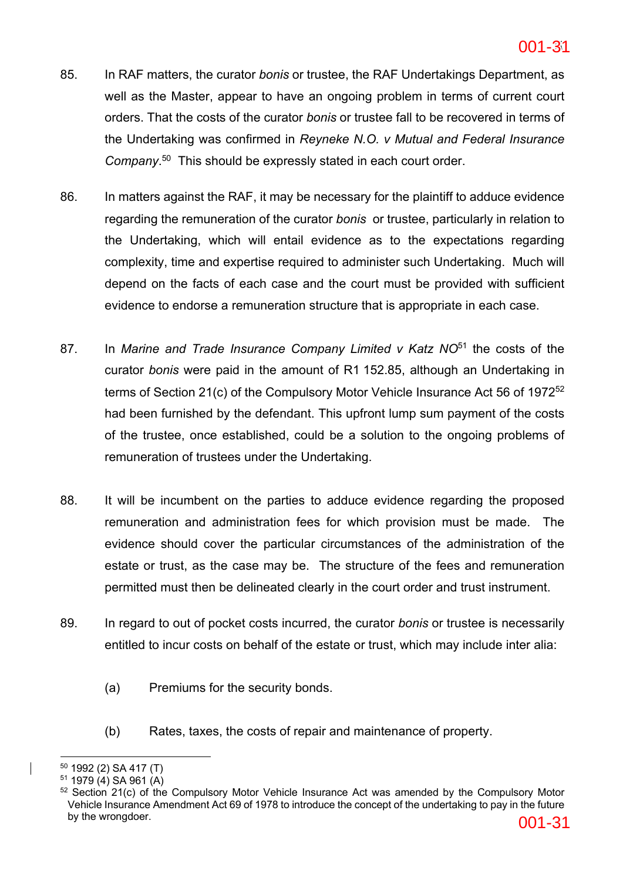85. In RAF matters, the curator *bonis* or trustee, the RAF Undertakings Department, as well as the Master, appear to have an ongoing problem in terms of current court orders. That the costs of the curator *bonis* or trustee fall to be recovered in terms of the Undertaking was confirmed in *Reyneke N.O. v Mutual and Federal Insurance Company*.[50] This should be expressly stated in each court order.

86. In matters against the RAF, it may be necessary for the plaintiff to adduce evidence regarding the remuneration of the curator *bonis* or trustee, particularly in relation to the Undertaking, which will entail evidence as to the expectations regarding complexity, time and expertise required to administer such Undertaking. Much will depend on the facts of each case and the court must be provided with sufficient evidence to endorse a remuneration structure that is appropriate in each case.

87. In *Marine and Trade Insurance Company Limited v Katz NO*[51] the costs of the curator *bonis* were paid in the amount of R1 152.85, although an Undertaking in terms of Section 21(c) of the Compulsory Motor Vehicle Insurance Act 56 of 1972[52] had been furnished by the defendant. This upfront lump sum payment of the costs of the trustee, once established, could be a solution to the ongoing problems of remuneration of trustees under the Undertaking.

88. It will be incumbent on the parties to adduce evidence regarding the proposed remuneration and administration fees for which provision must be made. The evidence should cover the particular circumstances of the administration of the estate or trust, as the case may be. The structure of the fees and remuneration permitted must then be delineated clearly in the court order and trust instrument.

89. In regard to out of pocket costs incurred, the curator *bonis* or trustee is necessarily entitled to incur costs on behalf of the estate or trust, which may include inter alia:

    (a) Premiums for the security bonds.

    (b) Rates, taxes, the costs of repair and maintenance of property.

---

[50] 1992 (2) SA 417 (T)

[51] 1979 (4) SA 961 (A)

[52] Section 21(c) of the Compulsory Motor Vehicle Insurance Act was amended by the Compulsory Motor Vehicle Insurance Amendment Act 69 of 1978 to introduce the concept of the undertaking to pay in the future by the wrongdoer.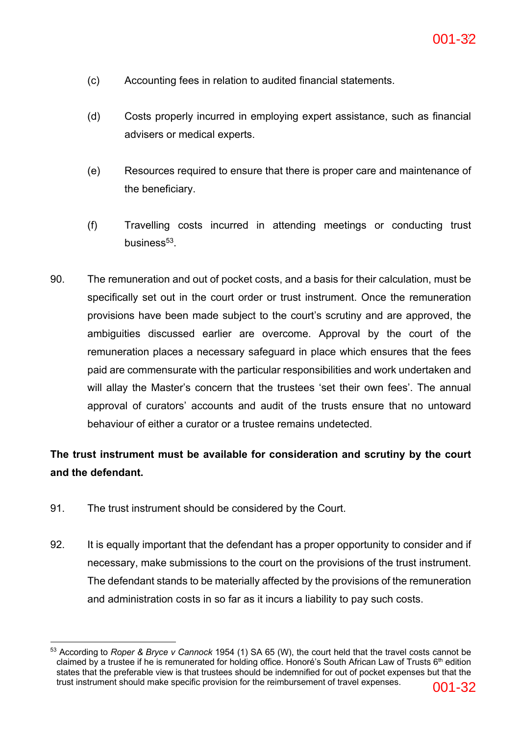(c) Accounting fees in relation to audited financial statements.

(d) Costs properly incurred in employing expert assistance, such as financial advisers or medical experts.

(e) Resources required to ensure that there is proper care and maintenance of the beneficiary.

(f) Travelling costs incurred in attending meetings or conducting trust business[53].

90. The remuneration and out of pocket costs, and a basis for their calculation, must be specifically set out in the court order or trust instrument. Once the remuneration provisions have been made subject to the court's scrutiny and are approved, the ambiguities discussed earlier are overcome. Approval by the court of the remuneration places a necessary safeguard in place which ensures that the fees paid are commensurate with the particular responsibilities and work undertaken and will allay the Master's concern that the trustees 'set their own fees'. The annual approval of curators' accounts and audit of the trusts ensure that no untoward behaviour of either a curator or a trustee remains undetected.

**The trust instrument must be available for consideration and scrutiny by the court and the defendant.**

91. The trust instrument should be considered by the Court.

92. It is equally important that the defendant has a proper opportunity to consider and if necessary, make submissions to the court on the provisions of the trust instrument. The defendant stands to be materially affected by the provisions of the remuneration and administration costs in so far as it incurs a liability to pay such costs.

---

[53] According to *Roper & Bryce v Cannock* 1954 (1) SA 65 (W), the court held that the travel costs cannot be claimed by a trustee if he is remunerated for holding office. Honoré's South African Law of Trusts 6th edition states that the preferable view is that trustees should be indemnified for out of pocket expenses but that the trust instrument should make specific provision for the reimbursement of travel expenses.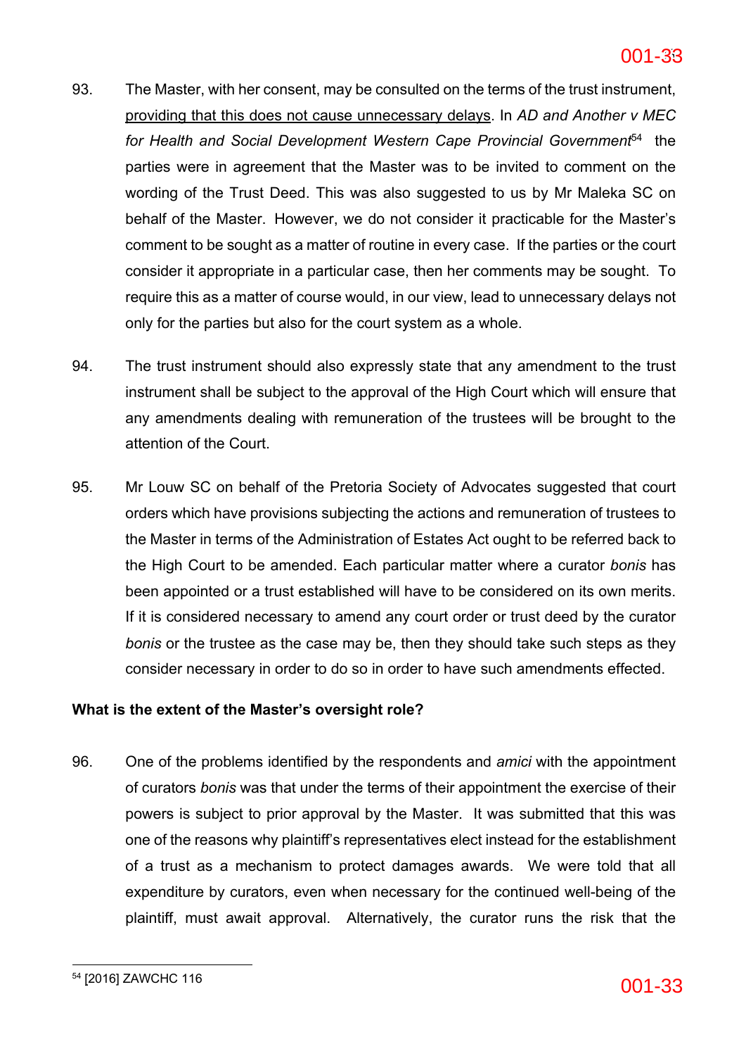93. The Master, with her consent, may be consulted on the terms of the trust instrument, <u>providing that this does not cause unnecessary delays</u>. In *AD and Another v MEC for Health and Social Development Western Cape Provincial Government*[54] the parties were in agreement that the Master was to be invited to comment on the wording of the Trust Deed. This was also suggested to us by Mr Maleka SC on behalf of the Master. However, we do not consider it practicable for the Master's comment to be sought as a matter of routine in every case. If the parties or the court consider it appropriate in a particular case, then her comments may be sought. To require this as a matter of course would, in our view, lead to unnecessary delays not only for the parties but also for the court system as a whole.

94. The trust instrument should also expressly state that any amendment to the trust instrument shall be subject to the approval of the High Court which will ensure that any amendments dealing with remuneration of the trustees will be brought to the attention of the Court.

95. Mr Louw SC on behalf of the Pretoria Society of Advocates suggested that court orders which have provisions subjecting the actions and remuneration of trustees to the Master in terms of the Administration of Estates Act ought to be referred back to the High Court to be amended. Each particular matter where a curator *bonis* has been appointed or a trust established will have to be considered on its own merits. If it is considered necessary to amend any court order or trust deed by the curator *bonis* or the trustee as the case may be, then they should take such steps as they consider necessary in order to do so in order to have such amendments effected.

**What is the extent of the Master's oversight role?**

96. One of the problems identified by the respondents and *amici* with the appointment of curators *bonis* was that under the terms of their appointment the exercise of their powers is subject to prior approval by the Master. It was submitted that this was one of the reasons why plaintiff's representatives elect instead for the establishment of a trust as a mechanism to protect damages awards. We were told that all expenditure by curators, even when necessary for the continued well-being of the plaintiff, must await approval. Alternatively, the curator runs the risk that the

[54] [2016] ZAWCHC 116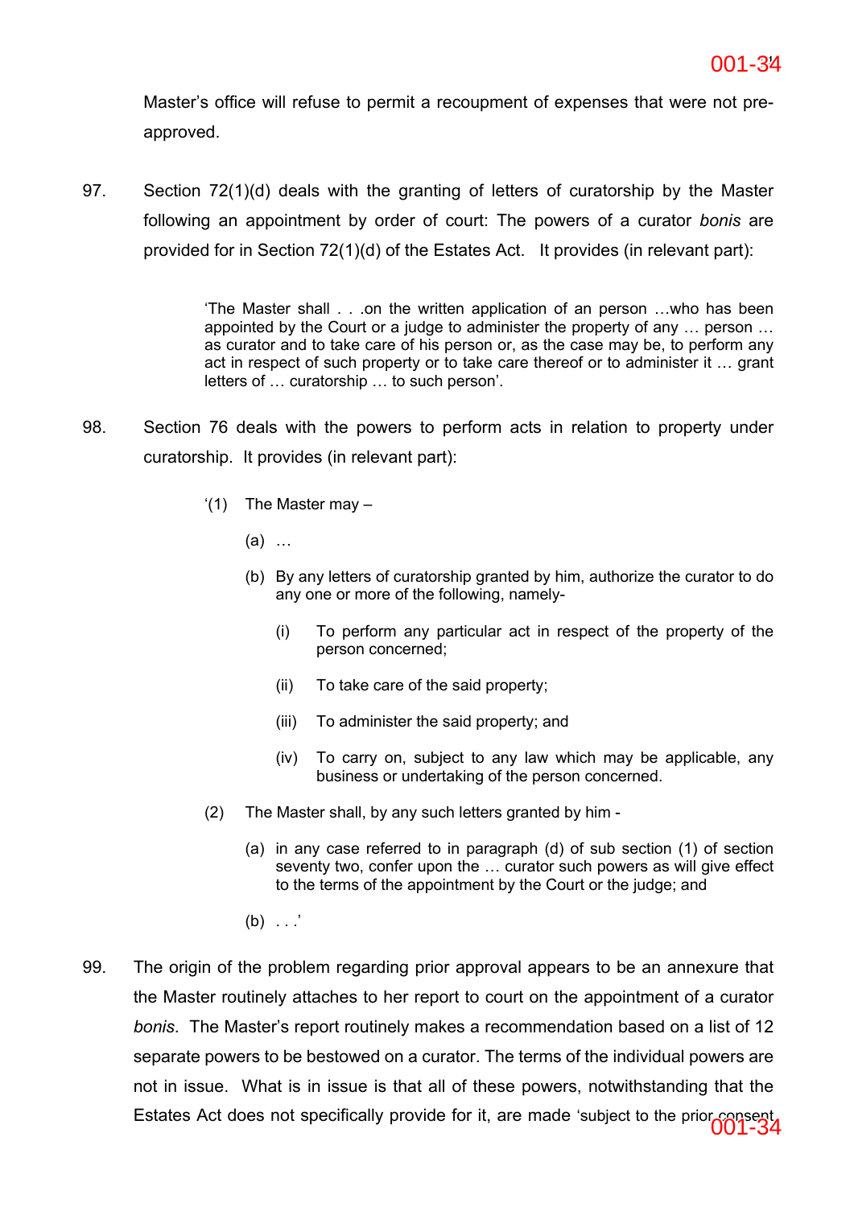Master's office will refuse to permit a recoupment of expenses that were not pre-approved.

97. Section 72(1)(d) deals with the granting of letters of curatorship by the Master following an appointment by order of court: The powers of a curator *bonis* are provided for in Section 72(1)(d) of the Estates Act. It provides (in relevant part):

> 'The Master shall . . .on the written application of an person …who has been appointed by the Court or a judge to administer the property of any … person … as curator and to take care of his person or, as the case may be, to perform any act in respect of such property or to take care thereof or to administer it … grant letters of … curatorship … to such person'.

98. Section 76 deals with the powers to perform acts in relation to property under curatorship. It provides (in relevant part):

> '(1) The Master may –
>
> (a) …
>
> (b) By any letters of curatorship granted by him, authorize the curator to do any one or more of the following, namely-
>
> (i) To perform any particular act in respect of the property of the person concerned;
>
> (ii) To take care of the said property;
>
> (iii) To administer the said property; and
>
> (iv) To carry on, subject to any law which may be applicable, any business or undertaking of the person concerned.
>
> (2) The Master shall, by any such letters granted by him -
>
> (a) in any case referred to in paragraph (d) of sub section (1) of section seventy two, confer upon the … curator such powers as will give effect to the terms of the appointment by the Court or the judge; and
>
> (b) . . .'

99. The origin of the problem regarding prior approval appears to be an annexure that the Master routinely attaches to her report to court on the appointment of a curator *bonis*. The Master's report routinely makes a recommendation based on a list of 12 separate powers to be bestowed on a curator. The terms of the individual powers are not in issue. What is in issue is that all of these powers, notwithstanding that the Estates Act does not specifically provide for it, are made 'subject to the prior consent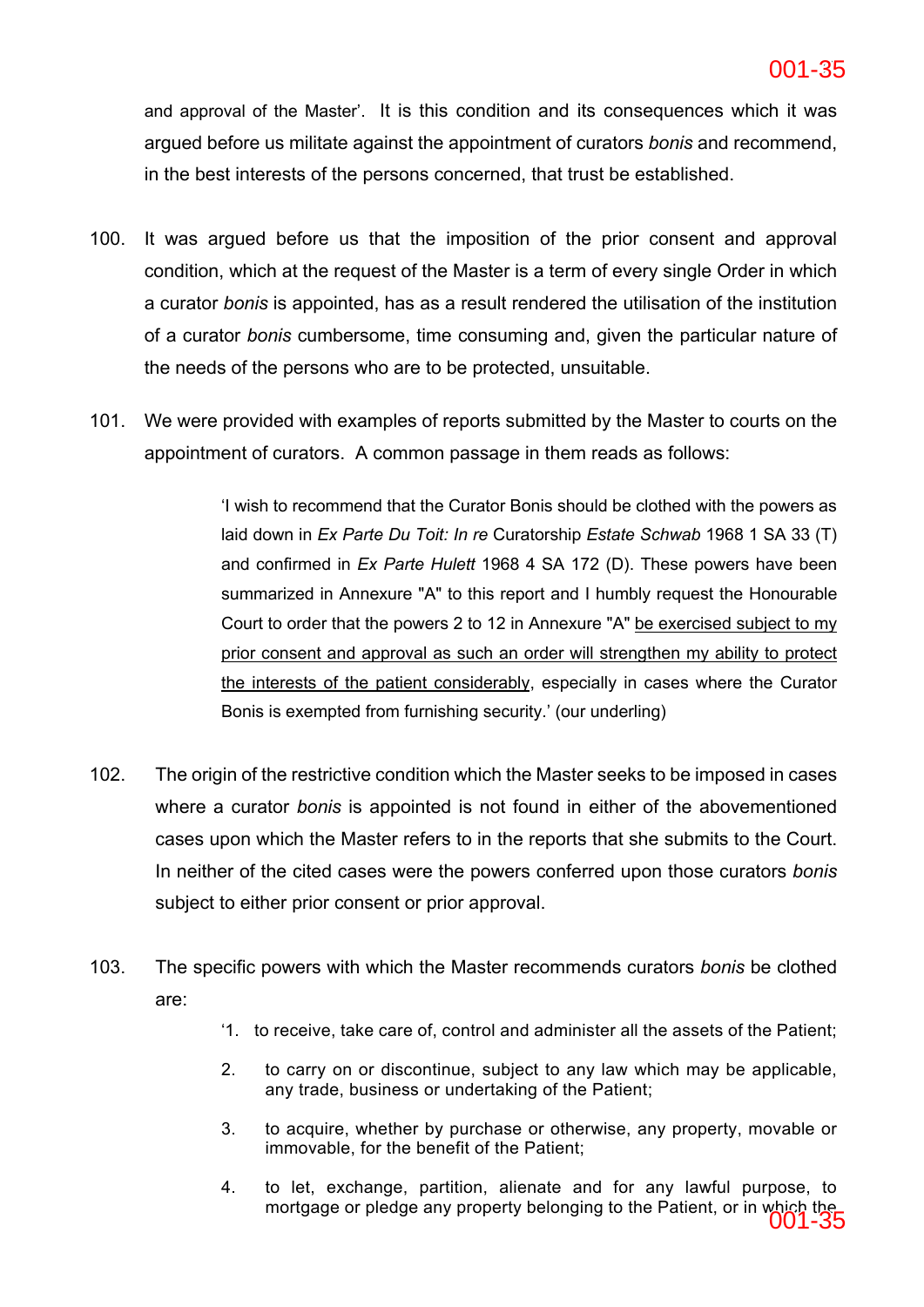and approval of the Master'. It is this condition and its consequences which it was argued before us militate against the appointment of curators *bonis* and recommend, in the best interests of the persons concerned, that trust be established.

100. It was argued before us that the imposition of the prior consent and approval condition, which at the request of the Master is a term of every single Order in which a curator *bonis* is appointed, has as a result rendered the utilisation of the institution of a curator *bonis* cumbersome, time consuming and, given the particular nature of the needs of the persons who are to be protected, unsuitable.

101. We were provided with examples of reports submitted by the Master to courts on the appointment of curators. A common passage in them reads as follows:

> 'I wish to recommend that the Curator Bonis should be clothed with the powers as laid down in *Ex Parte Du Toit: In re* Curatorship *Estate Schwab* 1968 1 SA 33 (T) and confirmed in *Ex Parte Hulett* 1968 4 SA 172 (D). These powers have been summarized in Annexure "A" to this report and I humbly request the Honourable Court to order that the powers 2 to 12 in Annexure "A" <u>be exercised subject to my prior consent and approval as such an order will strengthen my ability to protect the interests of the patient considerably</u>, especially in cases where the Curator Bonis is exempted from furnishing security.' (our underling)

102. The origin of the restrictive condition which the Master seeks to be imposed in cases where a curator *bonis* is appointed is not found in either of the abovementioned cases upon which the Master refers to in the reports that she submits to the Court. In neither of the cited cases were the powers conferred upon those curators *bonis* subject to either prior consent or prior approval.

103. The specific powers with which the Master recommends curators *bonis* be clothed are:

> '1. to receive, take care of, control and administer all the assets of the Patient;
>
> 2. to carry on or discontinue, subject to any law which may be applicable, any trade, business or undertaking of the Patient;
>
> 3. to acquire, whether by purchase or otherwise, any property, movable or immovable, for the benefit of the Patient;
>
> 4. to let, exchange, partition, alienate and for any lawful purpose, to mortgage or pledge any property belonging to the Patient, or in which the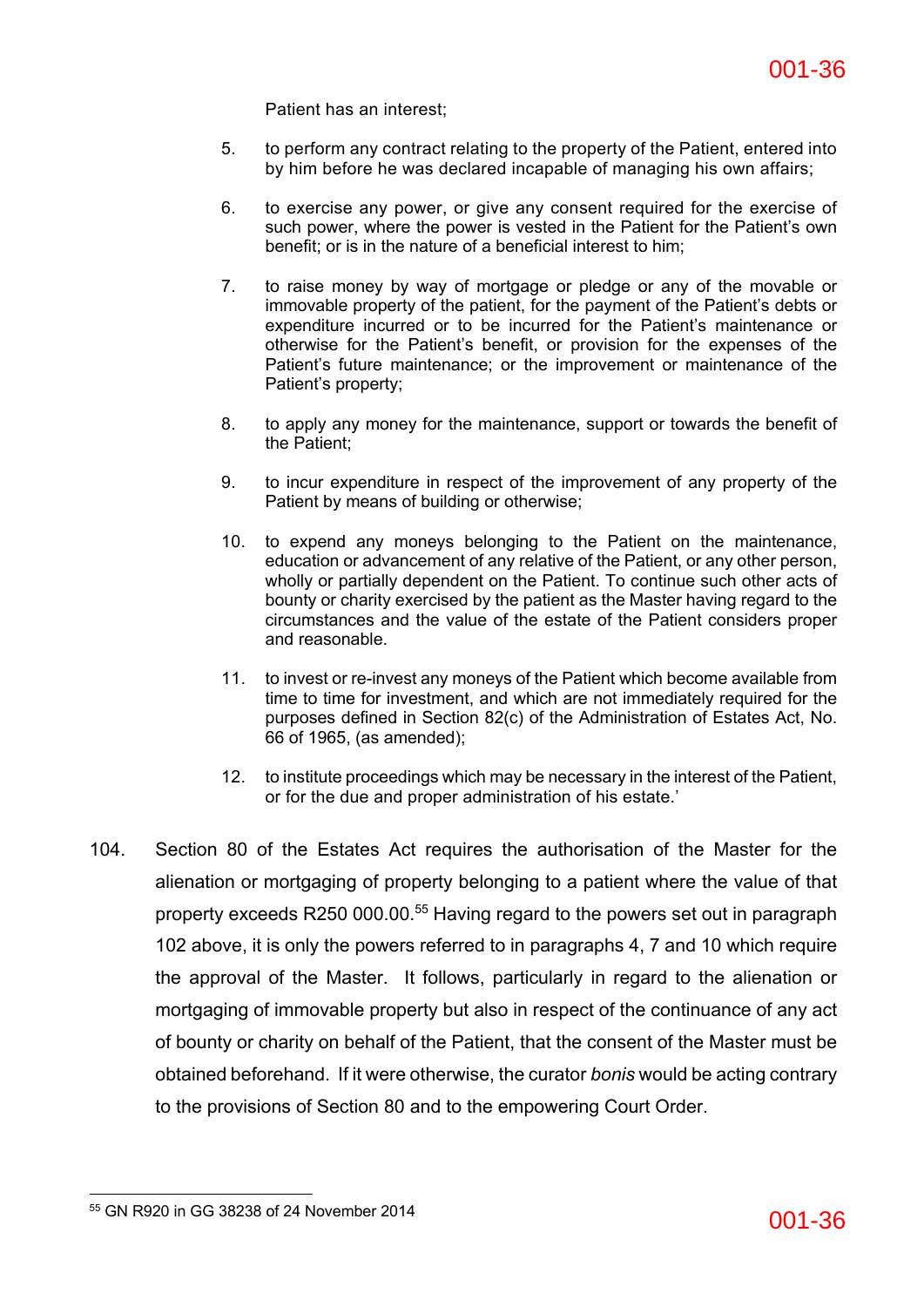Patient has an interest;

5. to perform any contract relating to the property of the Patient, entered into by him before he was declared incapable of managing his own affairs;

6. to exercise any power, or give any consent required for the exercise of such power, where the power is vested in the Patient for the Patient's own benefit; or is in the nature of a beneficial interest to him;

7. to raise money by way of mortgage or pledge or any of the movable or immovable property of the patient, for the payment of the Patient's debts or expenditure incurred or to be incurred for the Patient's maintenance or otherwise for the Patient's benefit, or provision for the expenses of the Patient's future maintenance; or the improvement or maintenance of the Patient's property;

8. to apply any money for the maintenance, support or towards the benefit of the Patient;

9. to incur expenditure in respect of the improvement of any property of the Patient by means of building or otherwise;

10. to expend any moneys belonging to the Patient on the maintenance, education or advancement of any relative of the Patient, or any other person, wholly or partially dependent on the Patient. To continue such other acts of bounty or charity exercised by the patient as the Master having regard to the circumstances and the value of the estate of the Patient considers proper and reasonable.

11. to invest or re-invest any moneys of the Patient which become available from time to time for investment, and which are not immediately required for the purposes defined in Section 82(c) of the Administration of Estates Act, No. 66 of 1965, (as amended);

12. to institute proceedings which may be necessary in the interest of the Patient, or for the due and proper administration of his estate.'

104. Section 80 of the Estates Act requires the authorisation of the Master for the alienation or mortgaging of property belonging to a patient where the value of that property exceeds R250 000.00.[55] Having regard to the powers set out in paragraph 102 above, it is only the powers referred to in paragraphs 4, 7 and 10 which require the approval of the Master. It follows, particularly in regard to the alienation or mortgaging of immovable property but also in respect of the continuance of any act of bounty or charity on behalf of the Patient, that the consent of the Master must be obtained beforehand. If it were otherwise, the curator *bonis* would be acting contrary to the provisions of Section 80 and to the empowering Court Order.

[55] GN R920 in GG 38238 of 24 November 2014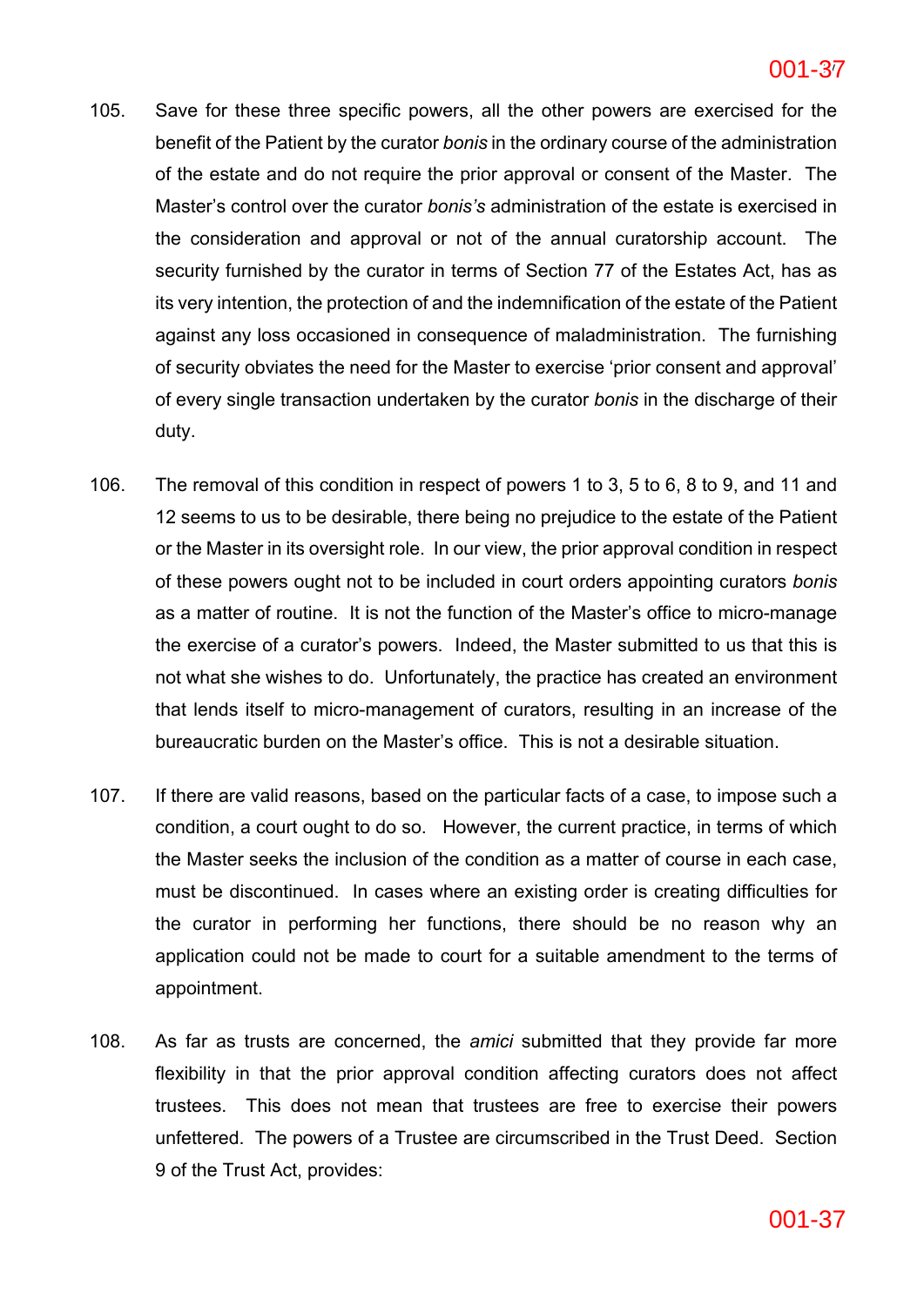105. Save for these three specific powers, all the other powers are exercised for the benefit of the Patient by the curator *bonis* in the ordinary course of the administration of the estate and do not require the prior approval or consent of the Master. The Master's control over the curator *bonis's* administration of the estate is exercised in the consideration and approval or not of the annual curatorship account. The security furnished by the curator in terms of Section 77 of the Estates Act, has as its very intention, the protection of and the indemnification of the estate of the Patient against any loss occasioned in consequence of maladministration. The furnishing of security obviates the need for the Master to exercise 'prior consent and approval' of every single transaction undertaken by the curator *bonis* in the discharge of their duty.

106. The removal of this condition in respect of powers 1 to 3, 5 to 6, 8 to 9, and 11 and 12 seems to us to be desirable, there being no prejudice to the estate of the Patient or the Master in its oversight role. In our view, the prior approval condition in respect of these powers ought not to be included in court orders appointing curators *bonis* as a matter of routine. It is not the function of the Master's office to micro-manage the exercise of a curator's powers. Indeed, the Master submitted to us that this is not what she wishes to do. Unfortunately, the practice has created an environment that lends itself to micro-management of curators, resulting in an increase of the bureaucratic burden on the Master's office. This is not a desirable situation.

107. If there are valid reasons, based on the particular facts of a case, to impose such a condition, a court ought to do so. However, the current practice, in terms of which the Master seeks the inclusion of the condition as a matter of course in each case, must be discontinued. In cases where an existing order is creating difficulties for the curator in performing her functions, there should be no reason why an application could not be made to court for a suitable amendment to the terms of appointment.

108. As far as trusts are concerned, the *amici* submitted that they provide far more flexibility in that the prior approval condition affecting curators does not affect trustees. This does not mean that trustees are free to exercise their powers unfettered. The powers of a Trustee are circumscribed in the Trust Deed. Section 9 of the Trust Act, provides: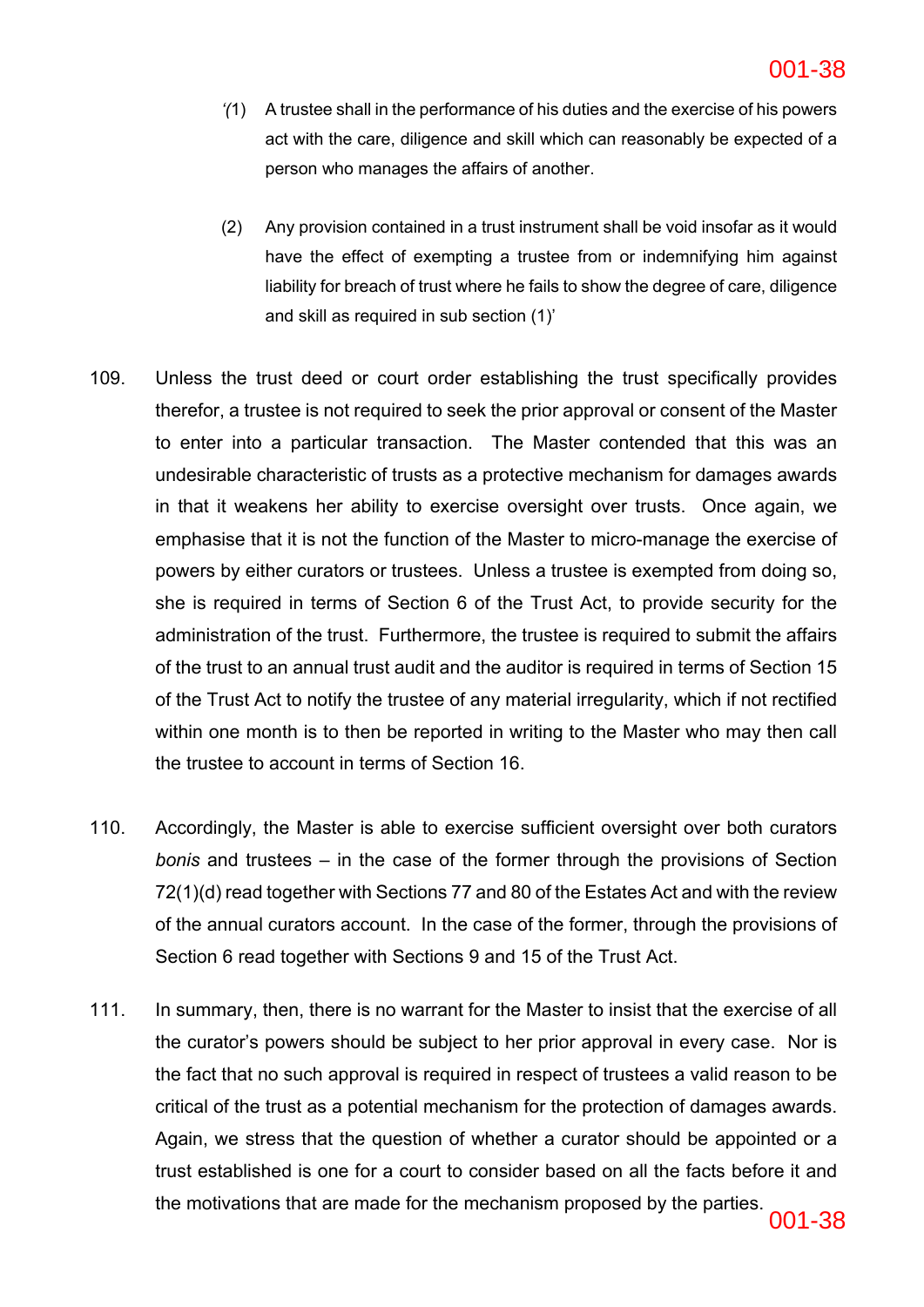'(1) A trustee shall in the performance of his duties and the exercise of his powers act with the care, diligence and skill which can reasonably be expected of a person who manages the affairs of another.

(2) Any provision contained in a trust instrument shall be void insofar as it would have the effect of exempting a trustee from or indemnifying him against liability for breach of trust where he fails to show the degree of care, diligence and skill as required in sub section (1)'

109. Unless the trust deed or court order establishing the trust specifically provides therefor, a trustee is not required to seek the prior approval or consent of the Master to enter into a particular transaction. The Master contended that this was an undesirable characteristic of trusts as a protective mechanism for damages awards in that it weakens her ability to exercise oversight over trusts. Once again, we emphasise that it is not the function of the Master to micro-manage the exercise of powers by either curators or trustees. Unless a trustee is exempted from doing so, she is required in terms of Section 6 of the Trust Act, to provide security for the administration of the trust. Furthermore, the trustee is required to submit the affairs of the trust to an annual trust audit and the auditor is required in terms of Section 15 of the Trust Act to notify the trustee of any material irregularity, which if not rectified within one month is to then be reported in writing to the Master who may then call the trustee to account in terms of Section 16.

110. Accordingly, the Master is able to exercise sufficient oversight over both curators *bonis* and trustees – in the case of the former through the provisions of Section 72(1)(d) read together with Sections 77 and 80 of the Estates Act and with the review of the annual curators account. In the case of the former, through the provisions of Section 6 read together with Sections 9 and 15 of the Trust Act.

111. In summary, then, there is no warrant for the Master to insist that the exercise of all the curator's powers should be subject to her prior approval in every case. Nor is the fact that no such approval is required in respect of trustees a valid reason to be critical of the trust as a potential mechanism for the protection of damages awards. Again, we stress that the question of whether a curator should be appointed or a trust established is one for a court to consider based on all the facts before it and the motivations that are made for the mechanism proposed by the parties.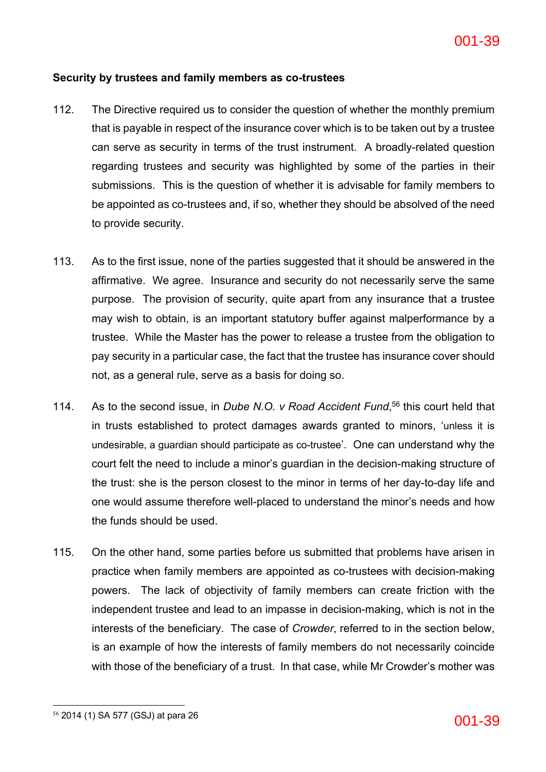**Security by trustees and family members as co-trustees**

112. The Directive required us to consider the question of whether the monthly premium that is payable in respect of the insurance cover which is to be taken out by a trustee can serve as security in terms of the trust instrument. A broadly-related question regarding trustees and security was highlighted by some of the parties in their submissions. This is the question of whether it is advisable for family members to be appointed as co-trustees and, if so, whether they should be absolved of the need to provide security.

113. As to the first issue, none of the parties suggested that it should be answered in the affirmative. We agree. Insurance and security do not necessarily serve the same purpose. The provision of security, quite apart from any insurance that a trustee may wish to obtain, is an important statutory buffer against malperformance by a trustee. While the Master has the power to release a trustee from the obligation to pay security in a particular case, the fact that the trustee has insurance cover should not, as a general rule, serve as a basis for doing so.

114. As to the second issue, in *Dube N.O. v Road Accident Fund*,[56] this court held that in trusts established to protect damages awards granted to minors, 'unless it is undesirable, a guardian should participate as co-trustee'. One can understand why the court felt the need to include a minor's guardian in the decision-making structure of the trust: she is the person closest to the minor in terms of her day-to-day life and one would assume therefore well-placed to understand the minor's needs and how the funds should be used.

115. On the other hand, some parties before us submitted that problems have arisen in practice when family members are appointed as co-trustees with decision-making powers. The lack of objectivity of family members can create friction with the independent trustee and lead to an impasse in decision-making, which is not in the interests of the beneficiary. The case of *Crowder*, referred to in the section below, is an example of how the interests of family members do not necessarily coincide with those of the beneficiary of a trust. In that case, while Mr Crowder's mother was

---

[56] 2014 (1) SA 577 (GSJ) at para 26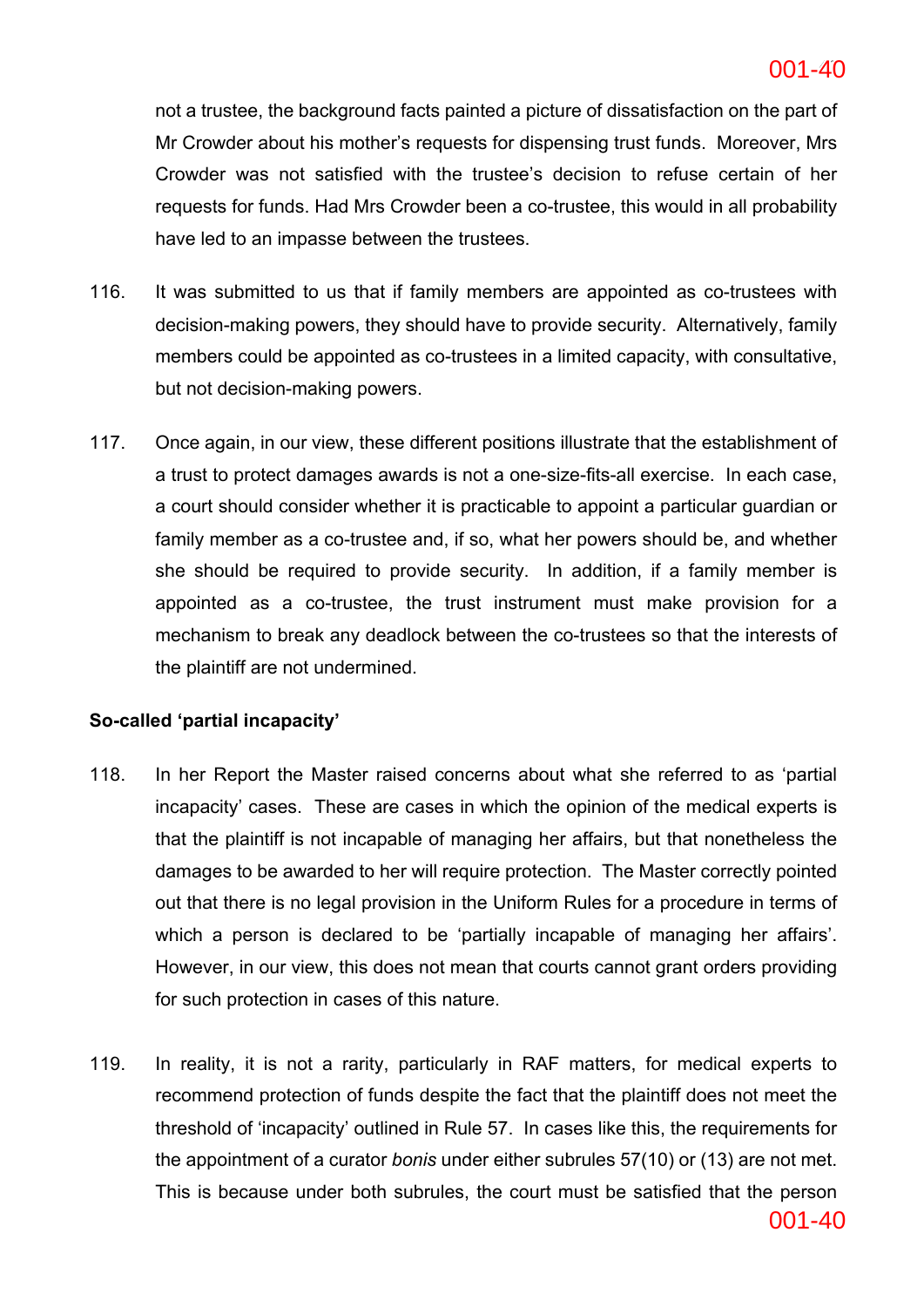not a trustee, the background facts painted a picture of dissatisfaction on the part of Mr Crowder about his mother's requests for dispensing trust funds. Moreover, Mrs Crowder was not satisfied with the trustee's decision to refuse certain of her requests for funds. Had Mrs Crowder been a co-trustee, this would in all probability have led to an impasse between the trustees.

116. It was submitted to us that if family members are appointed as co-trustees with decision-making powers, they should have to provide security. Alternatively, family members could be appointed as co-trustees in a limited capacity, with consultative, but not decision-making powers.

117. Once again, in our view, these different positions illustrate that the establishment of a trust to protect damages awards is not a one-size-fits-all exercise. In each case, a court should consider whether it is practicable to appoint a particular guardian or family member as a co-trustee and, if so, what her powers should be, and whether she should be required to provide security. In addition, if a family member is appointed as a co-trustee, the trust instrument must make provision for a mechanism to break any deadlock between the co-trustees so that the interests of the plaintiff are not undermined.

**So-called 'partial incapacity'**

118. In her Report the Master raised concerns about what she referred to as 'partial incapacity' cases. These are cases in which the opinion of the medical experts is that the plaintiff is not incapable of managing her affairs, but that nonetheless the damages to be awarded to her will require protection. The Master correctly pointed out that there is no legal provision in the Uniform Rules for a procedure in terms of which a person is declared to be 'partially incapable of managing her affairs'. However, in our view, this does not mean that courts cannot grant orders providing for such protection in cases of this nature.

119. In reality, it is not a rarity, particularly in RAF matters, for medical experts to recommend protection of funds despite the fact that the plaintiff does not meet the threshold of 'incapacity' outlined in Rule 57. In cases like this, the requirements for the appointment of a curator *bonis* under either subrules 57(10) or (13) are not met. This is because under both subrules, the court must be satisfied that the person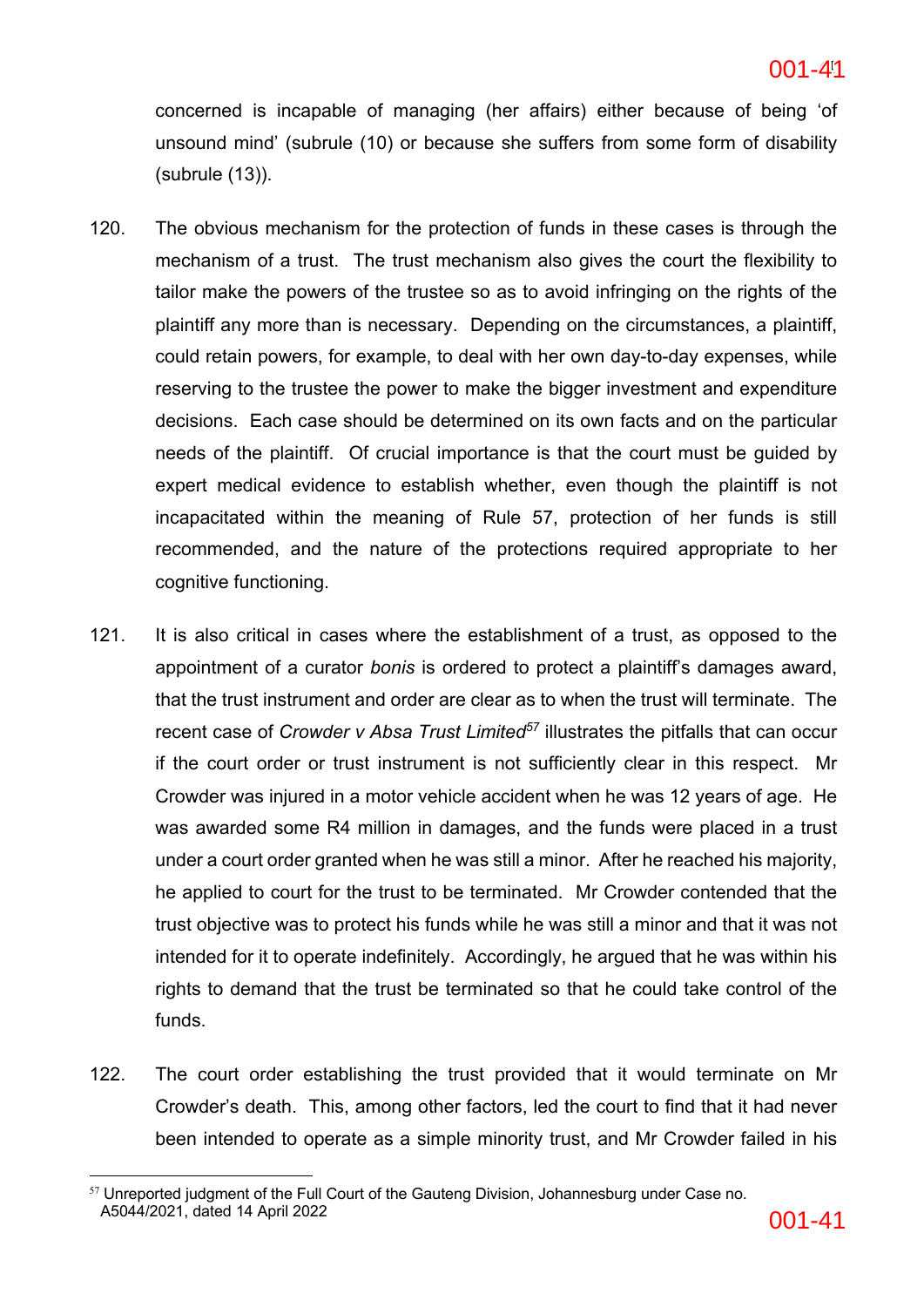concerned is incapable of managing (her affairs) either because of being 'of unsound mind' (subrule (10) or because she suffers from some form of disability (subrule (13)).

120. The obvious mechanism for the protection of funds in these cases is through the mechanism of a trust. The trust mechanism also gives the court the flexibility to tailor make the powers of the trustee so as to avoid infringing on the rights of the plaintiff any more than is necessary. Depending on the circumstances, a plaintiff, could retain powers, for example, to deal with her own day-to-day expenses, while reserving to the trustee the power to make the bigger investment and expenditure decisions. Each case should be determined on its own facts and on the particular needs of the plaintiff. Of crucial importance is that the court must be guided by expert medical evidence to establish whether, even though the plaintiff is not incapacitated within the meaning of Rule 57, protection of her funds is still recommended, and the nature of the protections required appropriate to her cognitive functioning.

121. It is also critical in cases where the establishment of a trust, as opposed to the appointment of a curator *bonis* is ordered to protect a plaintiff's damages award, that the trust instrument and order are clear as to when the trust will terminate. The recent case of *Crowder v Absa Trust Limited*[57] illustrates the pitfalls that can occur if the court order or trust instrument is not sufficiently clear in this respect. Mr Crowder was injured in a motor vehicle accident when he was 12 years of age. He was awarded some R4 million in damages, and the funds were placed in a trust under a court order granted when he was still a minor. After he reached his majority, he applied to court for the trust to be terminated. Mr Crowder contended that the trust objective was to protect his funds while he was still a minor and that it was not intended for it to operate indefinitely. Accordingly, he argued that he was within his rights to demand that the trust be terminated so that he could take control of the funds.

122. The court order establishing the trust provided that it would terminate on Mr Crowder's death. This, among other factors, led the court to find that it had never been intended to operate as a simple minority trust, and Mr Crowder failed in his

[57] Unreported judgment of the Full Court of the Gauteng Division, Johannesburg under Case no. A5044/2021, dated 14 April 2022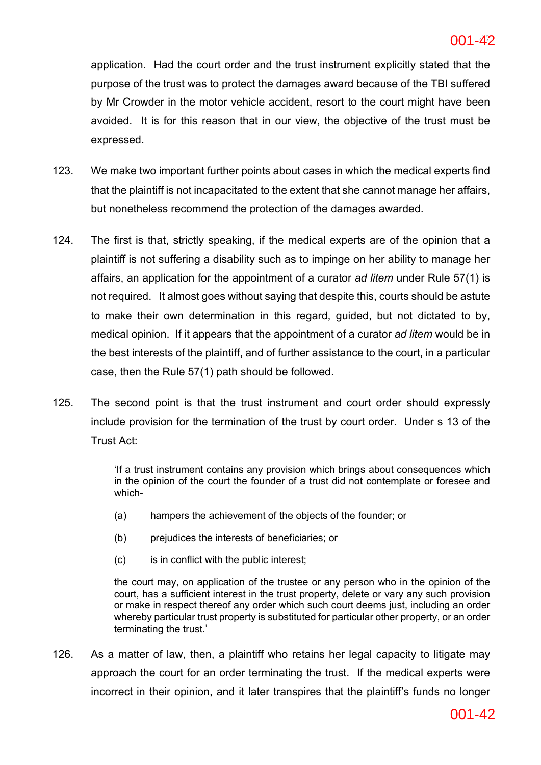application. Had the court order and the trust instrument explicitly stated that the purpose of the trust was to protect the damages award because of the TBI suffered by Mr Crowder in the motor vehicle accident, resort to the court might have been avoided. It is for this reason that in our view, the objective of the trust must be expressed.

123. We make two important further points about cases in which the medical experts find that the plaintiff is not incapacitated to the extent that she cannot manage her affairs, but nonetheless recommend the protection of the damages awarded.

124. The first is that, strictly speaking, if the medical experts are of the opinion that a plaintiff is not suffering a disability such as to impinge on her ability to manage her affairs, an application for the appointment of a curator *ad litem* under Rule 57(1) is not required. It almost goes without saying that despite this, courts should be astute to make their own determination in this regard, guided, but not dictated to by, medical opinion. If it appears that the appointment of a curator *ad litem* would be in the best interests of the plaintiff, and of further assistance to the court, in a particular case, then the Rule 57(1) path should be followed.

125. The second point is that the trust instrument and court order should expressly include provision for the termination of the trust by court order. Under s 13 of the Trust Act:

> 'If a trust instrument contains any provision which brings about consequences which in the opinion of the court the founder of a trust did not contemplate or foresee and which-
>
> (a) hampers the achievement of the objects of the founder; or
>
> (b) prejudices the interests of beneficiaries; or
>
> (c) is in conflict with the public interest;
>
> the court may, on application of the trustee or any person who in the opinion of the court, has a sufficient interest in the trust property, delete or vary any such provision or make in respect thereof any order which such court deems just, including an order whereby particular trust property is substituted for particular other property, or an order terminating the trust.'

126. As a matter of law, then, a plaintiff who retains her legal capacity to litigate may approach the court for an order terminating the trust. If the medical experts were incorrect in their opinion, and it later transpires that the plaintiff's funds no longer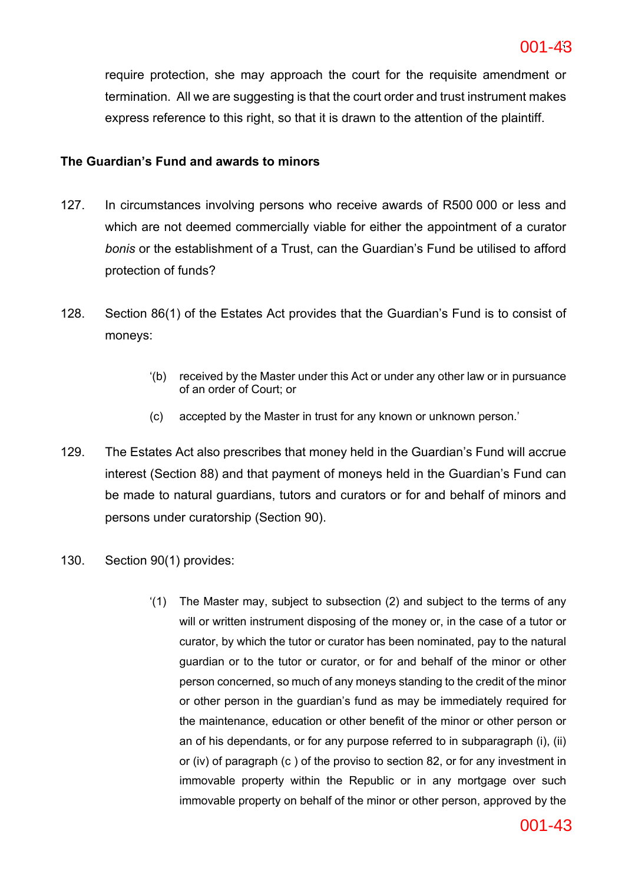require protection, she may approach the court for the requisite amendment or termination. All we are suggesting is that the court order and trust instrument makes express reference to this right, so that it is drawn to the attention of the plaintiff.

**The Guardian's Fund and awards to minors**

127. In circumstances involving persons who receive awards of R500 000 or less and which are not deemed commercially viable for either the appointment of a curator *bonis* or the establishment of a Trust, can the Guardian's Fund be utilised to afford protection of funds?

128. Section 86(1) of the Estates Act provides that the Guardian's Fund is to consist of moneys:

> '(b) received by the Master under this Act or under any other law or in pursuance of an order of Court; or
>
> (c) accepted by the Master in trust for any known or unknown person.'

129. The Estates Act also prescribes that money held in the Guardian's Fund will accrue interest (Section 88) and that payment of moneys held in the Guardian's Fund can be made to natural guardians, tutors and curators or for and behalf of minors and persons under curatorship (Section 90).

130. Section 90(1) provides:

> '(1) The Master may, subject to subsection (2) and subject to the terms of any will or written instrument disposing of the money or, in the case of a tutor or curator, by which the tutor or curator has been nominated, pay to the natural guardian or to the tutor or curator, or for and behalf of the minor or other person concerned, so much of any moneys standing to the credit of the minor or other person in the guardian's fund as may be immediately required for the maintenance, education or other benefit of the minor or other person or an of his dependants, or for any purpose referred to in subparagraph (i), (ii) or (iv) of paragraph (c ) of the proviso to section 82, or for any investment in immovable property within the Republic or in any mortgage over such immovable property on behalf of the minor or other person, approved by the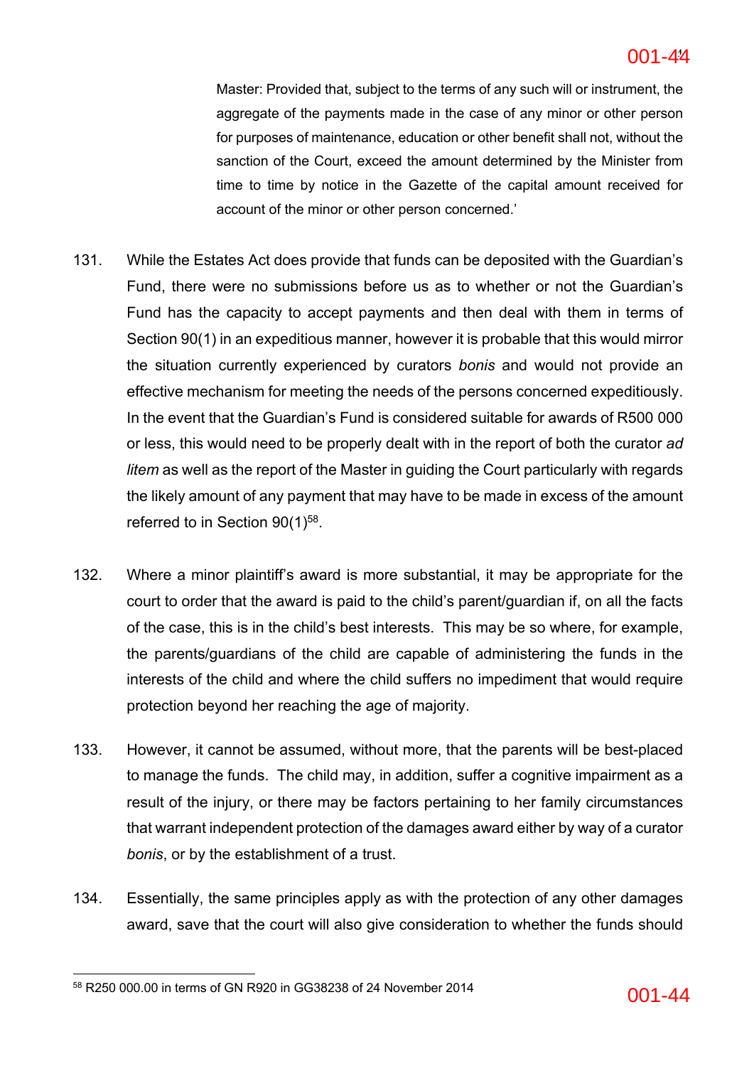Master: Provided that, subject to the terms of any such will or instrument, the aggregate of the payments made in the case of any minor or other person for purposes of maintenance, education or other benefit shall not, without the sanction of the Court, exceed the amount determined by the Minister from time to time by notice in the Gazette of the capital amount received for account of the minor or other person concerned.'

131. While the Estates Act does provide that funds can be deposited with the Guardian's Fund, there were no submissions before us as to whether or not the Guardian's Fund has the capacity to accept payments and then deal with them in terms of Section 90(1) in an expeditious manner, however it is probable that this would mirror the situation currently experienced by curators *bonis* and would not provide an effective mechanism for meeting the needs of the persons concerned expeditiously. In the event that the Guardian's Fund is considered suitable for awards of R500 000 or less, this would need to be properly dealt with in the report of both the curator *ad litem* as well as the report of the Master in guiding the Court particularly with regards the likely amount of any payment that may have to be made in excess of the amount referred to in Section 90(1)[58].

132. Where a minor plaintiff's award is more substantial, it may be appropriate for the court to order that the award is paid to the child's parent/guardian if, on all the facts of the case, this is in the child's best interests. This may be so where, for example, the parents/guardians of the child are capable of administering the funds in the interests of the child and where the child suffers no impediment that would require protection beyond her reaching the age of majority.

133. However, it cannot be assumed, without more, that the parents will be best-placed to manage the funds. The child may, in addition, suffer a cognitive impairment as a result of the injury, or there may be factors pertaining to her family circumstances that warrant independent protection of the damages award either by way of a curator *bonis*, or by the establishment of a trust.

134. Essentially, the same principles apply as with the protection of any other damages award, save that the court will also give consideration to whether the funds should

[58] R250 000.00 in terms of GN R920 in GG38238 of 24 November 2014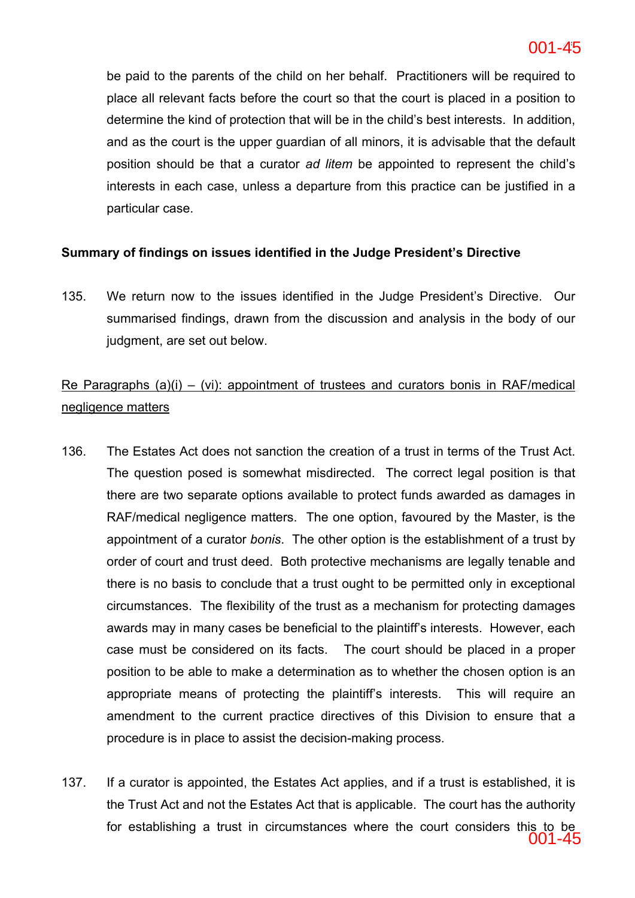be paid to the parents of the child on her behalf. Practitioners will be required to place all relevant facts before the court so that the court is placed in a position to determine the kind of protection that will be in the child's best interests. In addition, and as the court is the upper guardian of all minors, it is advisable that the default position should be that a curator *ad litem* be appointed to represent the child's interests in each case, unless a departure from this practice can be justified in a particular case.

**Summary of findings on issues identified in the Judge President's Directive**

135. We return now to the issues identified in the Judge President's Directive. Our summarised findings, drawn from the discussion and analysis in the body of our judgment, are set out below.

<u>Re Paragraphs (a)(i) – (vi): appointment of trustees and curators bonis in RAF/medical negligence matters</u>

136. The Estates Act does not sanction the creation of a trust in terms of the Trust Act. The question posed is somewhat misdirected. The correct legal position is that there are two separate options available to protect funds awarded as damages in RAF/medical negligence matters. The one option, favoured by the Master, is the appointment of a curator *bonis*. The other option is the establishment of a trust by order of court and trust deed. Both protective mechanisms are legally tenable and there is no basis to conclude that a trust ought to be permitted only in exceptional circumstances. The flexibility of the trust as a mechanism for protecting damages awards may in many cases be beneficial to the plaintiff's interests. However, each case must be considered on its facts. The court should be placed in a proper position to be able to make a determination as to whether the chosen option is an appropriate means of protecting the plaintiff's interests. This will require an amendment to the current practice directives of this Division to ensure that a procedure is in place to assist the decision-making process.

137. If a curator is appointed, the Estates Act applies, and if a trust is established, it is the Trust Act and not the Estates Act that is applicable. The court has the authority for establishing a trust in circumstances where the court considers this to be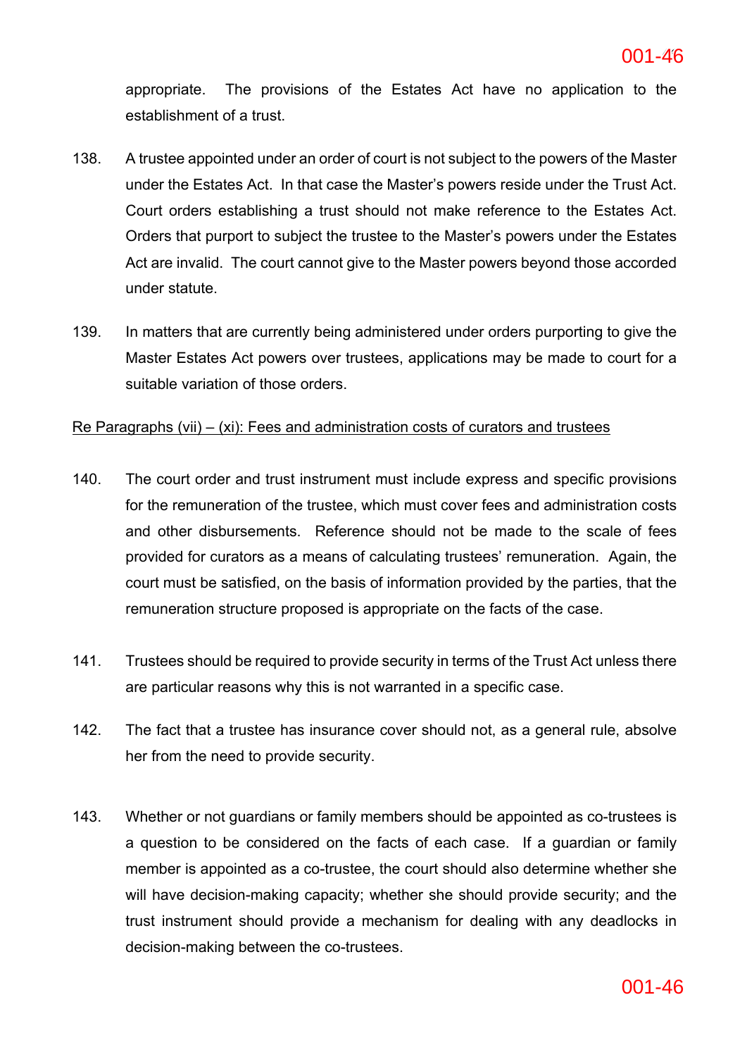appropriate. The provisions of the Estates Act have no application to the establishment of a trust.

138. A trustee appointed under an order of court is not subject to the powers of the Master under the Estates Act. In that case the Master's powers reside under the Trust Act. Court orders establishing a trust should not make reference to the Estates Act. Orders that purport to subject the trustee to the Master's powers under the Estates Act are invalid. The court cannot give to the Master powers beyond those accorded under statute.

139. In matters that are currently being administered under orders purporting to give the Master Estates Act powers over trustees, applications may be made to court for a suitable variation of those orders.

<u>Re Paragraphs (vii) – (xi): Fees and administration costs of curators and trustees</u>

140. The court order and trust instrument must include express and specific provisions for the remuneration of the trustee, which must cover fees and administration costs and other disbursements. Reference should not be made to the scale of fees provided for curators as a means of calculating trustees' remuneration. Again, the court must be satisfied, on the basis of information provided by the parties, that the remuneration structure proposed is appropriate on the facts of the case.

141. Trustees should be required to provide security in terms of the Trust Act unless there are particular reasons why this is not warranted in a specific case.

142. The fact that a trustee has insurance cover should not, as a general rule, absolve her from the need to provide security.

143. Whether or not guardians or family members should be appointed as co-trustees is a question to be considered on the facts of each case. If a guardian or family member is appointed as a co-trustee, the court should also determine whether she will have decision-making capacity; whether she should provide security; and the trust instrument should provide a mechanism for dealing with any deadlocks in decision-making between the co-trustees.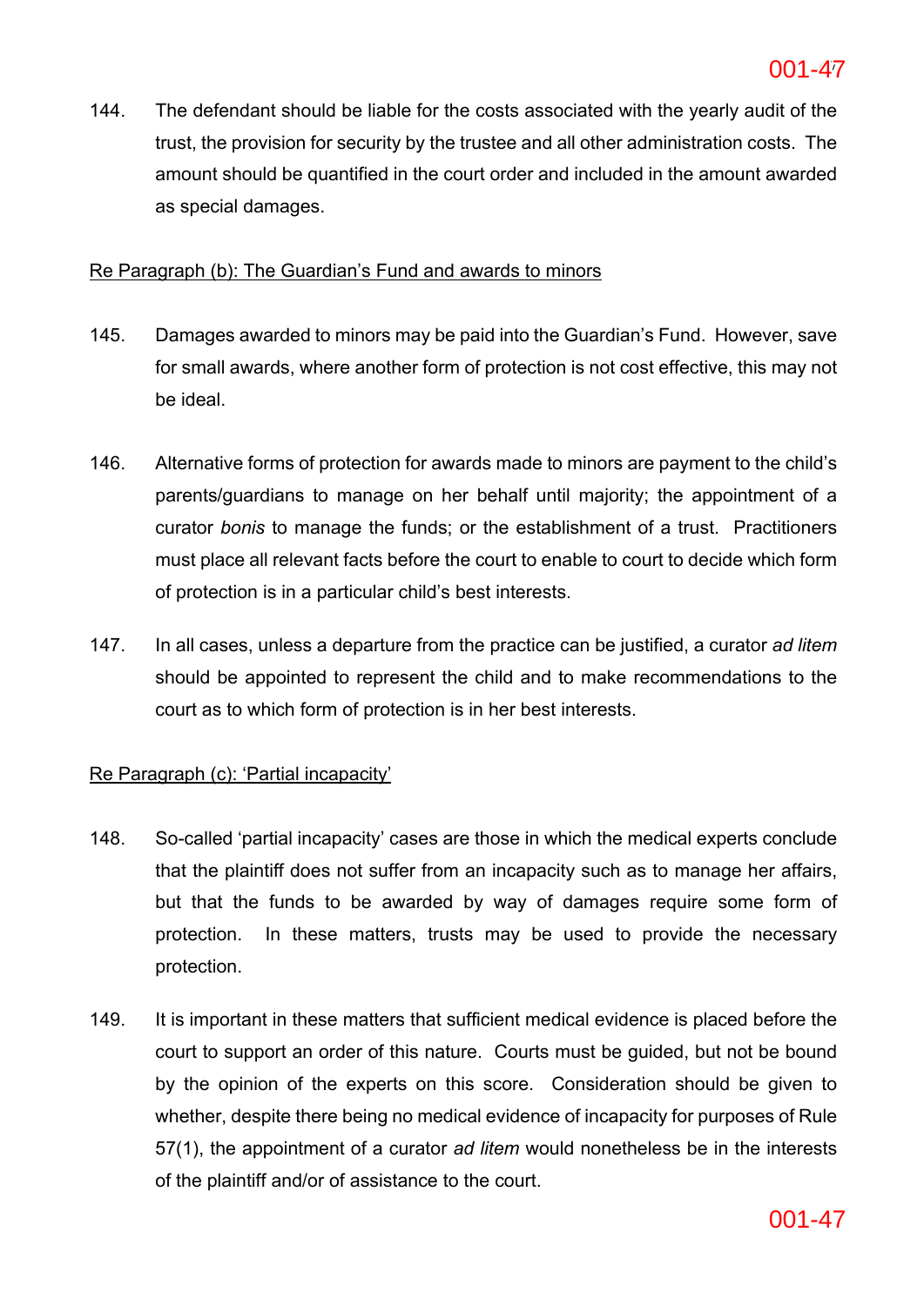144. The defendant should be liable for the costs associated with the yearly audit of the trust, the provision for security by the trustee and all other administration costs. The amount should be quantified in the court order and included in the amount awarded as special damages.

Re Paragraph (b): The Guardian's Fund and awards to minors

145. Damages awarded to minors may be paid into the Guardian's Fund. However, save for small awards, where another form of protection is not cost effective, this may not be ideal.

146. Alternative forms of protection for awards made to minors are payment to the child's parents/guardians to manage on her behalf until majority; the appointment of a curator *bonis* to manage the funds; or the establishment of a trust. Practitioners must place all relevant facts before the court to enable to court to decide which form of protection is in a particular child's best interests.

147. In all cases, unless a departure from the practice can be justified, a curator *ad litem* should be appointed to represent the child and to make recommendations to the court as to which form of protection is in her best interests.

Re Paragraph (c): 'Partial incapacity'

148. So-called 'partial incapacity' cases are those in which the medical experts conclude that the plaintiff does not suffer from an incapacity such as to manage her affairs, but that the funds to be awarded by way of damages require some form of protection. In these matters, trusts may be used to provide the necessary protection.

149. It is important in these matters that sufficient medical evidence is placed before the court to support an order of this nature. Courts must be guided, but not be bound by the opinion of the experts on this score. Consideration should be given to whether, despite there being no medical evidence of incapacity for purposes of Rule 57(1), the appointment of a curator *ad litem* would nonetheless be in the interests of the plaintiff and/or of assistance to the court.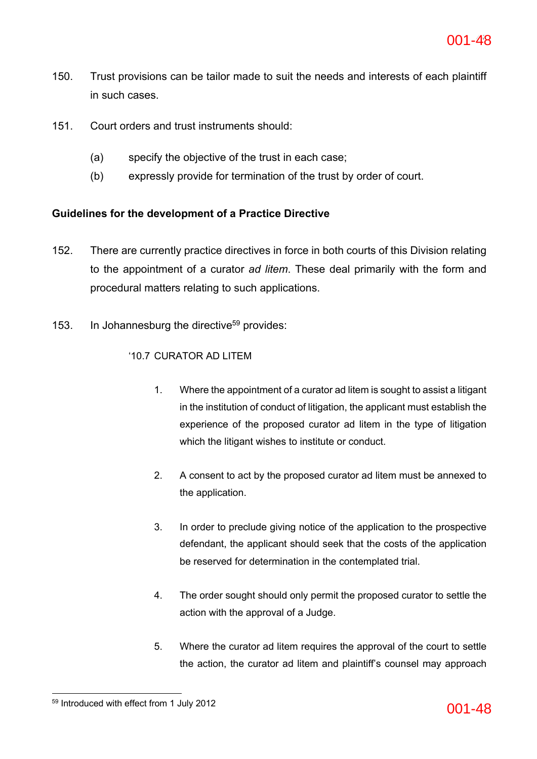150. Trust provisions can be tailor made to suit the needs and interests of each plaintiff in such cases.

151. Court orders and trust instruments should:

   (a) specify the objective of the trust in each case;

   (b) expressly provide for termination of the trust by order of court.

**Guidelines for the development of a Practice Directive**

152. There are currently practice directives in force in both courts of this Division relating to the appointment of a curator *ad litem*. These deal primarily with the form and procedural matters relating to such applications.

153. In Johannesburg the directive[59] provides:

   '10.7 CURATOR AD LITEM

   1. Where the appointment of a curator ad litem is sought to assist a litigant in the institution of conduct of litigation, the applicant must establish the experience of the proposed curator ad litem in the type of litigation which the litigant wishes to institute or conduct.

   2. A consent to act by the proposed curator ad litem must be annexed to the application.

   3. In order to preclude giving notice of the application to the prospective defendant, the applicant should seek that the costs of the application be reserved for determination in the contemplated trial.

   4. The order sought should only permit the proposed curator to settle the action with the approval of a Judge.

   5. Where the curator ad litem requires the approval of the court to settle the action, the curator ad litem and plaintiff's counsel may approach

[59] Introduced with effect from 1 July 2012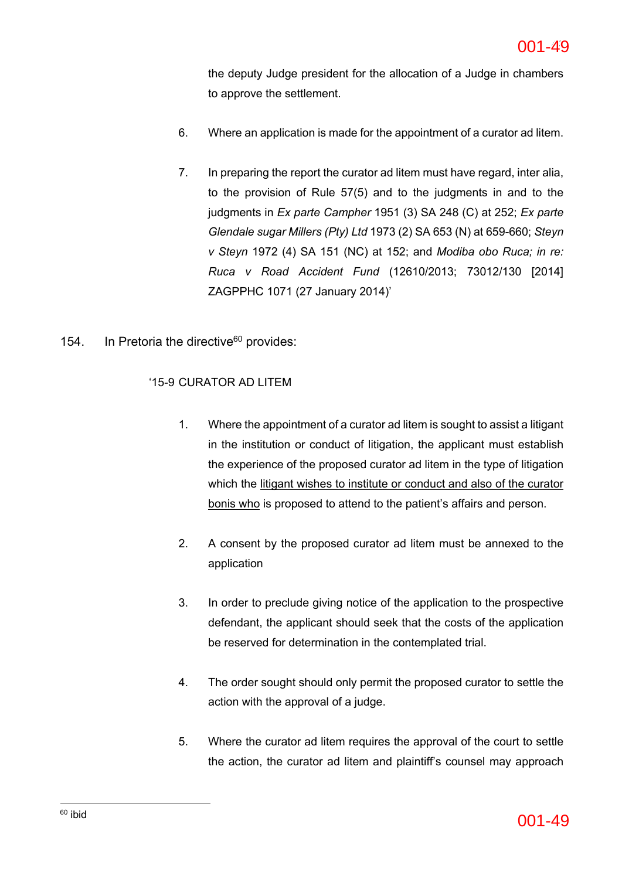the deputy Judge president for the allocation of a Judge in chambers to approve the settlement.

6. Where an application is made for the appointment of a curator ad litem.

7. In preparing the report the curator ad litem must have regard, inter alia, to the provision of Rule 57(5) and to the judgments in and to the judgments in *Ex parte Campher* 1951 (3) SA 248 (C) at 252; *Ex parte Glendale sugar Millers (Pty) Ltd* 1973 (2) SA 653 (N) at 659-660; *Steyn v Steyn* 1972 (4) SA 151 (NC) at 152; and *Modiba obo Ruca; in re: Ruca v Road Accident Fund* (12610/2013; 73012/130 [2014] ZAGPPHC 1071 (27 January 2014)'

154. In Pretoria the directive[60] provides:

'15-9 CURATOR AD LITEM

1. Where the appointment of a curator ad litem is sought to assist a litigant in the institution or conduct of litigation, the applicant must establish the experience of the proposed curator ad litem in the type of litigation which the <u>litigant wishes to institute or conduct and also of the curator bonis who</u> is proposed to attend to the patient's affairs and person.

2. A consent by the proposed curator ad litem must be annexed to the application

3. In order to preclude giving notice of the application to the prospective defendant, the applicant should seek that the costs of the application be reserved for determination in the contemplated trial.

4. The order sought should only permit the proposed curator to settle the action with the approval of a judge.

5. Where the curator ad litem requires the approval of the court to settle the action, the curator ad litem and plaintiff's counsel may approach

---

[60] ibid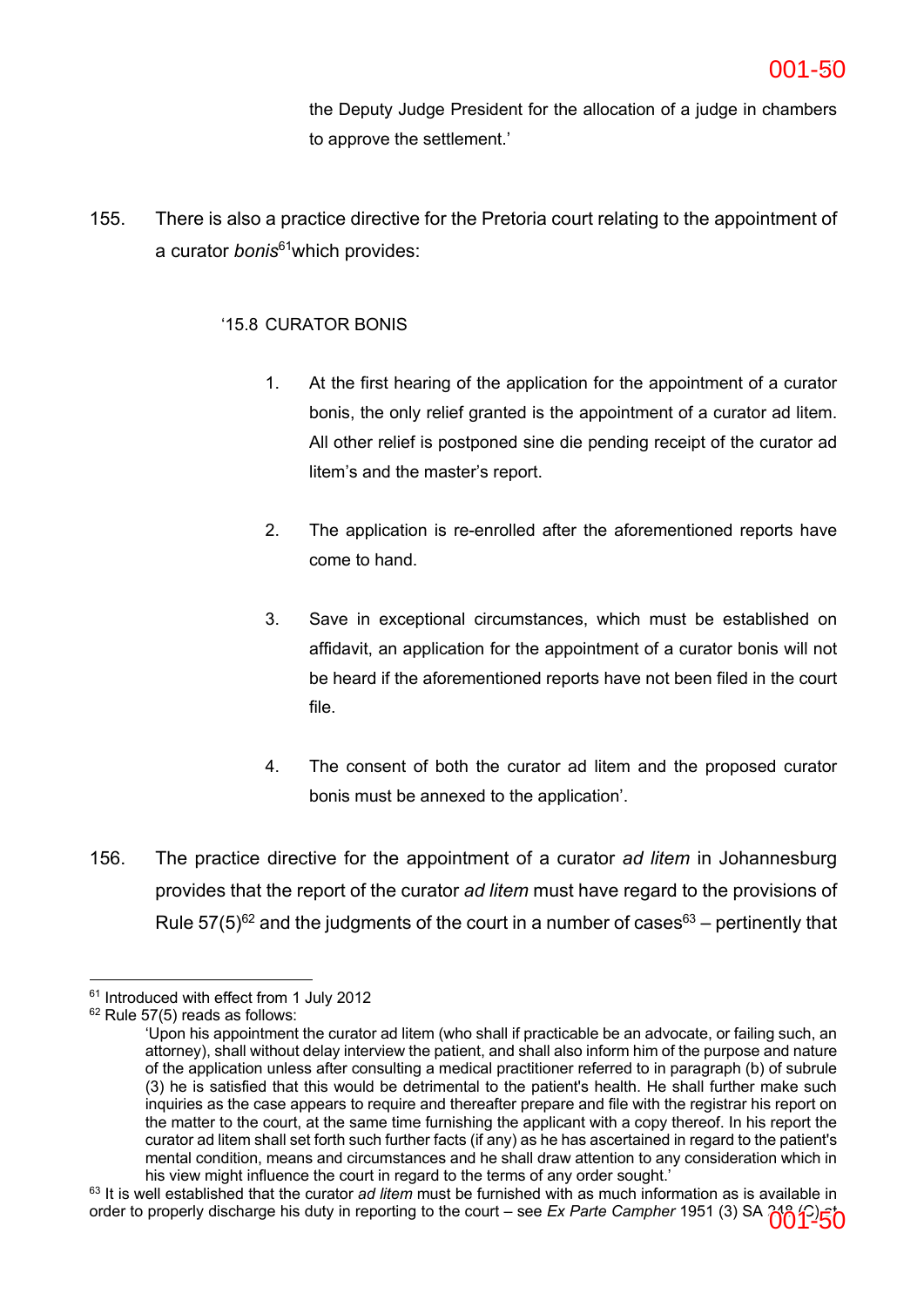the Deputy Judge President for the allocation of a judge in chambers to approve the settlement.'

155. There is also a practice directive for the Pretoria court relating to the appointment of a curator *bonis*[61] which provides:

'15.8 CURATOR BONIS

1. At the first hearing of the application for the appointment of a curator bonis, the only relief granted is the appointment of a curator ad litem. All other relief is postponed sine die pending receipt of the curator ad litem's and the master's report.

2. The application is re-enrolled after the aforementioned reports have come to hand.

3. Save in exceptional circumstances, which must be established on affidavit, an application for the appointment of a curator bonis will not be heard if the aforementioned reports have not been filed in the court file.

4. The consent of both the curator ad litem and the proposed curator bonis must be annexed to the application'.

156. The practice directive for the appointment of a curator *ad litem* in Johannesburg provides that the report of the curator *ad litem* must have regard to the provisions of Rule 57(5)[62] and the judgments of the court in a number of cases[63] – pertinently that

---

[61] Introduced with effect from 1 July 2012

[62] Rule 57(5) reads as follows:

'Upon his appointment the curator ad litem (who shall if practicable be an advocate, or failing such, an attorney), shall without delay interview the patient, and shall also inform him of the purpose and nature of the application unless after consulting a medical practitioner referred to in paragraph (b) of subrule (3) he is satisfied that this would be detrimental to the patient's health. He shall further make such inquiries as the case appears to require and thereafter prepare and file with the registrar his report on the matter to the court, at the same time furnishing the applicant with a copy thereof. In his report the curator ad litem shall set forth such further facts (if any) as he has ascertained in regard to the patient's mental condition, means and circumstances and he shall draw attention to any consideration which in his view might influence the court in regard to the terms of any order sought.'

[63] It is well established that the curator *ad litem* must be furnished with as much information as is available in order to properly discharge his duty in reporting to the court – see *Ex Parte Campher* 1951 (3) SA 248 (C) at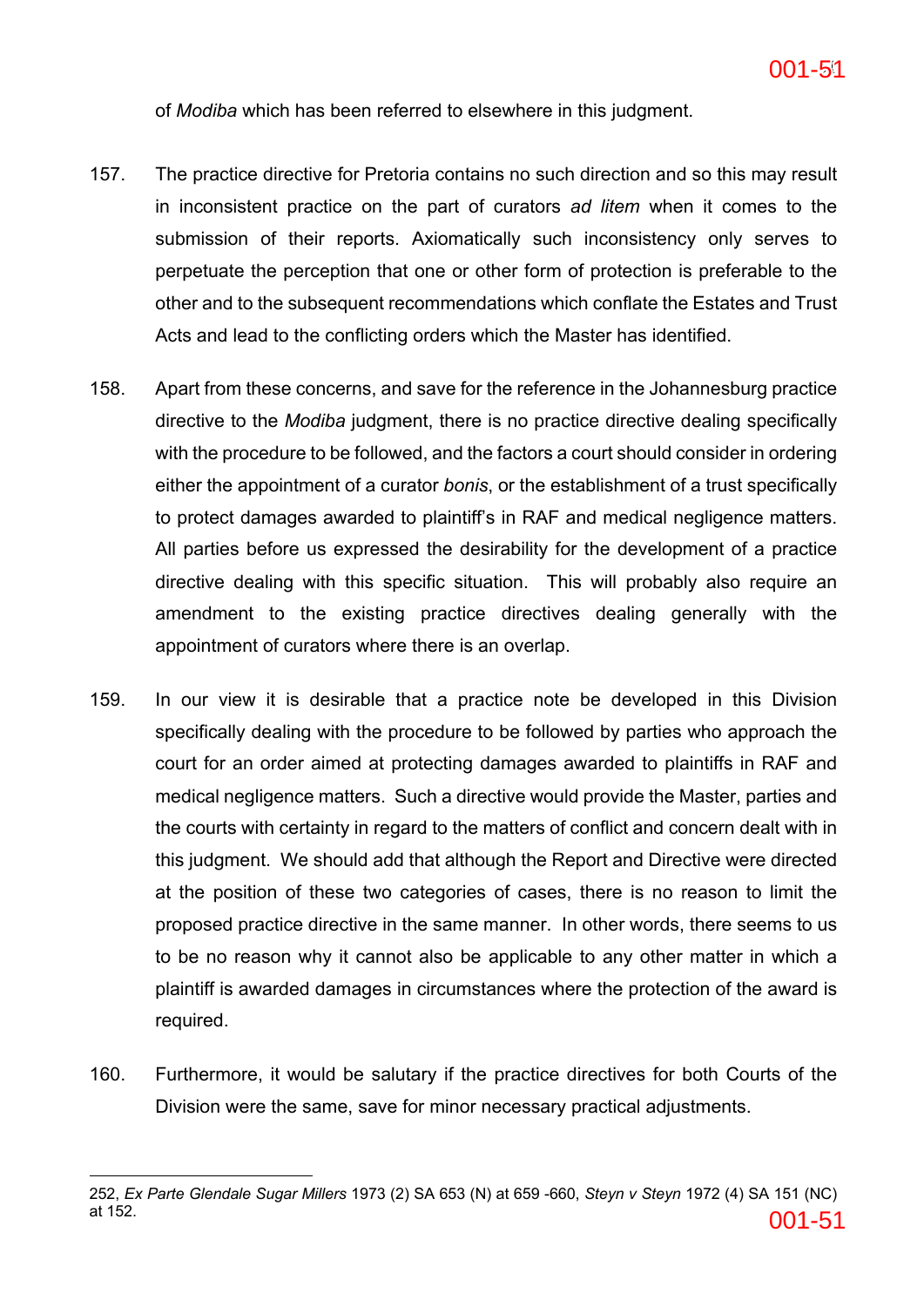of *Modiba* which has been referred to elsewhere in this judgment.

157. The practice directive for Pretoria contains no such direction and so this may result in inconsistent practice on the part of curators *ad litem* when it comes to the submission of their reports. Axiomatically such inconsistency only serves to perpetuate the perception that one or other form of protection is preferable to the other and to the subsequent recommendations which conflate the Estates and Trust Acts and lead to the conflicting orders which the Master has identified.

158. Apart from these concerns, and save for the reference in the Johannesburg practice directive to the *Modiba* judgment, there is no practice directive dealing specifically with the procedure to be followed, and the factors a court should consider in ordering either the appointment of a curator *bonis*, or the establishment of a trust specifically to protect damages awarded to plaintiff's in RAF and medical negligence matters. All parties before us expressed the desirability for the development of a practice directive dealing with this specific situation. This will probably also require an amendment to the existing practice directives dealing generally with the appointment of curators where there is an overlap.

159. In our view it is desirable that a practice note be developed in this Division specifically dealing with the procedure to be followed by parties who approach the court for an order aimed at protecting damages awarded to plaintiffs in RAF and medical negligence matters. Such a directive would provide the Master, parties and the courts with certainty in regard to the matters of conflict and concern dealt with in this judgment. We should add that although the Report and Directive were directed at the position of these two categories of cases, there is no reason to limit the proposed practice directive in the same manner. In other words, there seems to us to be no reason why it cannot also be applicable to any other matter in which a plaintiff is awarded damages in circumstances where the protection of the award is required.

160. Furthermore, it would be salutary if the practice directives for both Courts of the Division were the same, save for minor necessary practical adjustments.

---

252, *Ex Parte Glendale Sugar Millers* 1973 (2) SA 653 (N) at 659 -660, *Steyn v Steyn* 1972 (4) SA 151 (NC) at 152.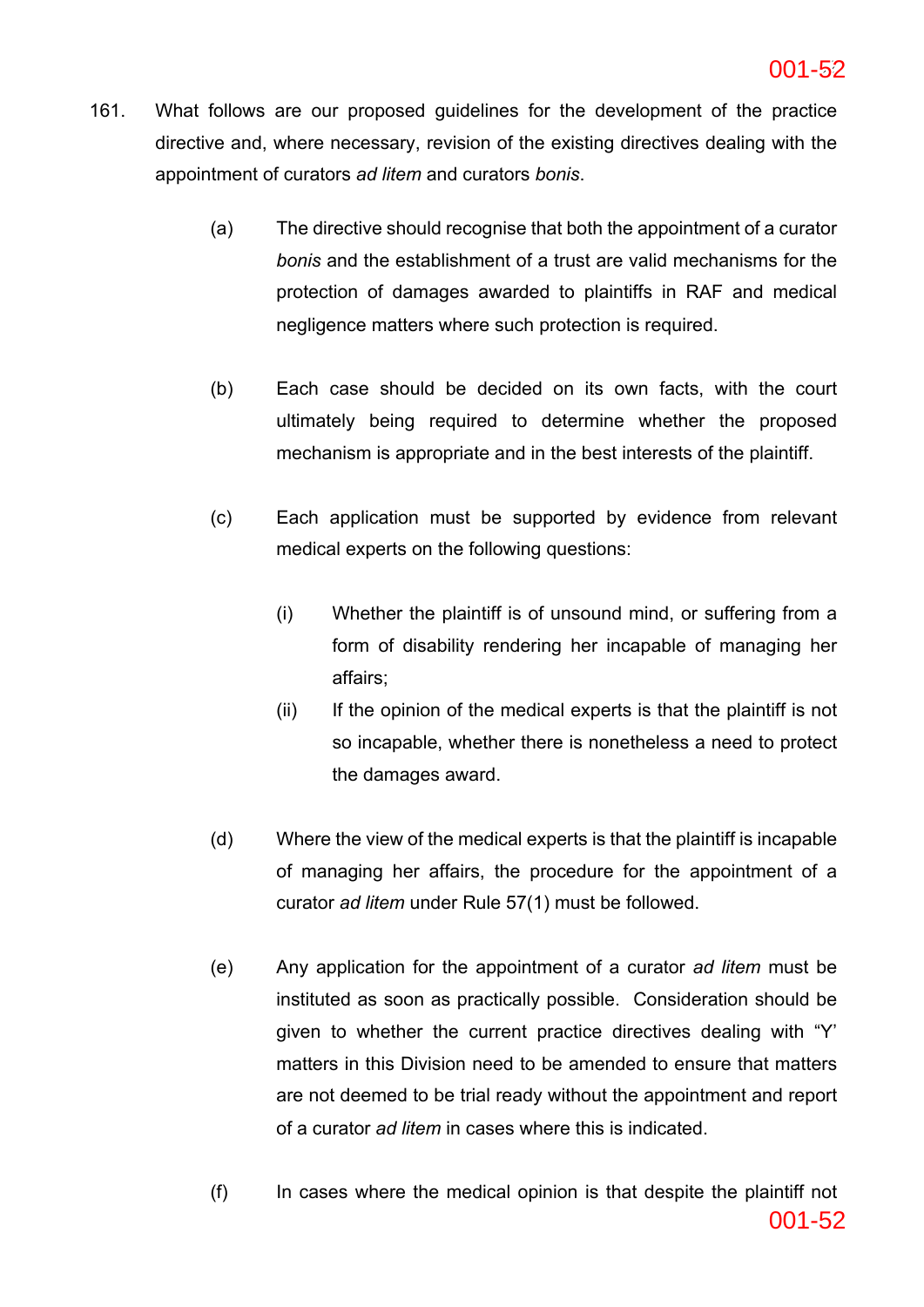161. What follows are our proposed guidelines for the development of the practice directive and, where necessary, revision of the existing directives dealing with the appointment of curators *ad litem* and curators *bonis*.

   (a) The directive should recognise that both the appointment of a curator *bonis* and the establishment of a trust are valid mechanisms for the protection of damages awarded to plaintiffs in RAF and medical negligence matters where such protection is required.

   (b) Each case should be decided on its own facts, with the court ultimately being required to determine whether the proposed mechanism is appropriate and in the best interests of the plaintiff.

   (c) Each application must be supported by evidence from relevant medical experts on the following questions:

      (i) Whether the plaintiff is of unsound mind, or suffering from a form of disability rendering her incapable of managing her affairs;

      (ii) If the opinion of the medical experts is that the plaintiff is not so incapable, whether there is nonetheless a need to protect the damages award.

   (d) Where the view of the medical experts is that the plaintiff is incapable of managing her affairs, the procedure for the appointment of a curator *ad litem* under Rule 57(1) must be followed.

   (e) Any application for the appointment of a curator *ad litem* must be instituted as soon as practically possible. Consideration should be given to whether the current practice directives dealing with "Y' matters in this Division need to be amended to ensure that matters are not deemed to be trial ready without the appointment and report of a curator *ad litem* in cases where this is indicated.

   (f) In cases where the medical opinion is that despite the plaintiff not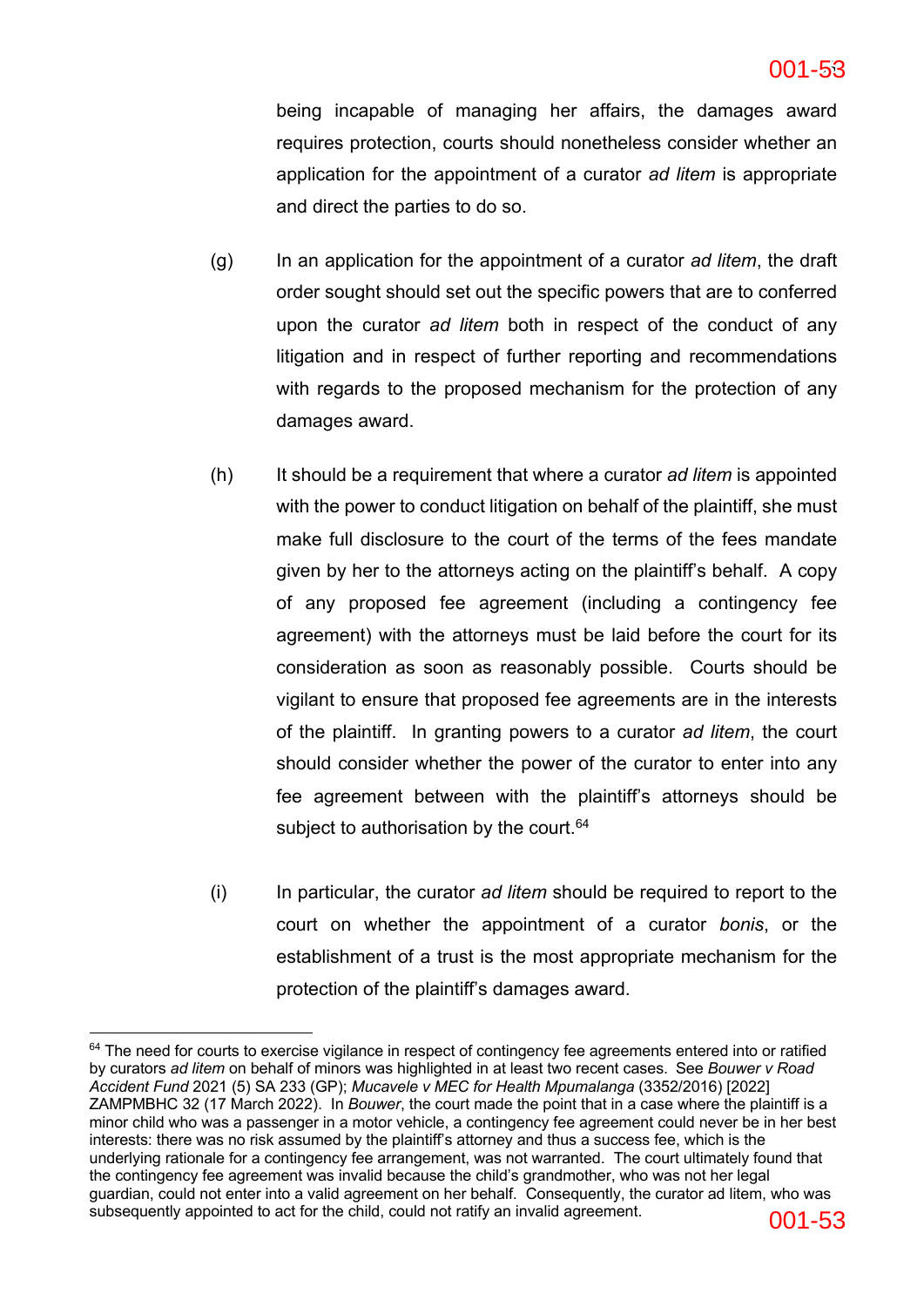being incapable of managing her affairs, the damages award requires protection, courts should nonetheless consider whether an application for the appointment of a curator *ad litem* is appropriate and direct the parties to do so.

(g) In an application for the appointment of a curator *ad litem*, the draft order sought should set out the specific powers that are to conferred upon the curator *ad litem* both in respect of the conduct of any litigation and in respect of further reporting and recommendations with regards to the proposed mechanism for the protection of any damages award.

(h) It should be a requirement that where a curator *ad litem* is appointed with the power to conduct litigation on behalf of the plaintiff, she must make full disclosure to the court of the terms of the fees mandate given by her to the attorneys acting on the plaintiff's behalf. A copy of any proposed fee agreement (including a contingency fee agreement) with the attorneys must be laid before the court for its consideration as soon as reasonably possible. Courts should be vigilant to ensure that proposed fee agreements are in the interests of the plaintiff. In granting powers to a curator *ad litem*, the court should consider whether the power of the curator to enter into any fee agreement between with the plaintiff's attorneys should be subject to authorisation by the court.[64]

(i) In particular, the curator *ad litem* should be required to report to the court on whether the appointment of a curator *bonis*, or the establishment of a trust is the most appropriate mechanism for the protection of the plaintiff's damages award.

---

[64] The need for courts to exercise vigilance in respect of contingency fee agreements entered into or ratified by curators *ad litem* on behalf of minors was highlighted in at least two recent cases. See *Bouwer v Road Accident Fund* 2021 (5) SA 233 (GP); *Mucavele v MEC for Health Mpumalanga* (3352/2016) [2022] ZAMPMBHC 32 (17 March 2022). In *Bouwer*, the court made the point that in a case where the plaintiff is a minor child who was a passenger in a motor vehicle, a contingency fee agreement could never be in her best interests: there was no risk assumed by the plaintiff's attorney and thus a success fee, which is the underlying rationale for a contingency fee arrangement, was not warranted. The court ultimately found that the contingency fee agreement was invalid because the child's grandmother, who was not her legal guardian, could not enter into a valid agreement on her behalf. Consequently, the curator ad litem, who was subsequently appointed to act for the child, could not ratify an invalid agreement.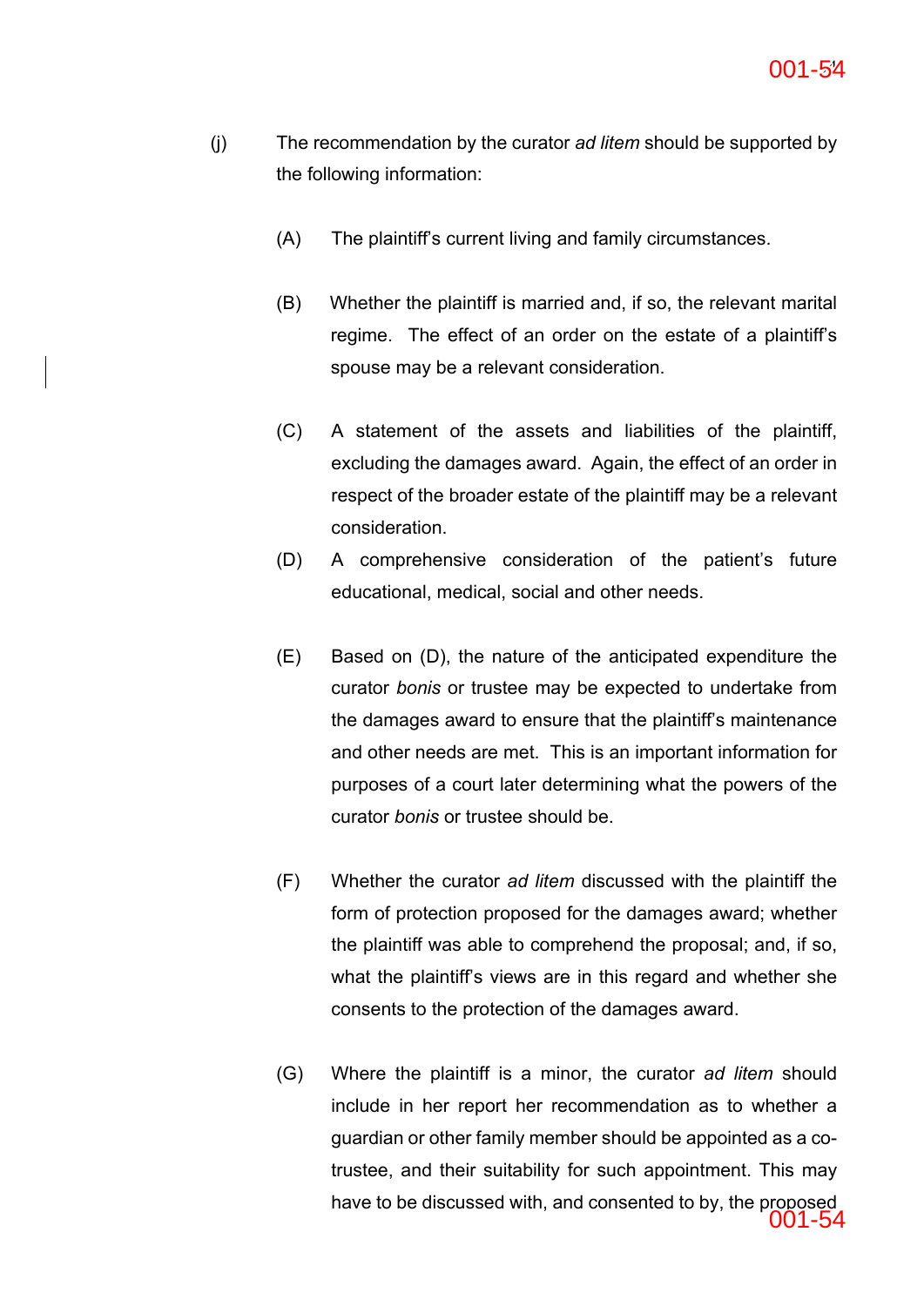(j) The recommendation by the curator *ad litem* should be supported by the following information:

(A) The plaintiff's current living and family circumstances.

(B) Whether the plaintiff is married and, if so, the relevant marital regime. The effect of an order on the estate of a plaintiff's spouse may be a relevant consideration.

(C) A statement of the assets and liabilities of the plaintiff, excluding the damages award. Again, the effect of an order in respect of the broader estate of the plaintiff may be a relevant consideration.

(D) A comprehensive consideration of the patient's future educational, medical, social and other needs.

(E) Based on (D), the nature of the anticipated expenditure the curator *bonis* or trustee may be expected to undertake from the damages award to ensure that the plaintiff's maintenance and other needs are met. This is an important information for purposes of a court later determining what the powers of the curator *bonis* or trustee should be.

(F) Whether the curator *ad litem* discussed with the plaintiff the form of protection proposed for the damages award; whether the plaintiff was able to comprehend the proposal; and, if so, what the plaintiff's views are in this regard and whether she consents to the protection of the damages award.

(G) Where the plaintiff is a minor, the curator *ad litem* should include in her report her recommendation as to whether a guardian or other family member should be appointed as a co-trustee, and their suitability for such appointment. This may have to be discussed with, and consented to by, the proposed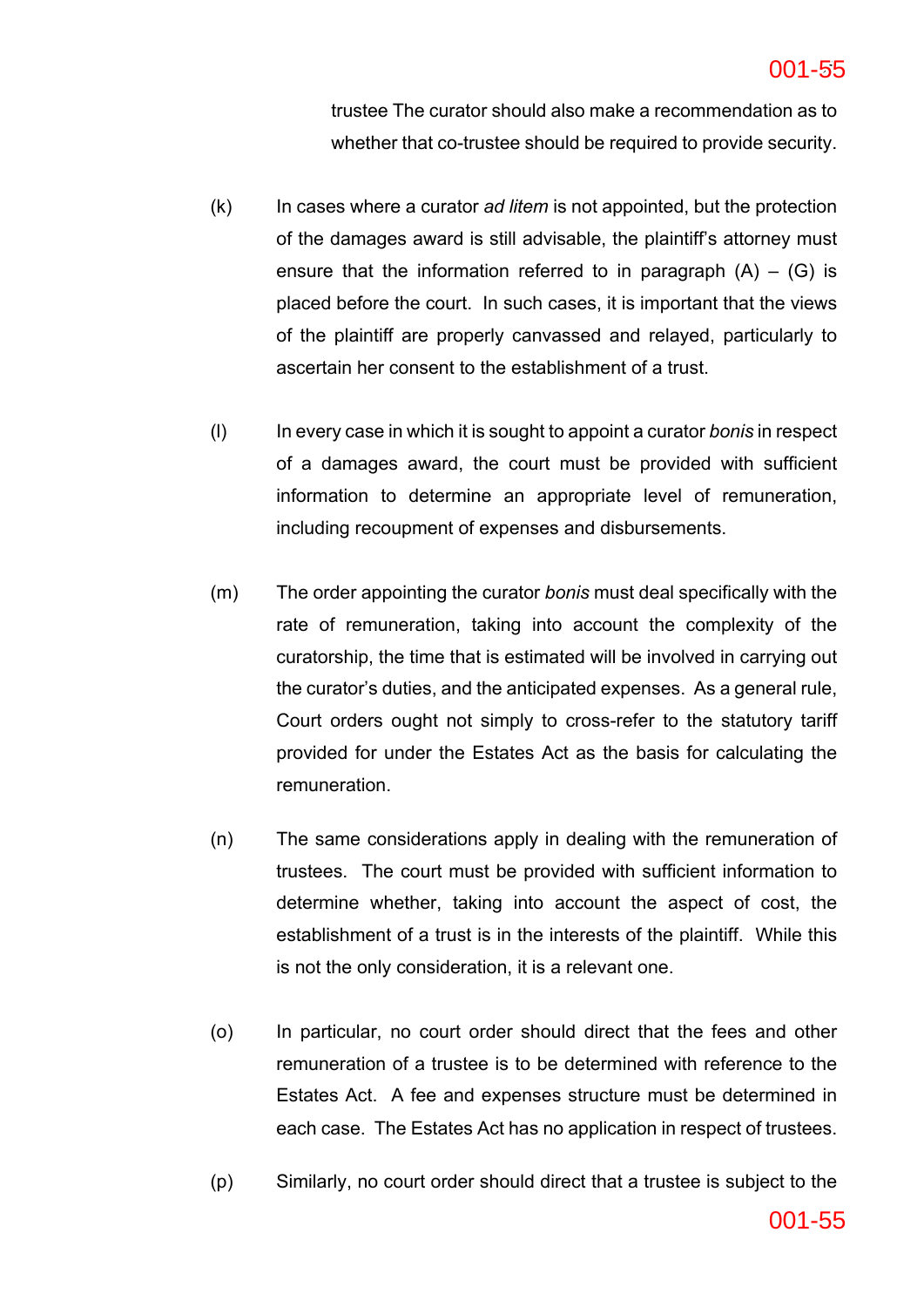trustee The curator should also make a recommendation as to whether that co-trustee should be required to provide security.

(k) In cases where a curator *ad litem* is not appointed, but the protection of the damages award is still advisable, the plaintiff's attorney must ensure that the information referred to in paragraph (A) – (G) is placed before the court. In such cases, it is important that the views of the plaintiff are properly canvassed and relayed, particularly to ascertain her consent to the establishment of a trust.

(l) In every case in which it is sought to appoint a curator *bonis* in respect of a damages award, the court must be provided with sufficient information to determine an appropriate level of remuneration, including recoupment of expenses and disbursements.

(m) The order appointing the curator *bonis* must deal specifically with the rate of remuneration, taking into account the complexity of the curatorship, the time that is estimated will be involved in carrying out the curator's duties, and the anticipated expenses. As a general rule, Court orders ought not simply to cross-refer to the statutory tariff provided for under the Estates Act as the basis for calculating the remuneration.

(n) The same considerations apply in dealing with the remuneration of trustees. The court must be provided with sufficient information to determine whether, taking into account the aspect of cost, the establishment of a trust is in the interests of the plaintiff. While this is not the only consideration, it is a relevant one.

(o) In particular, no court order should direct that the fees and other remuneration of a trustee is to be determined with reference to the Estates Act. A fee and expenses structure must be determined in each case. The Estates Act has no application in respect of trustees.

(p) Similarly, no court order should direct that a trustee is subject to the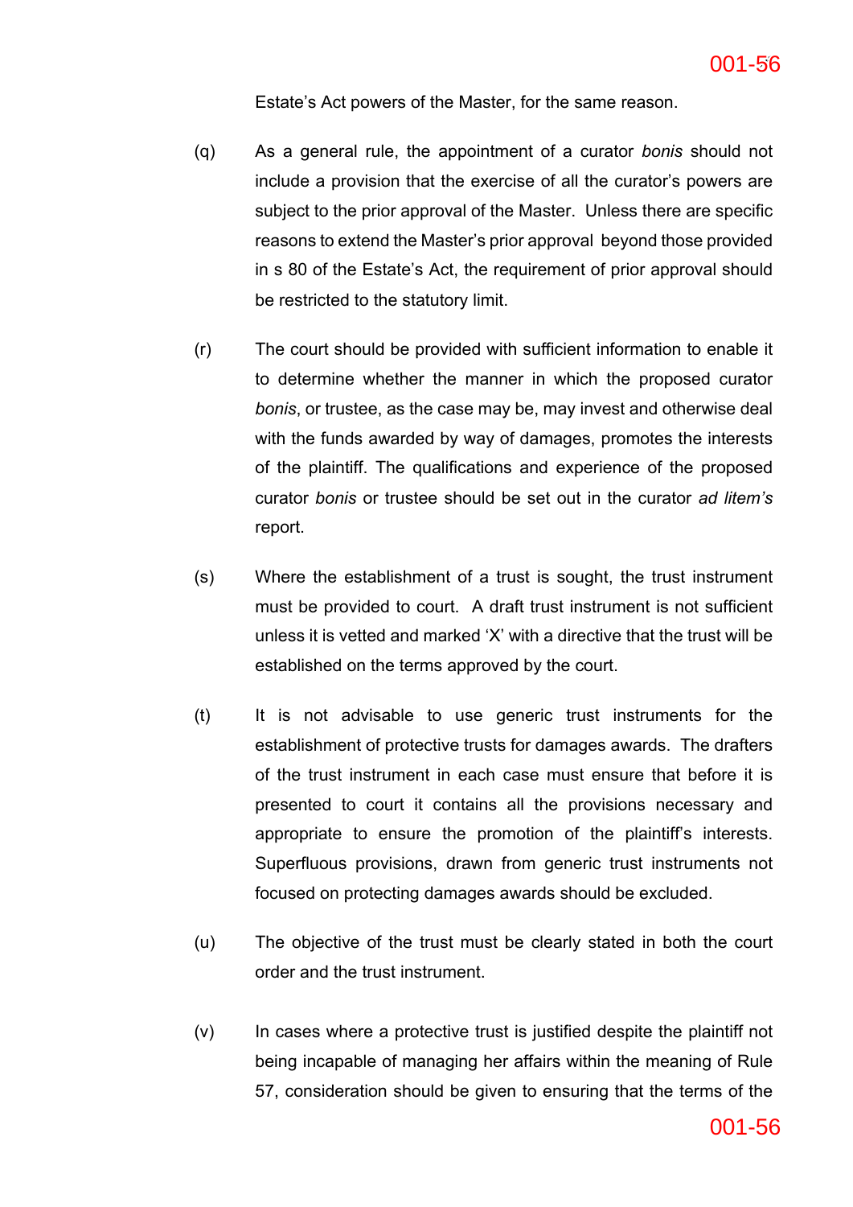Estate's Act powers of the Master, for the same reason.

(q) As a general rule, the appointment of a curator *bonis* should not include a provision that the exercise of all the curator's powers are subject to the prior approval of the Master. Unless there are specific reasons to extend the Master's prior approval beyond those provided in s 80 of the Estate's Act, the requirement of prior approval should be restricted to the statutory limit.

(r) The court should be provided with sufficient information to enable it to determine whether the manner in which the proposed curator *bonis*, or trustee, as the case may be, may invest and otherwise deal with the funds awarded by way of damages, promotes the interests of the plaintiff. The qualifications and experience of the proposed curator *bonis* or trustee should be set out in the curator *ad litem's* report.

(s) Where the establishment of a trust is sought, the trust instrument must be provided to court. A draft trust instrument is not sufficient unless it is vetted and marked 'X' with a directive that the trust will be established on the terms approved by the court.

(t) It is not advisable to use generic trust instruments for the establishment of protective trusts for damages awards. The drafters of the trust instrument in each case must ensure that before it is presented to court it contains all the provisions necessary and appropriate to ensure the promotion of the plaintiff's interests. Superfluous provisions, drawn from generic trust instruments not focused on protecting damages awards should be excluded.

(u) The objective of the trust must be clearly stated in both the court order and the trust instrument.

(v) In cases where a protective trust is justified despite the plaintiff not being incapable of managing her affairs within the meaning of Rule 57, consideration should be given to ensuring that the terms of the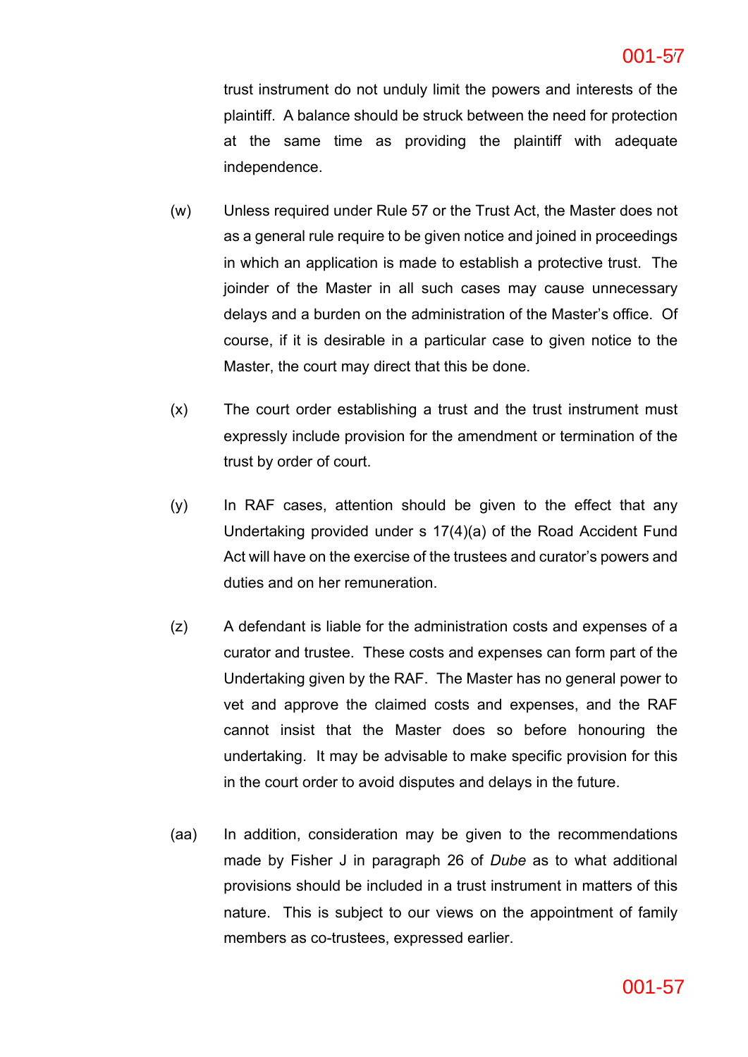trust instrument do not unduly limit the powers and interests of the plaintiff. A balance should be struck between the need for protection at the same time as providing the plaintiff with adequate independence.

(w) Unless required under Rule 57 or the Trust Act, the Master does not as a general rule require to be given notice and joined in proceedings in which an application is made to establish a protective trust. The joinder of the Master in all such cases may cause unnecessary delays and a burden on the administration of the Master's office. Of course, if it is desirable in a particular case to given notice to the Master, the court may direct that this be done.

(x) The court order establishing a trust and the trust instrument must expressly include provision for the amendment or termination of the trust by order of court.

(y) In RAF cases, attention should be given to the effect that any Undertaking provided under s 17(4)(a) of the Road Accident Fund Act will have on the exercise of the trustees and curator's powers and duties and on her remuneration.

(z) A defendant is liable for the administration costs and expenses of a curator and trustee. These costs and expenses can form part of the Undertaking given by the RAF. The Master has no general power to vet and approve the claimed costs and expenses, and the RAF cannot insist that the Master does so before honouring the undertaking. It may be advisable to make specific provision for this in the court order to avoid disputes and delays in the future.

(aa) In addition, consideration may be given to the recommendations made by Fisher J in paragraph 26 of *Dube* as to what additional provisions should be included in a trust instrument in matters of this nature. This is subject to our views on the appointment of family members as co-trustees, expressed earlier.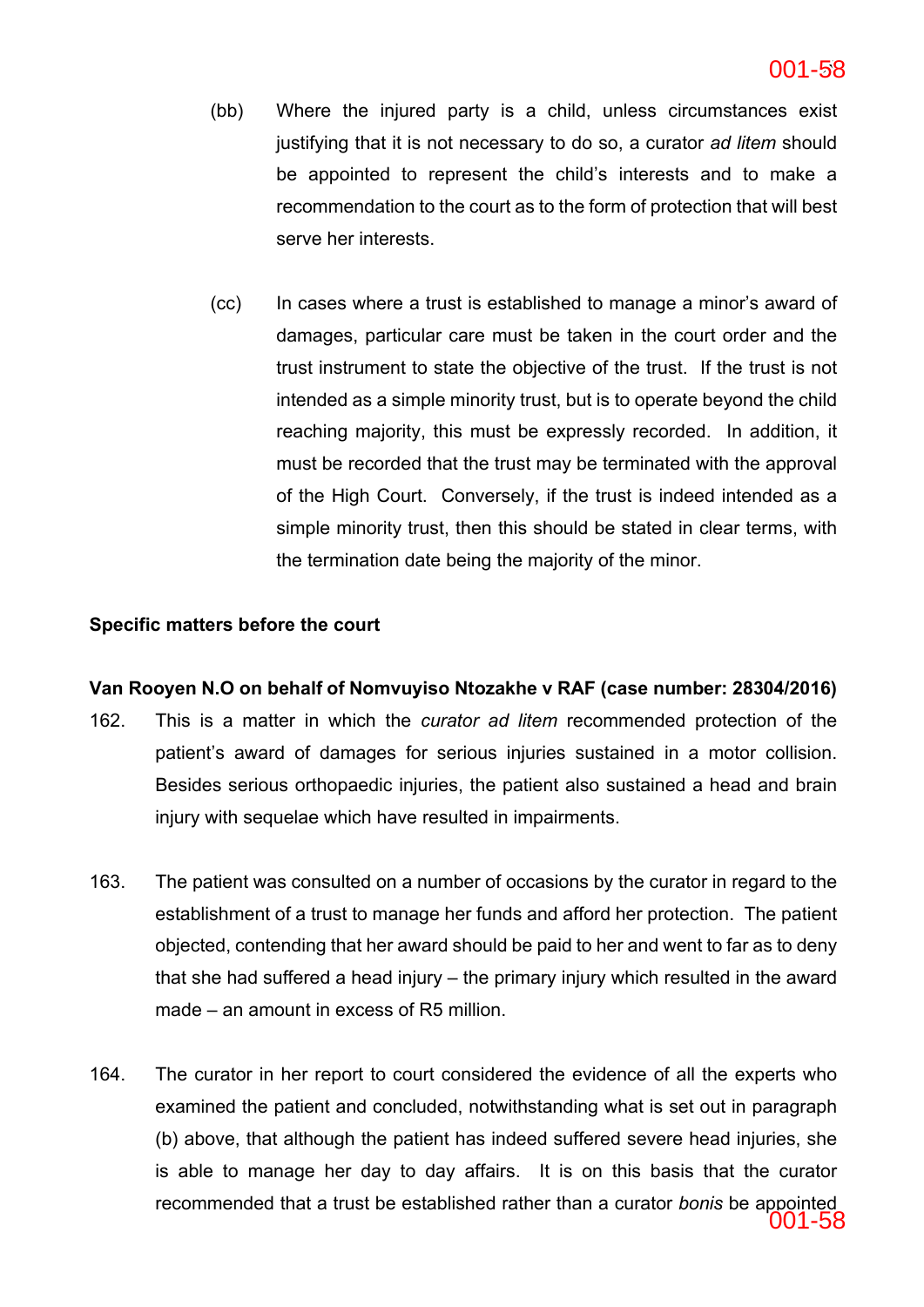(bb) Where the injured party is a child, unless circumstances exist justifying that it is not necessary to do so, a curator *ad litem* should be appointed to represent the child's interests and to make a recommendation to the court as to the form of protection that will best serve her interests.

(cc) In cases where a trust is established to manage a minor's award of damages, particular care must be taken in the court order and the trust instrument to state the objective of the trust. If the trust is not intended as a simple minority trust, but is to operate beyond the child reaching majority, this must be expressly recorded. In addition, it must be recorded that the trust may be terminated with the approval of the High Court. Conversely, if the trust is indeed intended as a simple minority trust, then this should be stated in clear terms, with the termination date being the majority of the minor.

**Specific matters before the court**

**Van Rooyen N.O on behalf of Nomvuyiso Ntozakhe v RAF (case number: 28304/2016)**

162. This is a matter in which the *curator ad litem* recommended protection of the patient's award of damages for serious injuries sustained in a motor collision. Besides serious orthopaedic injuries, the patient also sustained a head and brain injury with sequelae which have resulted in impairments.

163. The patient was consulted on a number of occasions by the curator in regard to the establishment of a trust to manage her funds and afford her protection. The patient objected, contending that her award should be paid to her and went to far as to deny that she had suffered a head injury – the primary injury which resulted in the award made – an amount in excess of R5 million.

164. The curator in her report to court considered the evidence of all the experts who examined the patient and concluded, notwithstanding what is set out in paragraph (b) above, that although the patient has indeed suffered severe head injuries, she is able to manage her day to day affairs. It is on this basis that the curator recommended that a trust be established rather than a curator *bonis* be appointed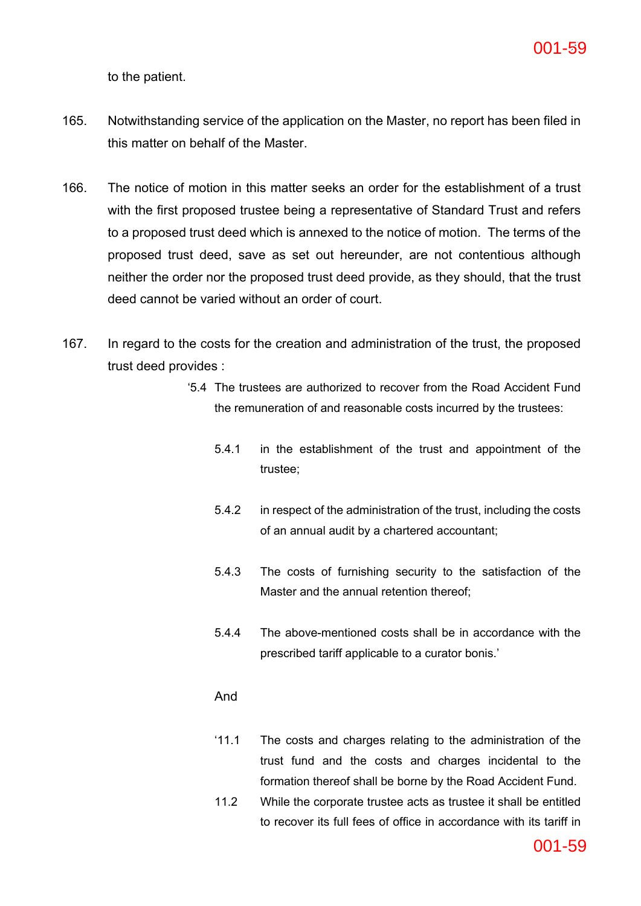to the patient.

165. Notwithstanding service of the application on the Master, no report has been filed in this matter on behalf of the Master.

166. The notice of motion in this matter seeks an order for the establishment of a trust with the first proposed trustee being a representative of Standard Trust and refers to a proposed trust deed which is annexed to the notice of motion. The terms of the proposed trust deed, save as set out hereunder, are not contentious although neither the order nor the proposed trust deed provide, as they should, that the trust deed cannot be varied without an order of court.

167. In regard to the costs for the creation and administration of the trust, the proposed trust deed provides :

> '5.4 The trustees are authorized to recover from the Road Accident Fund the remuneration of and reasonable costs incurred by the trustees:
>
> 5.4.1 in the establishment of the trust and appointment of the trustee;
>
> 5.4.2 in respect of the administration of the trust, including the costs of an annual audit by a chartered accountant;
>
> 5.4.3 The costs of furnishing security to the satisfaction of the Master and the annual retention thereof;
>
> 5.4.4 The above-mentioned costs shall be in accordance with the prescribed tariff applicable to a curator bonis.'
>
> And
>
> '11.1 The costs and charges relating to the administration of the trust fund and the costs and charges incidental to the formation thereof shall be borne by the Road Accident Fund.
>
> 11.2 While the corporate trustee acts as trustee it shall be entitled to recover its full fees of office in accordance with its tariff in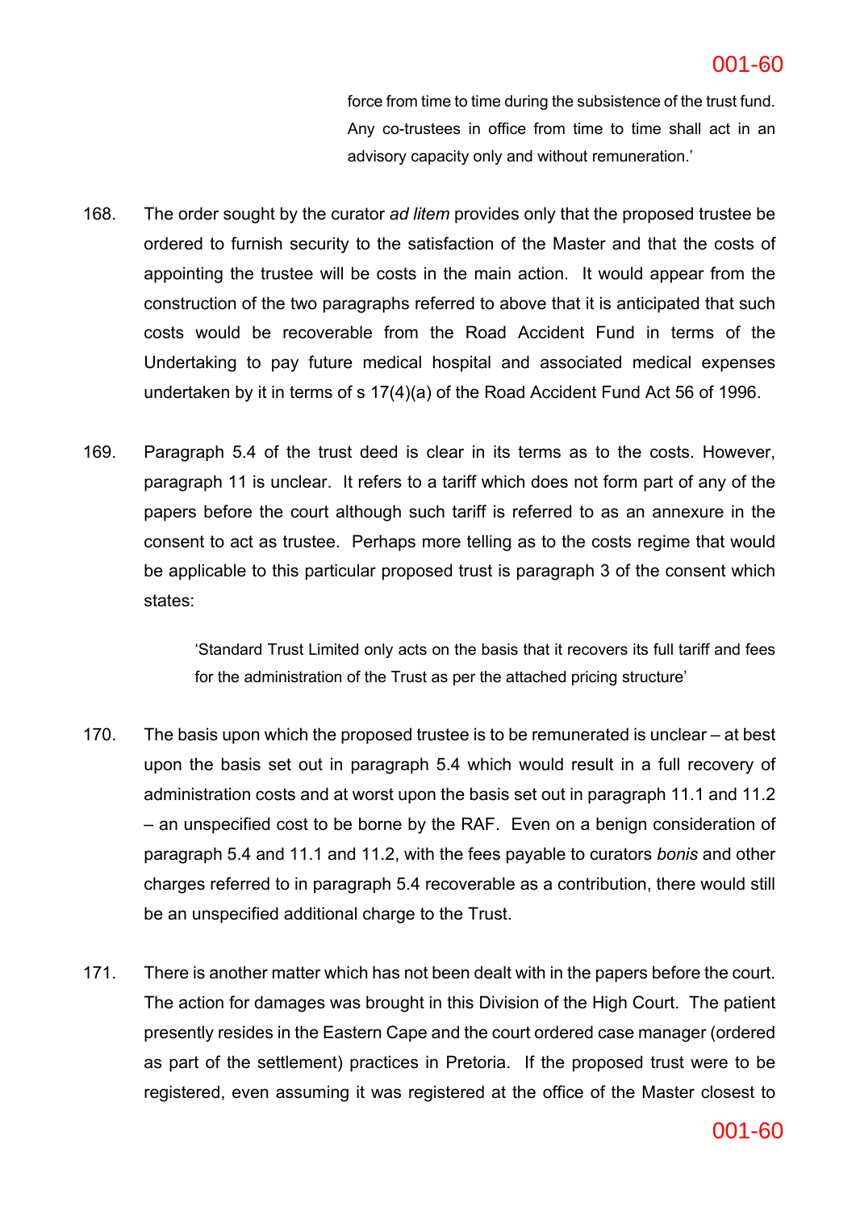> force from time to time during the subsistence of the trust fund. Any co-trustees in office from time to time shall act in an advisory capacity only and without remuneration.'

168. The order sought by the curator *ad litem* provides only that the proposed trustee be ordered to furnish security to the satisfaction of the Master and that the costs of appointing the trustee will be costs in the main action. It would appear from the construction of the two paragraphs referred to above that it is anticipated that such costs would be recoverable from the Road Accident Fund in terms of the Undertaking to pay future medical hospital and associated medical expenses undertaken by it in terms of s 17(4)(a) of the Road Accident Fund Act 56 of 1996.

169. Paragraph 5.4 of the trust deed is clear in its terms as to the costs. However, paragraph 11 is unclear. It refers to a tariff which does not form part of any of the papers before the court although such tariff is referred to as an annexure in the consent to act as trustee. Perhaps more telling as to the costs regime that would be applicable to this particular proposed trust is paragraph 3 of the consent which states:

> 'Standard Trust Limited only acts on the basis that it recovers its full tariff and fees for the administration of the Trust as per the attached pricing structure'

170. The basis upon which the proposed trustee is to be remunerated is unclear – at best upon the basis set out in paragraph 5.4 which would result in a full recovery of administration costs and at worst upon the basis set out in paragraph 11.1 and 11.2 – an unspecified cost to be borne by the RAF. Even on a benign consideration of paragraph 5.4 and 11.1 and 11.2, with the fees payable to curators *bonis* and other charges referred to in paragraph 5.4 recoverable as a contribution, there would still be an unspecified additional charge to the Trust.

171. There is another matter which has not been dealt with in the papers before the court. The action for damages was brought in this Division of the High Court. The patient presently resides in the Eastern Cape and the court ordered case manager (ordered as part of the settlement) practices in Pretoria. If the proposed trust were to be registered, even assuming it was registered at the office of the Master closest to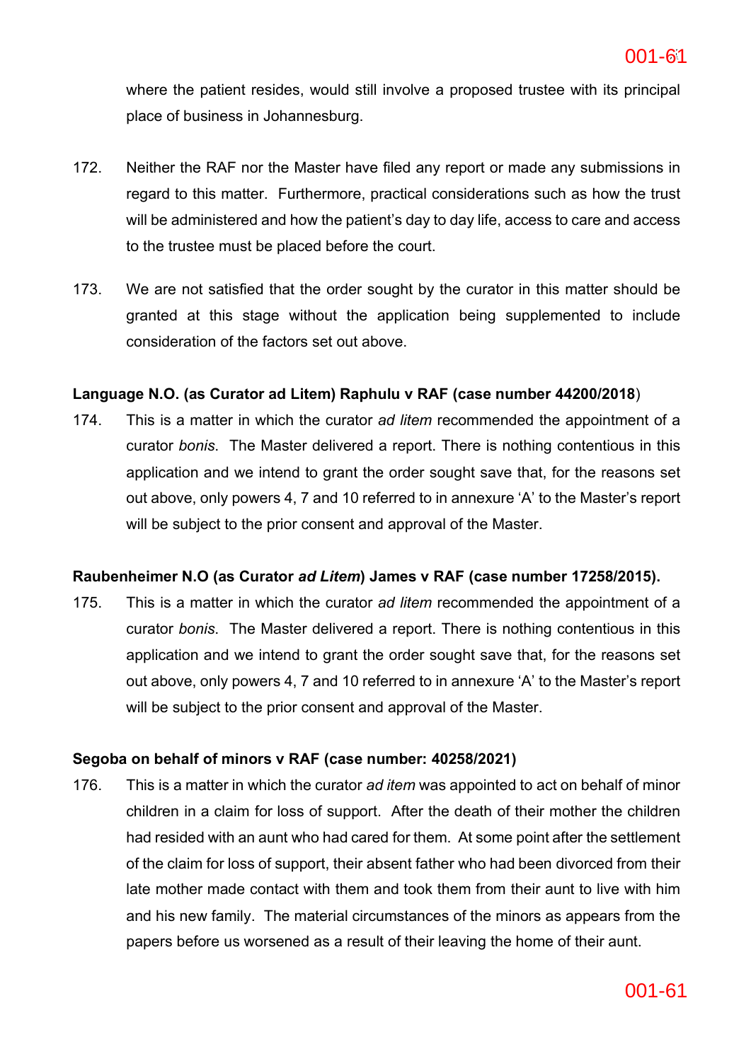where the patient resides, would still involve a proposed trustee with its principal place of business in Johannesburg.

172. Neither the RAF nor the Master have filed any report or made any submissions in regard to this matter. Furthermore, practical considerations such as how the trust will be administered and how the patient's day to day life, access to care and access to the trustee must be placed before the court.

173. We are not satisfied that the order sought by the curator in this matter should be granted at this stage without the application being supplemented to include consideration of the factors set out above.

**Language N.O. (as Curator ad Litem) Raphulu v RAF (case number 44200/2018)**

174. This is a matter in which the curator *ad litem* recommended the appointment of a curator *bonis*. The Master delivered a report. There is nothing contentious in this application and we intend to grant the order sought save that, for the reasons set out above, only powers 4, 7 and 10 referred to in annexure 'A' to the Master's report will be subject to the prior consent and approval of the Master.

**Raubenheimer N.O (as Curator *ad Litem*) James v RAF (case number 17258/2015).**

175. This is a matter in which the curator *ad litem* recommended the appointment of a curator *bonis*. The Master delivered a report. There is nothing contentious in this application and we intend to grant the order sought save that, for the reasons set out above, only powers 4, 7 and 10 referred to in annexure 'A' to the Master's report will be subject to the prior consent and approval of the Master.

**Segoba on behalf of minors v RAF (case number: 40258/2021)**

176. This is a matter in which the curator *ad item* was appointed to act on behalf of minor children in a claim for loss of support. After the death of their mother the children had resided with an aunt who had cared for them. At some point after the settlement of the claim for loss of support, their absent father who had been divorced from their late mother made contact with them and took them from their aunt to live with him and his new family. The material circumstances of the minors as appears from the papers before us worsened as a result of their leaving the home of their aunt.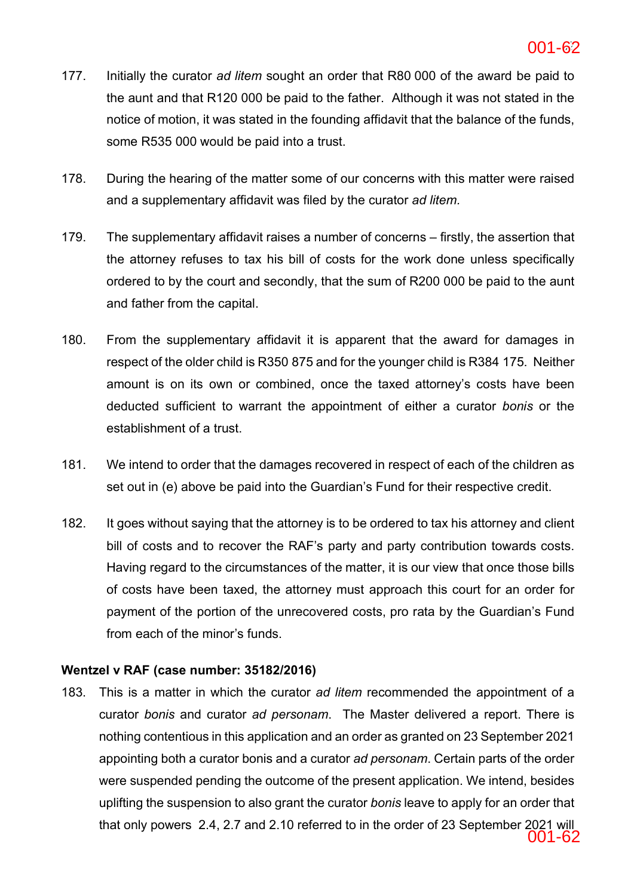177. Initially the curator *ad litem* sought an order that R80 000 of the award be paid to the aunt and that R120 000 be paid to the father. Although it was not stated in the notice of motion, it was stated in the founding affidavit that the balance of the funds, some R535 000 would be paid into a trust.

178. During the hearing of the matter some of our concerns with this matter were raised and a supplementary affidavit was filed by the curator *ad litem.*

179. The supplementary affidavit raises a number of concerns – firstly, the assertion that the attorney refuses to tax his bill of costs for the work done unless specifically ordered to by the court and secondly, that the sum of R200 000 be paid to the aunt and father from the capital.

180. From the supplementary affidavit it is apparent that the award for damages in respect of the older child is R350 875 and for the younger child is R384 175. Neither amount is on its own or combined, once the taxed attorney's costs have been deducted sufficient to warrant the appointment of either a curator *bonis* or the establishment of a trust.

181. We intend to order that the damages recovered in respect of each of the children as set out in (e) above be paid into the Guardian's Fund for their respective credit.

182. It goes without saying that the attorney is to be ordered to tax his attorney and client bill of costs and to recover the RAF's party and party contribution towards costs. Having regard to the circumstances of the matter, it is our view that once those bills of costs have been taxed, the attorney must approach this court for an order for payment of the portion of the unrecovered costs, pro rata by the Guardian's Fund from each of the minor's funds.

**Wentzel v RAF (case number: 35182/2016)**

183. This is a matter in which the curator *ad litem* recommended the appointment of a curator *bonis* and curator *ad personam*. The Master delivered a report. There is nothing contentious in this application and an order as granted on 23 September 2021 appointing both a curator bonis and a curator *ad personam*. Certain parts of the order were suspended pending the outcome of the present application. We intend, besides uplifting the suspension to also grant the curator *bonis* leave to apply for an order that that only powers 2.4, 2.7 and 2.10 referred to in the order of 23 September 2021 will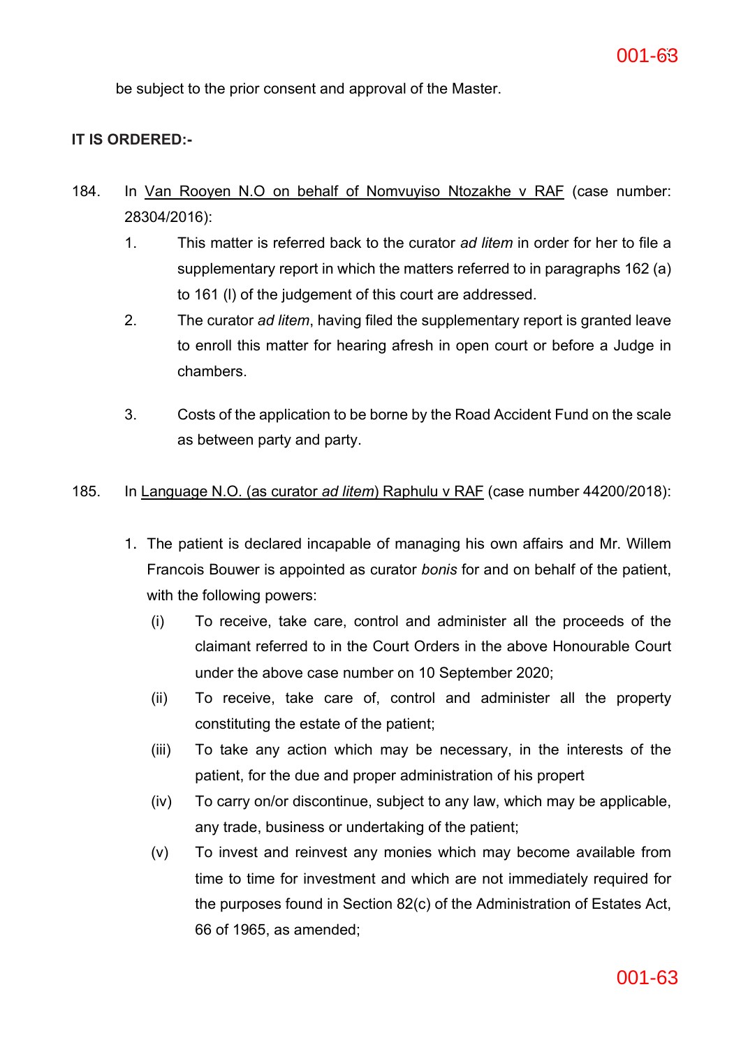be subject to the prior consent and approval of the Master.

**IT IS ORDERED:-**

184. In Van Rooyen N.O on behalf of Nomvuyiso Ntozakhe v RAF (case number: 28304/2016):

   1. This matter is referred back to the curator *ad litem* in order for her to file a supplementary report in which the matters referred to in paragraphs 162 (a) to 161 (l) of the judgement of this court are addressed.

   2. The curator *ad litem*, having filed the supplementary report is granted leave to enroll this matter for hearing afresh in open court or before a Judge in chambers.

   3. Costs of the application to be borne by the Road Accident Fund on the scale as between party and party.

185. In Language N.O. (as curator *ad litem*) Raphulu v RAF (case number 44200/2018):

   1. The patient is declared incapable of managing his own affairs and Mr. Willem Francois Bouwer is appointed as curator *bonis* for and on behalf of the patient, with the following powers:

      (i) To receive, take care, control and administer all the proceeds of the claimant referred to in the Court Orders in the above Honourable Court under the above case number on 10 September 2020;

      (ii) To receive, take care of, control and administer all the property constituting the estate of the patient;

      (iii) To take any action which may be necessary, in the interests of the patient, for the due and proper administration of his propert

      (iv) To carry on/or discontinue, subject to any law, which may be applicable, any trade, business or undertaking of the patient;

      (v) To invest and reinvest any monies which may become available from time to time for investment and which are not immediately required for the purposes found in Section 82(c) of the Administration of Estates Act, 66 of 1965, as amended;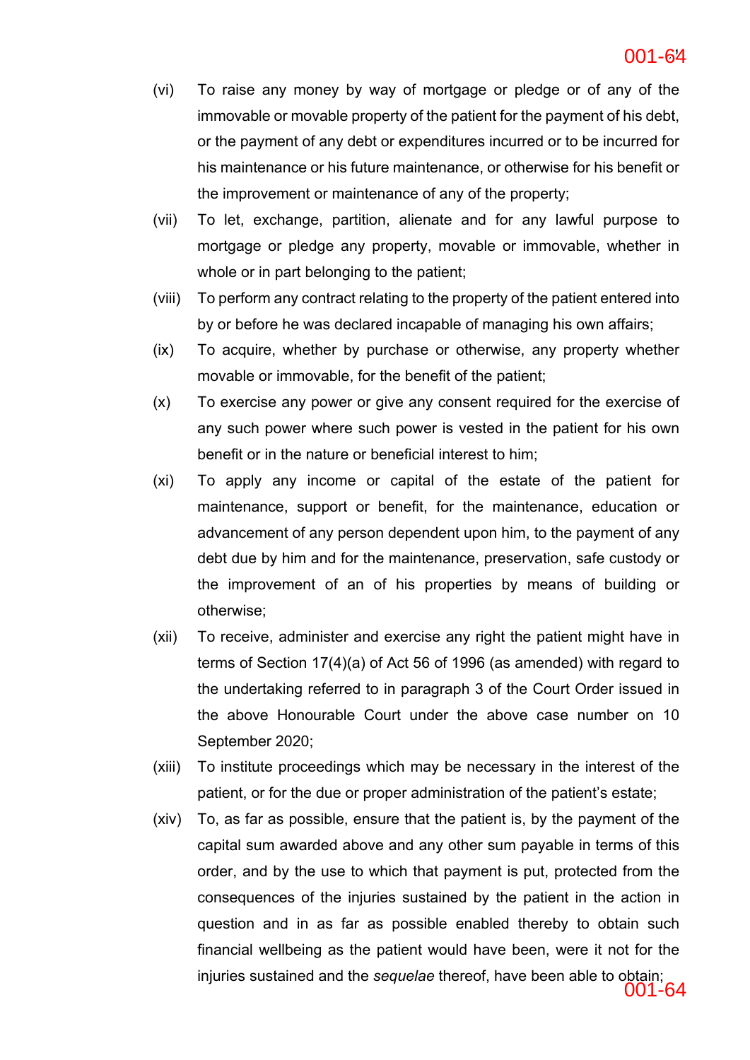(vi) To raise any money by way of mortgage or pledge or of any of the immovable or movable property of the patient for the payment of his debt, or the payment of any debt or expenditures incurred or to be incurred for his maintenance or his future maintenance, or otherwise for his benefit or the improvement or maintenance of any of the property;

(vii) To let, exchange, partition, alienate and for any lawful purpose to mortgage or pledge any property, movable or immovable, whether in whole or in part belonging to the patient;

(viii) To perform any contract relating to the property of the patient entered into by or before he was declared incapable of managing his own affairs;

(ix) To acquire, whether by purchase or otherwise, any property whether movable or immovable, for the benefit of the patient;

(x) To exercise any power or give any consent required for the exercise of any such power where such power is vested in the patient for his own benefit or in the nature or beneficial interest to him;

(xi) To apply any income or capital of the estate of the patient for maintenance, support or benefit, for the maintenance, education or advancement of any person dependent upon him, to the payment of any debt due by him and for the maintenance, preservation, safe custody or the improvement of an of his properties by means of building or otherwise;

(xii) To receive, administer and exercise any right the patient might have in terms of Section 17(4)(a) of Act 56 of 1996 (as amended) with regard to the undertaking referred to in paragraph 3 of the Court Order issued in the above Honourable Court under the above case number on 10 September 2020;

(xiii) To institute proceedings which may be necessary in the interest of the patient, or for the due or proper administration of the patient's estate;

(xiv) To, as far as possible, ensure that the patient is, by the payment of the capital sum awarded above and any other sum payable in terms of this order, and by the use to which that payment is put, protected from the consequences of the injuries sustained by the patient in the action in question and in as far as possible enabled thereby to obtain such financial wellbeing as the patient would have been, were it not for the injuries sustained and the *sequelae* thereof, have been able to obtain;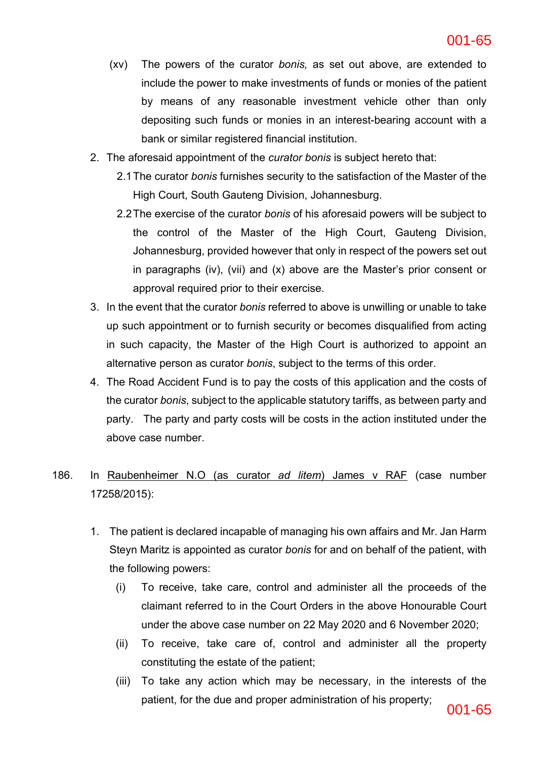(xv) The powers of the curator *bonis,* as set out above, are extended to include the power to make investments of funds or monies of the patient by means of any reasonable investment vehicle other than only depositing such funds or monies in an interest-bearing account with a bank or similar registered financial institution.

2. The aforesaid appointment of the *curator bonis* is subject hereto that:

   2.1 The curator *bonis* furnishes security to the satisfaction of the Master of the High Court, South Gauteng Division, Johannesburg.

   2.2 The exercise of the curator *bonis* of his aforesaid powers will be subject to the control of the Master of the High Court, Gauteng Division, Johannesburg, provided however that only in respect of the powers set out in paragraphs (iv), (vii) and (x) above are the Master's prior consent or approval required prior to their exercise.

3. In the event that the curator *bonis* referred to above is unwilling or unable to take up such appointment or to furnish security or becomes disqualified from acting in such capacity, the Master of the High Court is authorized to appoint an alternative person as curator *bonis*, subject to the terms of this order.

4. The Road Accident Fund is to pay the costs of this application and the costs of the curator *bonis*, subject to the applicable statutory tariffs, as between party and party. The party and party costs will be costs in the action instituted under the above case number.

186. In Raubenheimer N.O (as curator *ad litem*) James v RAF (case number 17258/2015):

1. The patient is declared incapable of managing his own affairs and Mr. Jan Harm Steyn Maritz is appointed as curator *bonis* for and on behalf of the patient, with the following powers:

   (i) To receive, take care, control and administer all the proceeds of the claimant referred to in the Court Orders in the above Honourable Court under the above case number on 22 May 2020 and 6 November 2020;

   (ii) To receive, take care of, control and administer all the property constituting the estate of the patient;

   (iii) To take any action which may be necessary, in the interests of the patient, for the due and proper administration of his property;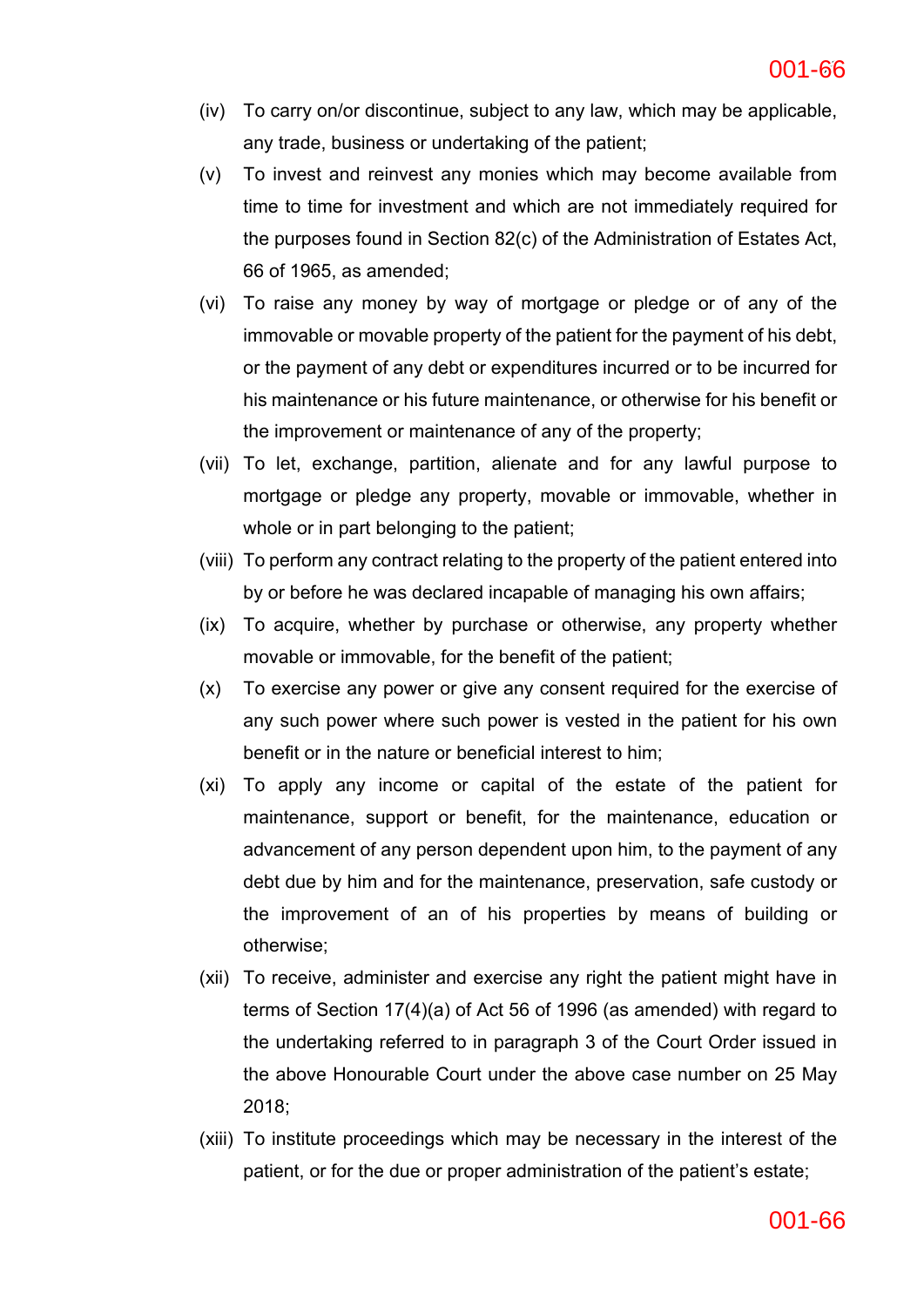(iv) To carry on/or discontinue, subject to any law, which may be applicable, any trade, business or undertaking of the patient;

(v) To invest and reinvest any monies which may become available from time to time for investment and which are not immediately required for the purposes found in Section 82(c) of the Administration of Estates Act, 66 of 1965, as amended;

(vi) To raise any money by way of mortgage or pledge or of any of the immovable or movable property of the patient for the payment of his debt, or the payment of any debt or expenditures incurred or to be incurred for his maintenance or his future maintenance, or otherwise for his benefit or the improvement or maintenance of any of the property;

(vii) To let, exchange, partition, alienate and for any lawful purpose to mortgage or pledge any property, movable or immovable, whether in whole or in part belonging to the patient;

(viii) To perform any contract relating to the property of the patient entered into by or before he was declared incapable of managing his own affairs;

(ix) To acquire, whether by purchase or otherwise, any property whether movable or immovable, for the benefit of the patient;

(x) To exercise any power or give any consent required for the exercise of any such power where such power is vested in the patient for his own benefit or in the nature or beneficial interest to him;

(xi) To apply any income or capital of the estate of the patient for maintenance, support or benefit, for the maintenance, education or advancement of any person dependent upon him, to the payment of any debt due by him and for the maintenance, preservation, safe custody or the improvement of an of his properties by means of building or otherwise;

(xii) To receive, administer and exercise any right the patient might have in terms of Section 17(4)(a) of Act 56 of 1996 (as amended) with regard to the undertaking referred to in paragraph 3 of the Court Order issued in the above Honourable Court under the above case number on 25 May 2018;

(xiii) To institute proceedings which may be necessary in the interest of the patient, or for the due or proper administration of the patient's estate;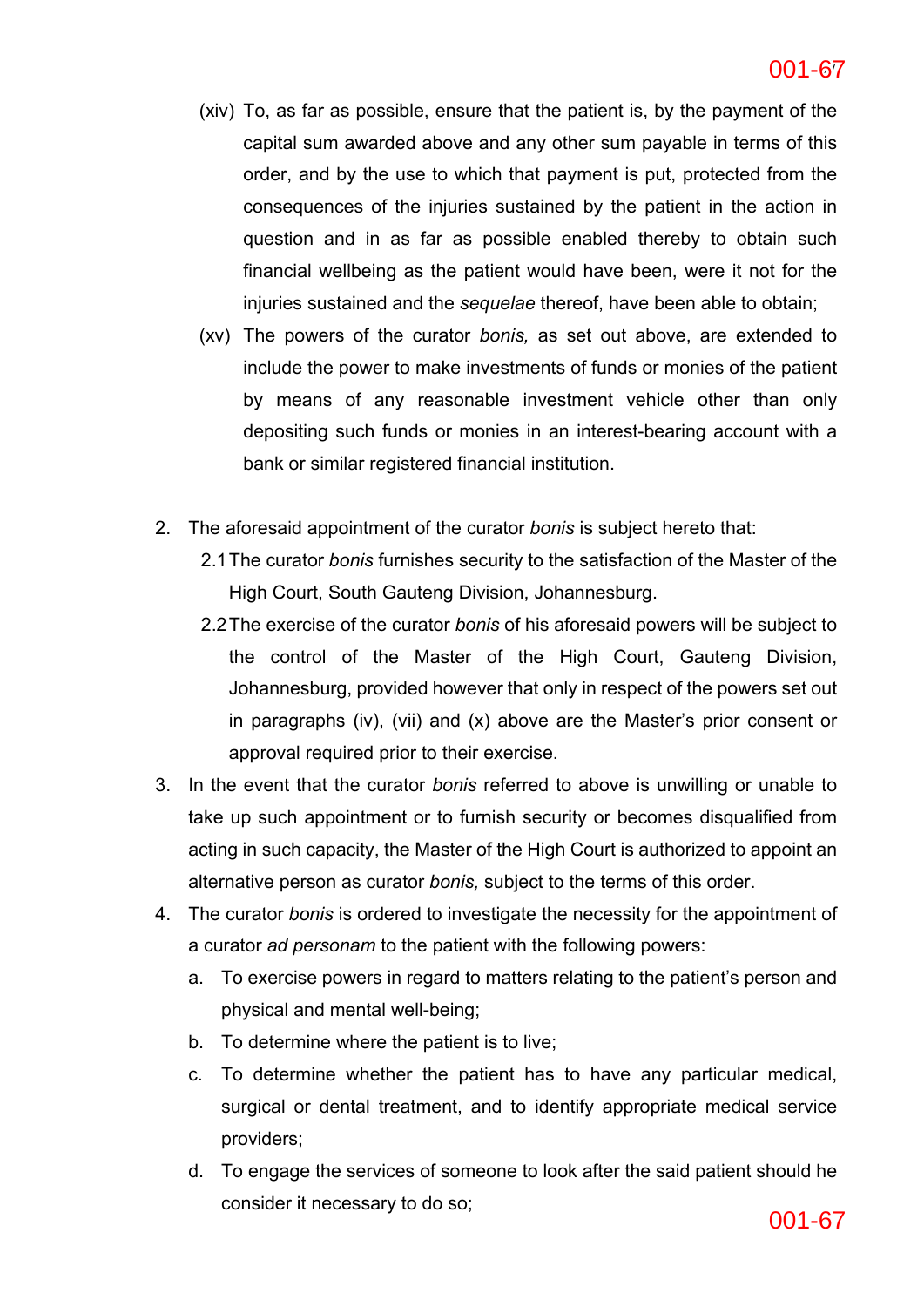(xiv) To, as far as possible, ensure that the patient is, by the payment of the capital sum awarded above and any other sum payable in terms of this order, and by the use to which that payment is put, protected from the consequences of the injuries sustained by the patient in the action in question and in as far as possible enabled thereby to obtain such financial wellbeing as the patient would have been, were it not for the injuries sustained and the *sequelae* thereof, have been able to obtain;

(xv) The powers of the curator *bonis,* as set out above, are extended to include the power to make investments of funds or monies of the patient by means of any reasonable investment vehicle other than only depositing such funds or monies in an interest-bearing account with a bank or similar registered financial institution.

2. The aforesaid appointment of the curator *bonis* is subject hereto that:

   2.1 The curator *bonis* furnishes security to the satisfaction of the Master of the High Court, South Gauteng Division, Johannesburg.

   2.2 The exercise of the curator *bonis* of his aforesaid powers will be subject to the control of the Master of the High Court, Gauteng Division, Johannesburg, provided however that only in respect of the powers set out in paragraphs (iv), (vii) and (x) above are the Master's prior consent or approval required prior to their exercise.

3. In the event that the curator *bonis* referred to above is unwilling or unable to take up such appointment or to furnish security or becomes disqualified from acting in such capacity, the Master of the High Court is authorized to appoint an alternative person as curator *bonis,* subject to the terms of this order.

4. The curator *bonis* is ordered to investigate the necessity for the appointment of a curator *ad personam* to the patient with the following powers:

   a. To exercise powers in regard to matters relating to the patient's person and physical and mental well-being;

   b. To determine where the patient is to live;

   c. To determine whether the patient has to have any particular medical, surgical or dental treatment, and to identify appropriate medical service providers;

   d. To engage the services of someone to look after the said patient should he consider it necessary to do so;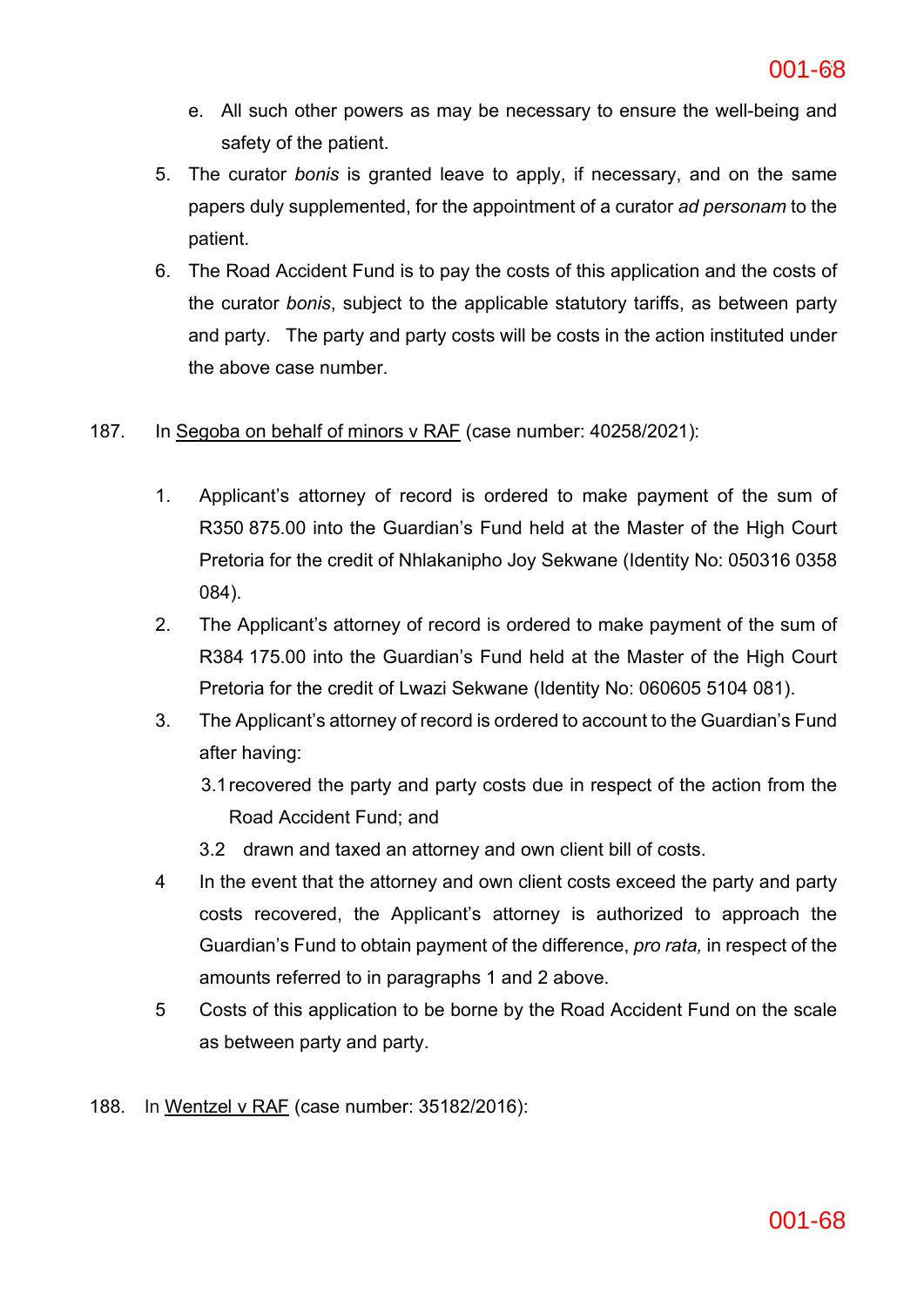e. All such other powers as may be necessary to ensure the well-being and safety of the patient.

5. The curator *bonis* is granted leave to apply, if necessary, and on the same papers duly supplemented, for the appointment of a curator *ad personam* to the patient.

6. The Road Accident Fund is to pay the costs of this application and the costs of the curator *bonis*, subject to the applicable statutory tariffs, as between party and party. The party and party costs will be costs in the action instituted under the above case number.

187. In <u>Segoba on behalf of minors v RAF</u> (case number: 40258/2021):

1. Applicant's attorney of record is ordered to make payment of the sum of R350 875.00 into the Guardian's Fund held at the Master of the High Court Pretoria for the credit of Nhlakanipho Joy Sekwane (Identity No: 050316 0358 084).

2. The Applicant's attorney of record is ordered to make payment of the sum of R384 175.00 into the Guardian's Fund held at the Master of the High Court Pretoria for the credit of Lwazi Sekwane (Identity No: 060605 5104 081).

3. The Applicant's attorney of record is ordered to account to the Guardian's Fund after having:

   3.1 recovered the party and party costs due in respect of the action from the Road Accident Fund; and

   3.2 drawn and taxed an attorney and own client bill of costs.

4 In the event that the attorney and own client costs exceed the party and party costs recovered, the Applicant's attorney is authorized to approach the Guardian's Fund to obtain payment of the difference, *pro rata,* in respect of the amounts referred to in paragraphs 1 and 2 above.

5 Costs of this application to be borne by the Road Accident Fund on the scale as between party and party.

188. In <u>Wentzel v RAF</u> (case number: 35182/2016):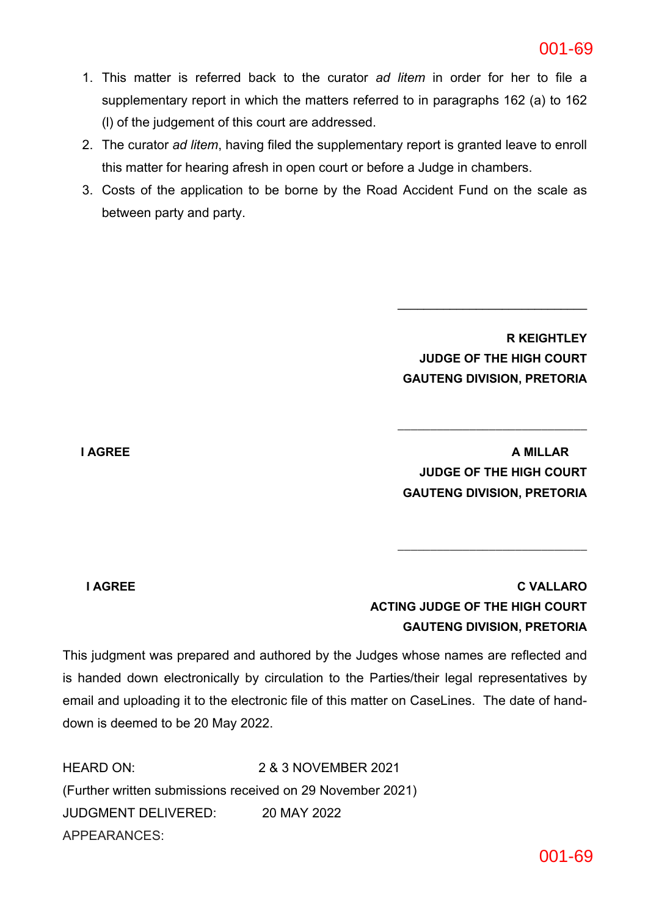1. This matter is referred back to the curator *ad litem* in order for her to file a supplementary report in which the matters referred to in paragraphs 162 (a) to 162 (l) of the judgement of this court are addressed.
2. The curator *ad litem*, having filed the supplementary report is granted leave to enroll this matter for hearing afresh in open court or before a Judge in chambers.
3. Costs of the application to be borne by the Road Accident Fund on the scale as between party and party.

\_\_\_\_\_\_\_\_\_\_\_\_\_\_\_\_\_\_\_\_\_\_\_\_\_\_\_\_

**R KEIGHTLEY**
**JUDGE OF THE HIGH COURT**
**GAUTENG DIVISION, PRETORIA**

\_\_\_\_\_\_\_\_\_\_\_\_\_\_\_\_\_\_\_\_\_\_\_\_\_\_\_\_

**I AGREE**

**A MILLAR**
**JUDGE OF THE HIGH COURT**
**GAUTENG DIVISION, PRETORIA**

\_\_\_\_\_\_\_\_\_\_\_\_\_\_\_\_\_\_\_\_\_\_\_\_\_\_\_\_

**I AGREE**

**C VALLARO**
**ACTING JUDGE OF THE HIGH COURT**
**GAUTENG DIVISION, PRETORIA**

This judgment was prepared and authored by the Judges whose names are reflected and is handed down electronically by circulation to the Parties/their legal representatives by email and uploading it to the electronic file of this matter on CaseLines. The date of hand-down is deemed to be 20 May 2022.

HEARD ON: 2 & 3 NOVEMBER 2021
(Further written submissions received on 29 November 2021)
JUDGMENT DELIVERED: 20 MAY 2022
APPEARANCES: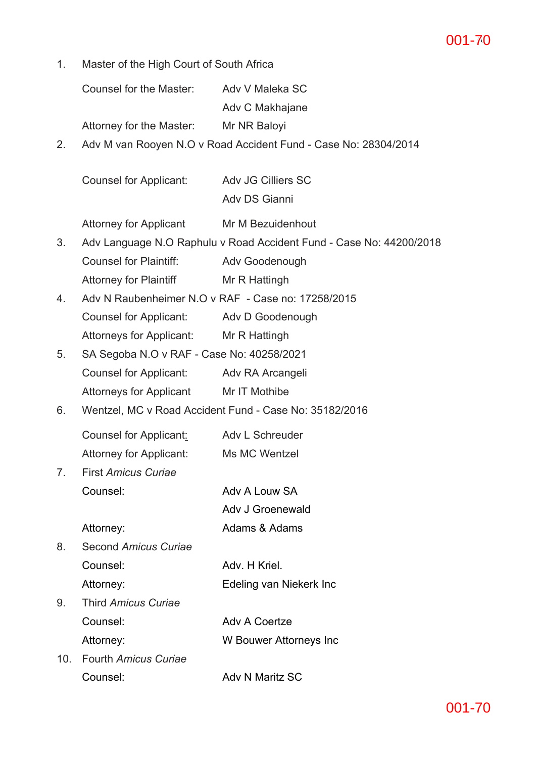1. Master of the High Court of South Africa

   Counsel for the Master: Adv V Maleka SC

   Adv C Makhajane

   Attorney for the Master: Mr NR Baloyi

2. Adv M van Rooyen N.O v Road Accident Fund - Case No: 28304/2014

   Counsel for Applicant: Adv JG Cilliers SC

   Adv DS Gianni

   Attorney for Applicant Mr M Bezuidenhout

3. Adv Language N.O Raphulu v Road Accident Fund - Case No: 44200/2018

   Counsel for Plaintiff: Adv Goodenough

   Attorney for Plaintiff Mr R Hattingh

4. Adv N Raubenheimer N.O v RAF - Case no: 17258/2015

   Counsel for Applicant: Adv D Goodenough

   Attorneys for Applicant: Mr R Hattingh

5. SA Segoba N.O v RAF - Case No: 40258/2021

   Counsel for Applicant: Adv RA Arcangeli

   Attorneys for Applicant Mr IT Mothibe

6. Wentzel, MC v Road Accident Fund - Case No: 35182/2016

   Counsel for Applicant: Adv L Schreuder

   Attorney for Applicant: Ms MC Wentzel

7. First *Amicus Curiae*

   Counsel: Adv A Louw SA

   Adv J Groenewald

   Attorney: Adams & Adams

8. Second *Amicus Curiae*

   Counsel: Adv. H Kriel.

   Attorney: Edeling van Niekerk Inc

9. Third *Amicus Curiae*

   Counsel: Adv A Coertze

   Attorney: W Bouwer Attorneys Inc

10. Fourth *Amicus Curiae*

    Counsel: Adv N Maritz SC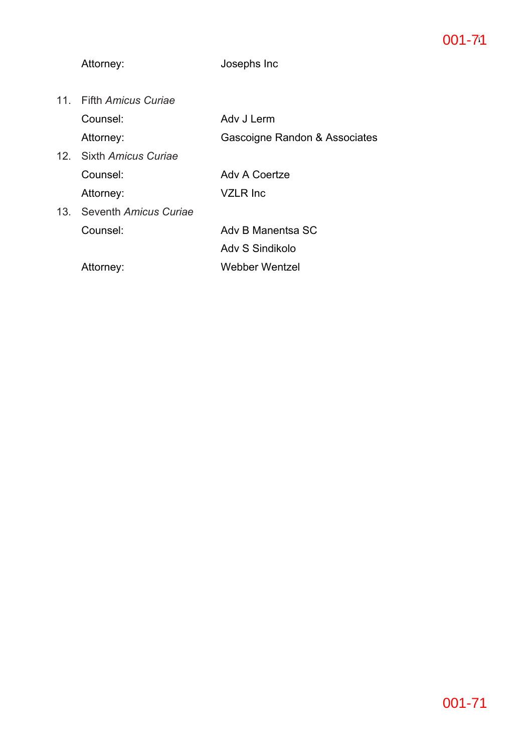Attorney: Josephs Inc

11. Fifth *Amicus Curiae*

    Counsel: Adv J Lerm

    Attorney: Gascoigne Randon & Associates

12. Sixth *Amicus Curiae*

    Counsel: Adv A Coertze

    Attorney: VZLR Inc

13. Seventh *Amicus Curiae*

    Counsel: Adv B Manentsa SC

    Adv S Sindikolo

    Attorney: Webber Wentzel